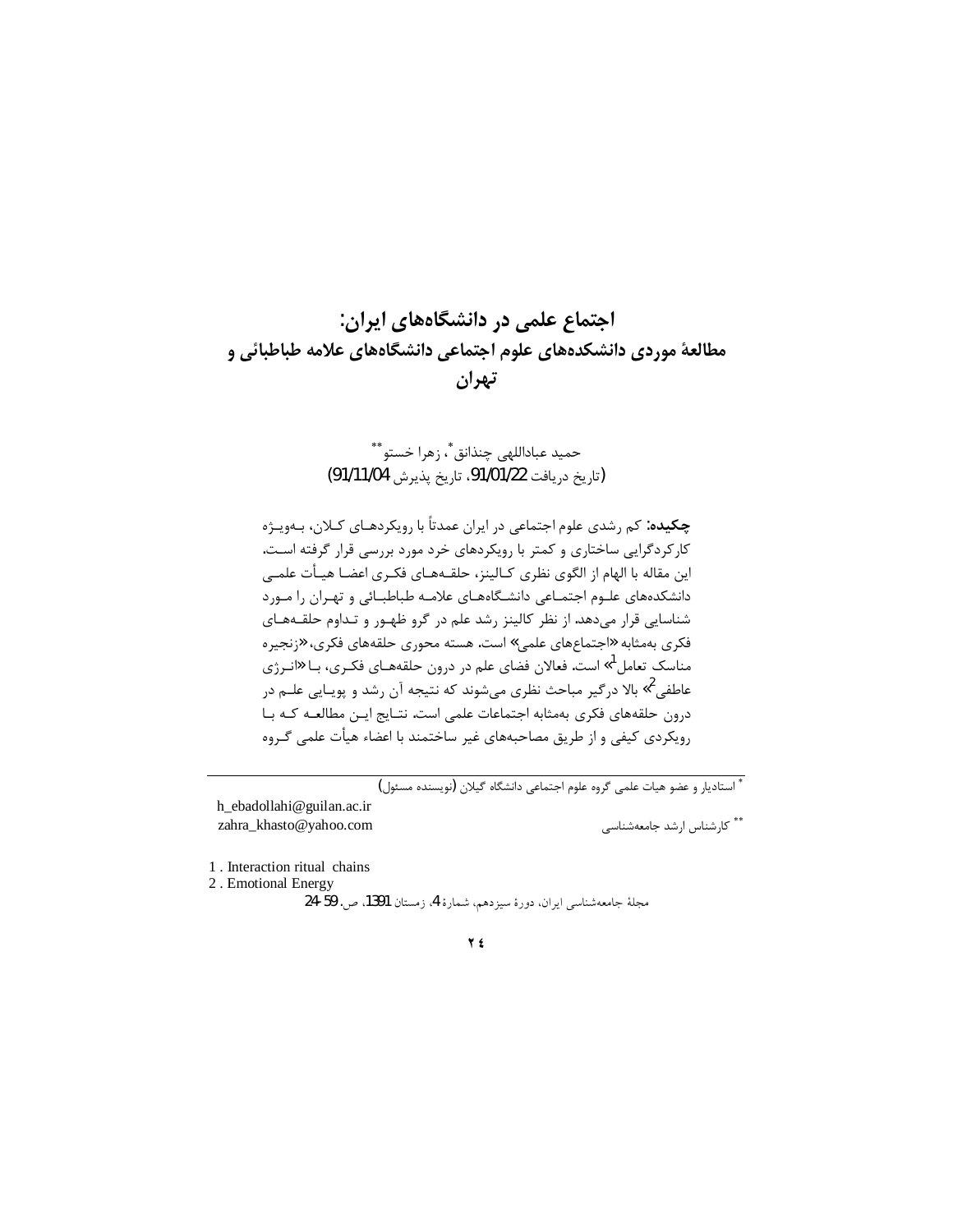# اجتماع علمی در دانشگاه‌های ایران:
## مطالعهٔ موردی دانشکده‌های علوم اجتماعی دانشگاه‌های علامه طباطبائی و تهران

حمید عباداللهی چنذانق*، زهرا خستو**

(تاریخ دریافت 91/01/22، تاریخ پذیرش 91/11/04)

**چکیده:** کم رشدی علوم اجتماعی در ایران عمدتاً با رویکردهای کلان، به‌ویژه کارکردگرایی ساختاری و کمتر با رویکردهای خرد مورد بررسی قرار گرفته است. این مقاله با الهام از الگوی نظری کالینز، حلقه‌های فکری اعضا هیأت علمی دانشکده‌های علوم اجتماعی دانشگاه‌های علامه طباطبائی و تهران را مورد شناسایی قرار می‌دهد. از نظر کالینز رشد علم در گرو ظهور و تداوم حلقه‌های فکری به‌مثابه «اجتماع‌های علمی» است. هسته محوری حلقه‌های فکری، «زنجیره مناسک تعامل[1]» است. فعالان فضای علم در درون حلقه‌های فکری، با «انرژی عاطفی[2]» بالا درگیر مباحث نظری می‌شوند که نتیجه آن رشد و پویایی علم در درون حلقه‌های فکری به‌مثابه اجتماعات علمی است. نتایج این مطالعه که با رویکردی کیفی و از طریق مصاحبه‌های غیر ساختمند با اعضاء هیأت علمی گروه

---

* استادیار و عضو هیات علمی گروه علوم اجتماعی دانشگاه گیلان (نویسنده مسئول)

h_ebadollahi@guilan.ac.ir

** کارشناس ارشد جامعه‌شناسی

zahra_khasto@yahoo.com

1 . Interaction ritual chains

2 . Emotional Energy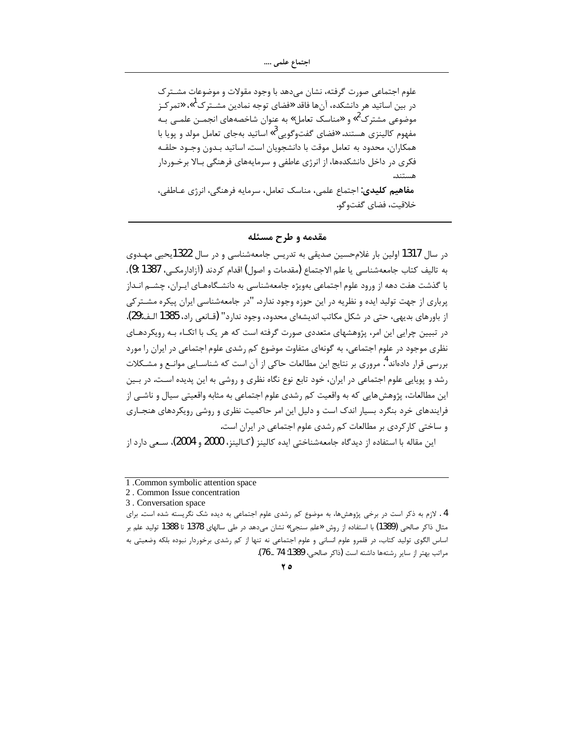علوم اجتماعی صورت گرفته، نشان می‌دهد با وجود مقولات و موضوعات مشترک در بین اساتید هر دانشکده، آن‌ها فاقد «فضای توجه نمادین مشترک[1]»، «تمرکز موضوعی مشترک[2]» و «مناسک تعامل» به عنوان شاخصه‌های انجمن علمی به مفهوم کالینزی هستند. «فضای گفت‌وگویی[3]» اساتید به‌جای تعامل مولد و پویا با همکاران، محدود به تعامل موقت با دانشجویان است. اساتید بدون وجود حلقه فکری در داخل دانشکده‌ها، از انرژی عاطفی و سرمایه‌های فرهنگی بالا برخوردار هستند.

**مفاهیم کلیدی:** اجتماع علمی، مناسک تعامل، سرمایه فرهنگی، انرژی عاطفی، خلاقیت، فضای گفت‌وگو.

## مقدمه و طرح مسئله

در سال 1317 اولین بار غلامحسین صدیقی به تدریس جامعه‌شناسی و در سال 1322یحیی مهدوی به تالیف کتاب جامعه‌شناسی یا علم الاجتماع (مقدمات و اصول) اقدام کردند (آزادارمکی، 1387: 9). با گذشت هفت دهه از ورود علوم اجتماعی به‌ویژه جامعه‌شناسی به دانشگاه‌های ایران، چشم انداز پرباری از جهت تولید ایده و نظریه در این حوزه وجود ندارد. "در جامعه‌شناسی ایران پیکره مشترکی از باورهای بدیهی، حتی در شکل مکاتب اندیشه‌ای محدود، وجود ندارد" (قانعی راد، 1385 الف:29). در تبیین چرایی این امر، پژوهشهای متعددی صورت گرفته است که هر یک با اتکاء به رویکردهای نظری موجود در علوم اجتماعی، به گونه‌ای متفاوت موضوع کم رشدی علوم اجتماعی در ایران را مورد بررسی قرار داده‌اند[4]. مروری بر نتایج این مطالعات حاکی از آن است که شناسایی موانع و مشکلات رشد و پویایی علوم اجتماعی در ایران، خود تابع نوع نگاه نظری و روشی به این پدیده است. در بین این مطالعات، پژوهش‌هایی که به واقعیت کم رشدی علوم اجتماعی به مثابه واقعیتی سیال و ناشی از فرایندهای خرد بنگرد بسیار اندک است و دلیل این امر حاکمیت نظری و روشی رویکردهای هنجاری و ساختی کارکردی بر مطالعات کم رشدی علوم اجتماعی در ایران است.

این مقاله با استفاده از دیدگاه جامعه‌شناختی ایده کالینز (کالینز، 2000 و 2004)، سعی دارد از

---

1 .Common symbolic attention space

2 . Common Issue concentration

3 . Conversation space

4 . لازم به ذکر است در برخی پژوهش‌ها، به موضوع کم رشدی علوم اجتماعی به دیده شک نگریسته شده است. برای مثال ذاکر صالحی (1389) با استفاده از روش «علم سنجی» نشان می‌دهد در طی سالهای 1378 تا 1388 تولید علم بر اساس الگوی تولید کتاب، در قلمرو علوم انسانی و علوم اجتماعی نه تنها از کم رشدی برخوردار نبوده بلکه وضعیتی به مراتب بهتر از سایر رشته‌ها داشته است (ذاکر صالحی، 1389: 74 ـ76).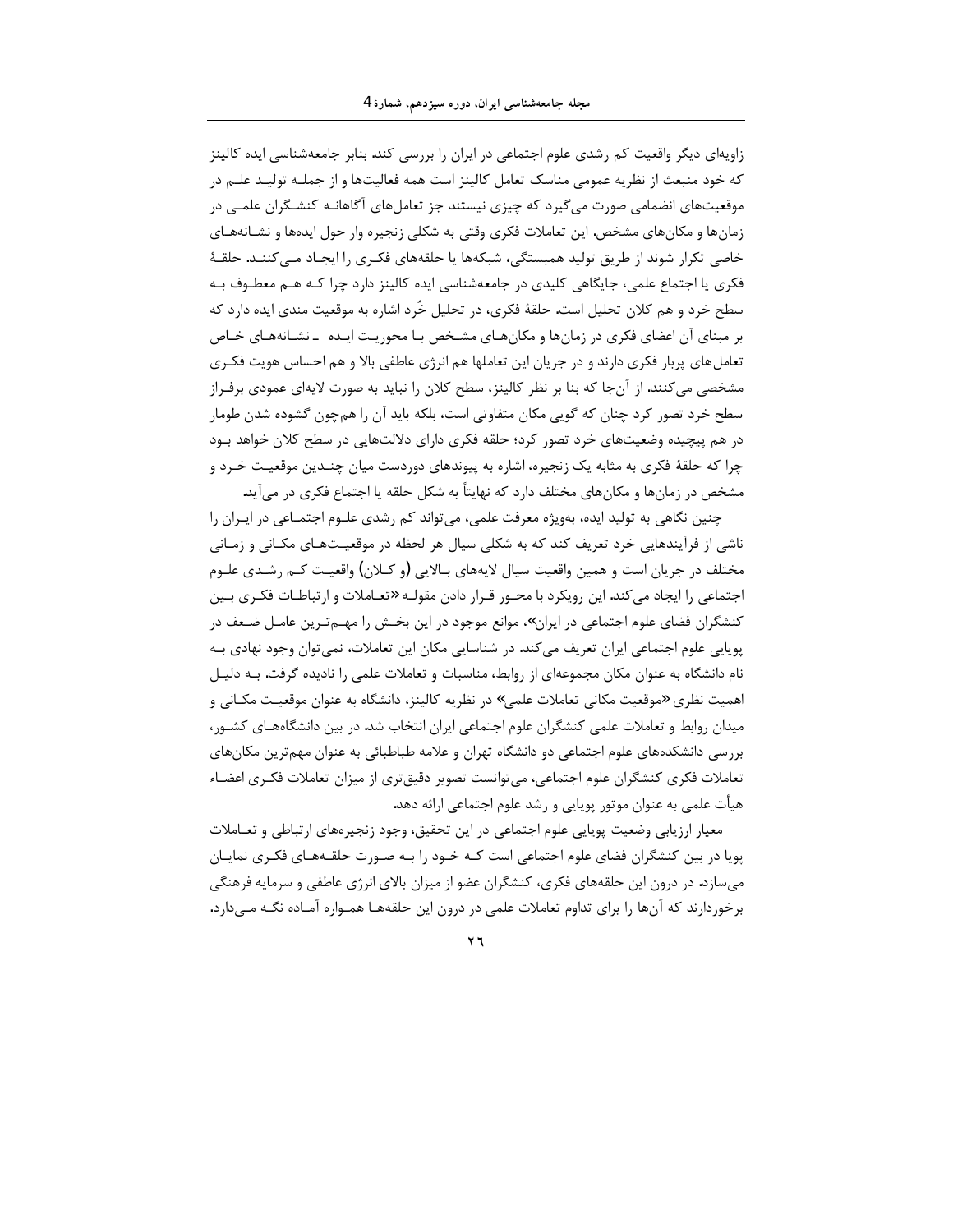زاویه‌ای دیگر واقعیت کم رشدی علوم اجتماعی در ایران را بررسی کند. بنابر جامعه‌شناسی ایده کالینز که خود منبعث از نظریه عمومی مناسک تعامل کالینز است همه فعالیت‌ها و از جملـه تولیـد علـم در موقعیت‌های انضمامی صورت می‌گیرد که چیزی نیستند جز تعامل‌های آگاهانـه کنشـگران علمـی در زمان‌ها و مکان‌های مشخص. این تعاملات فکری وقتی به شکلی زنجیره وار حول ایده‌ها و نشـانه‌هـای خاصی تکرار شوند از طریق تولید همبستگی، شبکه‌ها یا حلقه‌های فکـری را ایجـاد مـی‌کننـد. حلقـهٔ فکری یا اجتماع علمی، جایگاهی کلیدی در جامعه‌شناسی ایده کالینز دارد چرا کـه هـم معطـوف بـه سطح خرد و هم کلان تحلیل است. حلقهٔ فکری، در تحلیل خُرد اشاره به موقعیت مندی ایده دارد که بر مبنای آن اعضای فکری در زمان‌ها و مکان‌هـای مشـخص بـا محوریـت ایـده ـ نشـانه‌هـای خـاص تعامل‌های پربار فکری دارند و در جریان این تعاملها هم انرژی عاطفی بالا و هم احساس هویت فکـری مشخصی می‌کنند. از آن‌جا که بنا بر نظر کالینز، سطح کلان را نباید به صورت لایه‌ای عمودی برفـراز سطح خرد تصور کرد چنان که گویی مکان متفاوتی است، بلکه باید آن را هم‌چون گشوده شدن طومار در هم پیچیده وضعیت‌های خرد تصور کرد؛ حلقه فکری دارای دلالت‌هایی در سطح کلان خواهد بـود چرا که حلقهٔ فکری به مثابه یک زنجیره، اشاره به پیوندهای دوردست میان چنـدین موقعیـت خـرد و مشخص در زمان‌ها و مکان‌های مختلف دارد که نهایتاً به شکل حلقه یا اجتماع فکری در می‌آید.

چنین نگاهی به تولید ایده، بویژه معرفت علمی، می‌تواند کم رشدی علـوم اجتمـاعی در ایـران را ناشی از فرآیندهایی خرد تعریف کند که به شکلی سیال هر لحظه در موقعیـت‌هـای مکـانی و زمـانی مختلف در جریان است و همین واقعیت سیال لایه‌های بـالایی (و کـلان) واقعیـت کـم رشـدی علـوم اجتماعی را ایجاد می‌کند. این رویکرد با محـور قـرار دادن مقولـه «تعـاملات و ارتباطـات فکـری بـین کنشگران فضای علوم اجتماعی در ایران»، موانع موجود در این بخـش را مهـم‌تـرین عامـل ضـعف در پویایی علوم اجتماعی ایران تعریف می‌کند. در شناسایی مکان این تعاملات، نمی‌توان وجود نهادی بـه نام دانشگاه به عنوان مکان مجموعه‌ای از روابط، مناسبات و تعاملات علمی را نادیده گرفت. بـه دلیـل اهمیت نظری «موقعیت مکانی تعاملات علمی» در نظریه کالینز، دانشگاه به عنوان موقعیـت مکـانی و میدان روابط و تعاملات علمی کنشگران علوم اجتماعی ایران انتخاب شد. در بین دانشگاه‌هـای کشـور، بررسی دانشکده‌های علوم اجتماعی دو دانشگاه تهران و علامه طباطبائی به عنوان مهم‌ترین مکان‌های تعاملات فکری کنشگران علوم اجتماعی، می‌توانست تصویر دقیق‌تری از میزان تعاملات فکـری اعضـاء هیأت علمی به عنوان موتور پویایی و رشد علوم اجتماعی ارائه دهد.

معیار ارزیابی وضعیت پویایی علوم اجتماعی در این تحقیق، وجود زنجیره‌های ارتباطی و تعـاملات پویا در بین کنشگران فضای علوم اجتماعی است کـه خـود را بـه صـورت حلقـه‌هـای فکـری نمایـان می‌سازد. در درون این حلقه‌های فکری، کنشگران عضو از میزان بالای انرژی عاطفی و سرمایه فرهنگی برخوردارند که آن‌ها را برای تداوم تعاملات علمی در درون این حلقه‌ها همـواره آمـاده نگـه مـی‌دارد.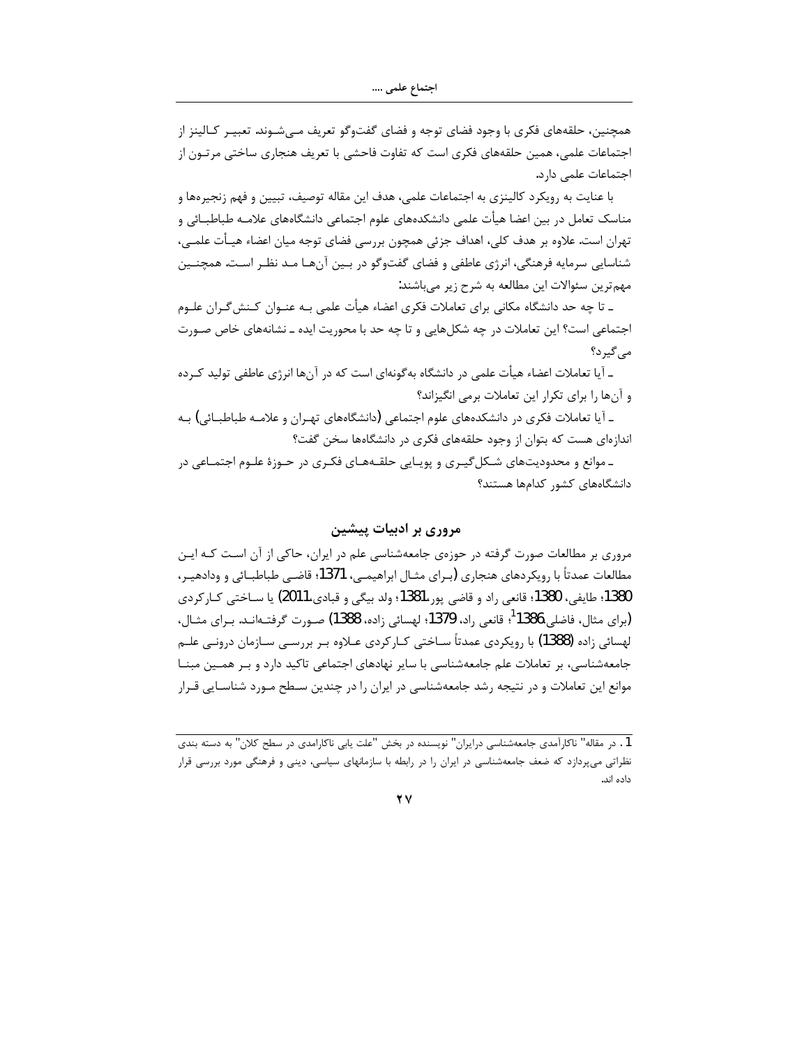همچنین، حلقه‌های فکری با وجود فضای توجه و فضای گفت‌وگو تعریف می‌شوند. تعبیر کالینز از اجتماعات علمی، همین حلقه‌های فکری است که تفاوت فاحشی با تعریف هنجاری ساختی مرتون از اجتماعات علمی دارد.

با عنایت به رویکرد کالینزی به اجتماعات علمی، هدف این مقاله توصیف، تبیین و فهم زنجیره‌ها و مناسک تعامل در بین اعضا هیأت علمی دانشکده‌های علوم اجتماعی دانشگاه‌های علامه طباطبائی و تهران است. علاوه بر هدف کلی، اهداف جزئی همچون بررسی فضای توجه میان اعضاء هیأت علمی، شناسایی سرمایه فرهنگی، انرژی عاطفی و فضای گفت‌وگو در بین آن‌ها مد نظر است. همچنین مهم‌ترین سئوالات این مطالعه به شرح زیر می‌باشند:

ـ تا چه حد دانشگاه مکانی برای تعاملات فکری اعضاء هیأت علمی به عنوان کنش‌گران علوم اجتماعی است؟ این تعاملات در چه شکل‌هایی و تا چه حد با محوریت ایده ـ نشانه‌های خاص صورت می‌گیرد؟

ـ آیا تعاملات اعضاء هیأت علمی در دانشگاه به‌گونه‌ای است که در آن‌ها انرژی عاطفی تولید کرده و آن‌ها را برای تکرار این تعاملات برمی انگیزاند؟

ـ آیا تعاملات فکری در دانشکده‌های علوم اجتماعی (دانشگاه‌های تهران و علامه طباطبائی) به اندازه‌ای هست که بتوان از وجود حلقه‌های فکری در دانشگاه‌ها سخن گفت؟

ـ موانع و محدودیت‌های شکل‌گیری و پویایی حلقه‌های فکری در حوزهٔ علوم اجتماعی در دانشگاه‌های کشور کدام‌ها هستند؟

## مروری بر ادبیات پیشین

مروری بر مطالعات صورت گرفته در حوزه‌ی جامعه‌شناسی علم در ایران، حاکی از آن است که این مطالعات عمدتاً با رویکردهای هنجاری (برای مثال ابراهیمی، 1371؛ قاضی طباطبائی و ودادهیر، 1380؛ طایفی، 1380؛ قانعی راد و قاضی پور،1381؛ ولد بیگی و قبادی،2011) یا ساختی کارکردی (برای مثال، فاضلی،1386[1]؛ قانعی راد، 1379؛ لهسائی زاده، 1388) صورت گرفته‌اند. برای مثال، لهسائی زاده (1388) با رویکردی عمدتاً ساختی کارکردی علاوه بر بررسی سازمان درونی علم جامعه‌شناسی، بر تعاملات علم جامعه‌شناسی با سایر نهادهای اجتماعی تاکید دارد و بر همین مبنا موانع این تعاملات و در نتیجه رشد جامعه‌شناسی در ایران را در چندین سطح مورد شناسایی قرار

---

[1]. در مقاله" ناکارآمدی جامعه‌شناسی درایران" نویسنده در بخش "علت یابی ناکارامدی در سطح کلان" به دسته بندی نظراتی می‌پردازد که ضعف جامعه‌شناسی در ایران را در رابطه با سازمانهای سیاسی، دینی و فرهنگی مورد بررسی قرار داده اند.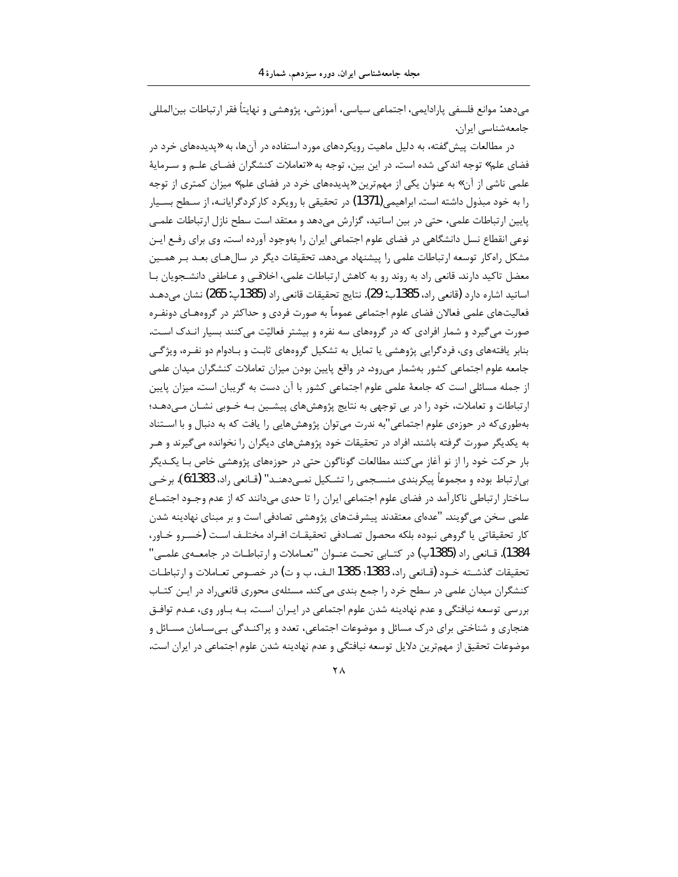می‌دهد: موانع فلسفی پارادایمی، اجتماعی سیاسی، آموزشی، پژوهشی و نهایتاً فقر ارتباطات بین‌المللی جامعه‌شناسی ایران.

در مطالعات پیش‌گفته، به دلیل ماهیت رویکردهای مورد استفاده در آن‌ها، به «پدیده‌های خرد در فضای علم» توجه اندکی شده است. در این بین، توجه به «تعاملات کنشگران فضای علم و سرمایهٔ علمی ناشی از آن» به عنوان یکی از مهم‌ترین «پدیده‌های خرد در فضای علم» میزان کمتری از توجه را به خود مبذول داشته است. ابراهیمی(1371) در تحقیقی با رویکرد کارکردگرایانه، از سطح بسیار پایین ارتباطات علمی، حتی در بین اساتید، گزارش می‌دهد و معتقد است سطح نازل ارتباطات علمی نوعی انقطاع نسل دانشگاهی در فضای علوم اجتماعی ایران را به‌وجود آورده است. وی برای رفع این مشکل راه‌کار توسعه ارتباطات علمی را پیشنهاد می‌دهد. تحقیقات دیگر در سال‌های بعد بر همین معضل تاکید دارند. قانعی راد به روند رو به کاهش ارتباطات علمی، اخلاقی و عاطفی دانشجویان با اساتید اشاره دارد (قانعی راد، 1385ب: 29). نتایج تحقیقات قانعی راد (1385پ: 265) نشان می‌دهد فعالیت‌های علمی فعالان فضای علوم اجتماعی عموماً به صورت فردی و حداکثر در گروه‌های دونفره صورت می‌گیرد و شمار افرادی که در گروه‌های سه نفره و بیشتر فعالیّت می‌کنند بسیار اندک است. بنابر یافته‌های وی، فردگرایی پژوهشی یا تمایل به تشکیل گروه‌های ثابت و بادوام دو نفره، ویژگی جامعه علوم اجتماعی کشور به‌شمار می‌رود. در واقع پایین بودن میزان تعاملات کنشگران میدان علمی از جمله مسائلی است که جامعهٔ علمی علوم اجتماعی کشور با آن دست به گریبان است. میزان پایین ارتباطات و تعاملات، خود را در بی توجهی به نتایج پژوهش‌های پیشین به خوبی نشان می‌دهد؛ به‌طوری‌که در حوزه‌ی علوم اجتماعی "به ندرت می‌توان پژوهش‌هایی را یافت که به دنبال و با استناد به یکدیگر صورت گرفته باشند. افراد در تحقیقات خود پژوهش‌های دیگران را نخوانده می‌گیرند و هر بار حرکت خود را از نو آغاز می‌کنند مطالعات گوناگون حتی در حوزه‌های پژوهشی خاص با یکدیگر بی‌ارتباط بوده و مجموعاً پیکربندی منسجمی را تشکیل نمی‌دهند" (قانعی راد، 1383: 6). برخی ساختار ارتباطی ناکارآمد در فضای علوم اجتماعی ایران را تا حدی می‌دانند که از عدم وجود اجتماع علمی سخن می‌گویند. "عده‌ای معتقدند پیشرفت‌های پژوهشی تصادفی است و بر مبنای نهادینه شدن کار تحقیقاتی یا گروهی نبوده بلکه محصول تصادفی تحقیقات افراد مختلف است (خسرو خاور، 1384). قانعی راد (1385پ) در کتابی تحت عنوان "تعاملات و ارتباطات در جامعه‌ی علمی" تحقیقات گذشته خود (قانعی راد، 1383؛ 1385 الف، ب و ت) در خصوص تعاملات و ارتباطات کنشگران میدان علمی در سطح خرد را جمع بندی می‌کند. مسئله‌ی محوری قانعی‌راد در این کتاب بررسی توسعه نیافتگی و عدم نهادینه شدن علوم اجتماعی در ایران است. به باور وی، عدم توافق هنجاری و شناختی برای درک مسائل و موضوعات اجتماعی، تعدد و پراکندگی بی‌سامان مسائل و موضوعات تحقیق از مهم‌ترین دلایل توسعه نیافتگی و عدم نهادینه شدن علوم اجتماعی در ایران است.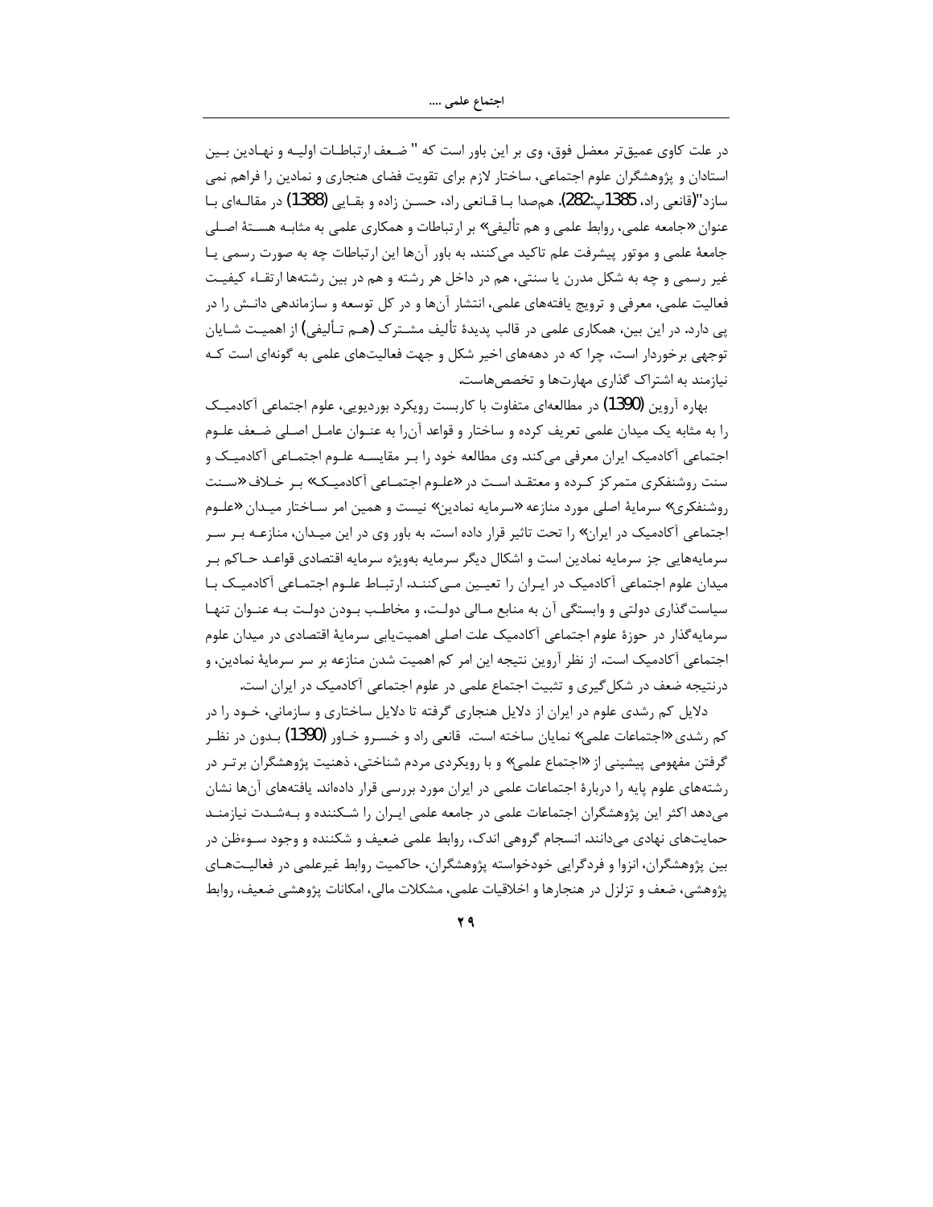در علت کاوی عمیق‌تر معضل فوق، وی بر این باور است که " ضعف ارتباطات اولیه و نهادین بین استادان و پژوهشگران علوم اجتماعی، ساختار لازم برای تقویت فضای هنجاری و نمادین را فراهم نمی سازد"(قانعی راد، 1385پ:282). هم‌صدا با قانعی راد، حسن زاده و بقایی (1388) در مقاله‌ای با عنوان «جامعه علمی، روابط علمی و هم تألیفی» بر ارتباطات و همکاری علمی به مثابه هستهٔ اصلی جامعهٔ علمی و موتور پیشرفت علم تاکید می‌کنند. به باور آن‌ها این ارتباطات چه به صورت رسمی یا غیر رسمی و چه به شکل مدرن یا سنتی، هم در داخل هر رشته و هم در بین رشته‌ها ارتقاء کیفیت فعالیت علمی، معرفی و ترویج یافته‌های علمی، انتشار آن‌ها و در کل توسعه و سازماندهی دانش را در پی دارد. در این بین، همکاری علمی در قالب پدیدهٔ تألیف مشترک (هم تألیفی) از اهمیت شایان توجهی برخوردار است، چرا که در دهه‌های اخیر شکل و جهت فعالیت‌های علمی به گونه‌ای است که نیازمند به اشتراک گذاری مهارت‌ها و تخصص‌هاست.

بهاره آروین (1390) در مطالعه‌ای متفاوت با کاربست رویکرد بوردیویی، علوم اجتماعی آکادمیک را به مثابه یک میدان علمی تعریف کرده و ساختار و قواعد آن‌را به عنوان عامل اصلی ضعف علوم اجتماعی آکادمیک ایران معرفی می‌کند. وی مطالعه خود را بر مقایسه علوم اجتماعی آکادمیک و سنت روشنفکری متمرکز کرده و معتقد است در «علوم اجتماعی آکادمیک» بر خلاف «سنت روشنفکری» سرمایهٔ اصلی مورد منازعه «سرمایه نمادین» نیست و همین امر ساختار میدان «علوم اجتماعی آکادمیک در ایران» را تحت تاثیر قرار داده است. به باور وی در این میدان، منازعه بر سر سرمایه‌هایی جز سرمایه نمادین است و اشکال دیگر سرمایه به‌ویژه سرمایه اقتصادی قواعد حاکم بر میدان علوم اجتماعی آکادمیک در ایران را تعیین می‌کنند. ارتباط علوم اجتماعی آکادمیک با سیاست‌گذاری دولتی و وابستگی آن به منابع مالی دولت، و مخاطب بودن دولت به عنوان تنها سرمایه‌گذار در حوزهٔ علوم اجتماعی آکادمیک علت اصلی اهمیت‌یابی سرمایهٔ اقتصادی در میدان علوم اجتماعی آکادمیک است. از نظر آروین نتیجه این امر کم اهمیت شدن منازعه بر سر سرمایهٔ نمادین، و درنتیجه ضعف در شکل‌گیری و تثبیت اجتماع علمی در علوم اجتماعی آکادمیک در ایران است.

دلایل کم رشدی علوم در ایران از دلایل هنجاری گرفته تا دلایل ساختاری و سازمانی، خود را در کم رشدی «اجتماعات علمی» نمایان ساخته است. قانعی راد و خسرو خاور (1390) بدون در نظر گرفتن مفهومی پیشینی از «اجتماع علمی» و با رویکردی مردم شناختی، ذهنیت پژوهشگران برتر در رشته‌های علوم پایه را دربارهٔ اجتماعات علمی در ایران مورد بررسی قرار داده‌اند. یافته‌های آن‌ها نشان می‌دهد اکثر این پژوهشگران اجتماعات علمی در جامعه علمی ایران را شکننده و به‌شدت نیازمند حمایت‌های نهادی می‌دانند. انسجام گروهی اندک، روابط علمی ضعیف و شکننده و وجود سوءظن در بین پژوهشگران، انزوا و فردگرایی خودخواسته پژوهشگران، حاکمیت روابط غیرعلمی در فعالیت‌های پژوهشی، ضعف و تزلزل در هنجارها و اخلاقیات علمی، مشکلات مالی، امکانات پژوهشی ضعیف، روابط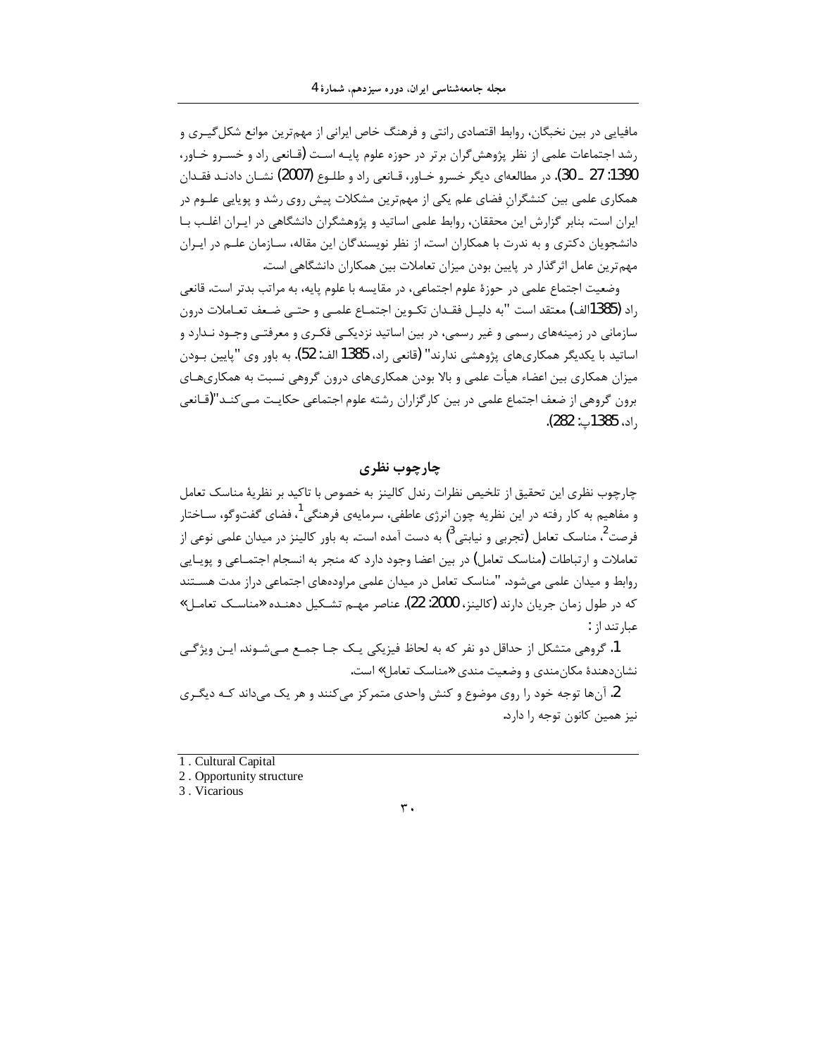مافیایی در بین نخبگان، روابط اقتصادی رانتی و فرهنگ خاص ایرانی از مهم‌ترین موانع شکل‌گیری و رشد اجتماعات علمی از نظر پژوهش‌گران برتر در حوزه علوم پایه است (قانعی راد و خسرو خاور، 1390: 27 ـ 30). در مطالعه‌ای دیگر خسرو خاور، قانعی راد و طلوع (2007) نشان دادند فقدان همکاری علمی بین کنشگرانِ فضای علم یکی از مهم‌ترین مشکلات پیش روی رشد و پویایی علوم در ایران است. بنابر گزارش این محققان، روابط علمی اساتید و پژوهشگران دانشگاهی در ایران اغلب با دانشجویان دکتری و به ندرت با همکاران است. از نظر نویسندگان این مقاله، سازمان علم در ایران مهم‌ترین عامل اثرگذار در پایین بودن میزان تعاملات بین همکاران دانشگاهی است.

وضعیت اجتماع علمی در حوزهٔ علوم اجتماعی، در مقایسه با علوم پایه، به مراتب بدتر است. قانعی راد (1385الف) معتقد است "به دلیل فقدان تکوین اجتماع علمی و حتی ضعف تعاملات درون سازمانی در زمینه‌های رسمی و غیر رسمی، در بین اساتید نزدیکی فکری و معرفتی وجود ندارد و اساتید با یکدیگر همکاری‌های پژوهشی ندارند" (قانعی راد، 1385 الف: 52). به باور وی "پایین بودن میزان همکاری بین اعضاء هیأت علمی و بالا بودن همکاری‌های درون گروهی نسبت به همکاری‌های برون گروهی از ضعف اجتماع علمی در بین کارگزاران رشته علوم اجتماعی حکایت می‌کند"(قانعی راد، 1385پ: 282).

## چارچوب نظری

چارچوب نظری این تحقیق از تلخیص نظرات رندل کالینز به خصوص با تاکید بر نظریهٔ مناسک تعامل و مفاهیم به کار رفته در این نظریه چون انرژی عاطفی، سرمایه‌ی فرهنگی[1]، فضای گفت‌وگو، ساختار فرصت[2]، مناسک تعامل (تجربی و نیابتی[3]) به دست آمده است. به باور کالینز در میدان علمی نوعی از تعاملات و ارتباطات (مناسک تعامل) در بین اعضا وجود دارد که منجر به انسجام اجتماعی و پویایی روابط و میدان علمی می‌شود. "مناسک تعامل در میدان علمی مراوده‌های اجتماعی دراز مدت هستند که در طول زمان جریان دارند (کالینز، 2000: 22). عناصر مهم تشکیل دهنده «مناسک تعامل» عبارتند از:

1. گروهی متشکل از حداقل دو نفر که به لحاظ فیزیکی یک جا جمع می‌شوند. این ویژگی نشان‌دهندهٔ مکان‌مندی و وضعیت مندی «مناسک تعامل» است.

2. آن‌ها توجه خود را روی موضوع و کنش واحدی متمرکز می‌کنند و هر یک می‌داند که دیگری نیز همین کانون توجه را دارد.

---

1 . Cultural Capital

2 . Opportunity structure

3 . Vicarious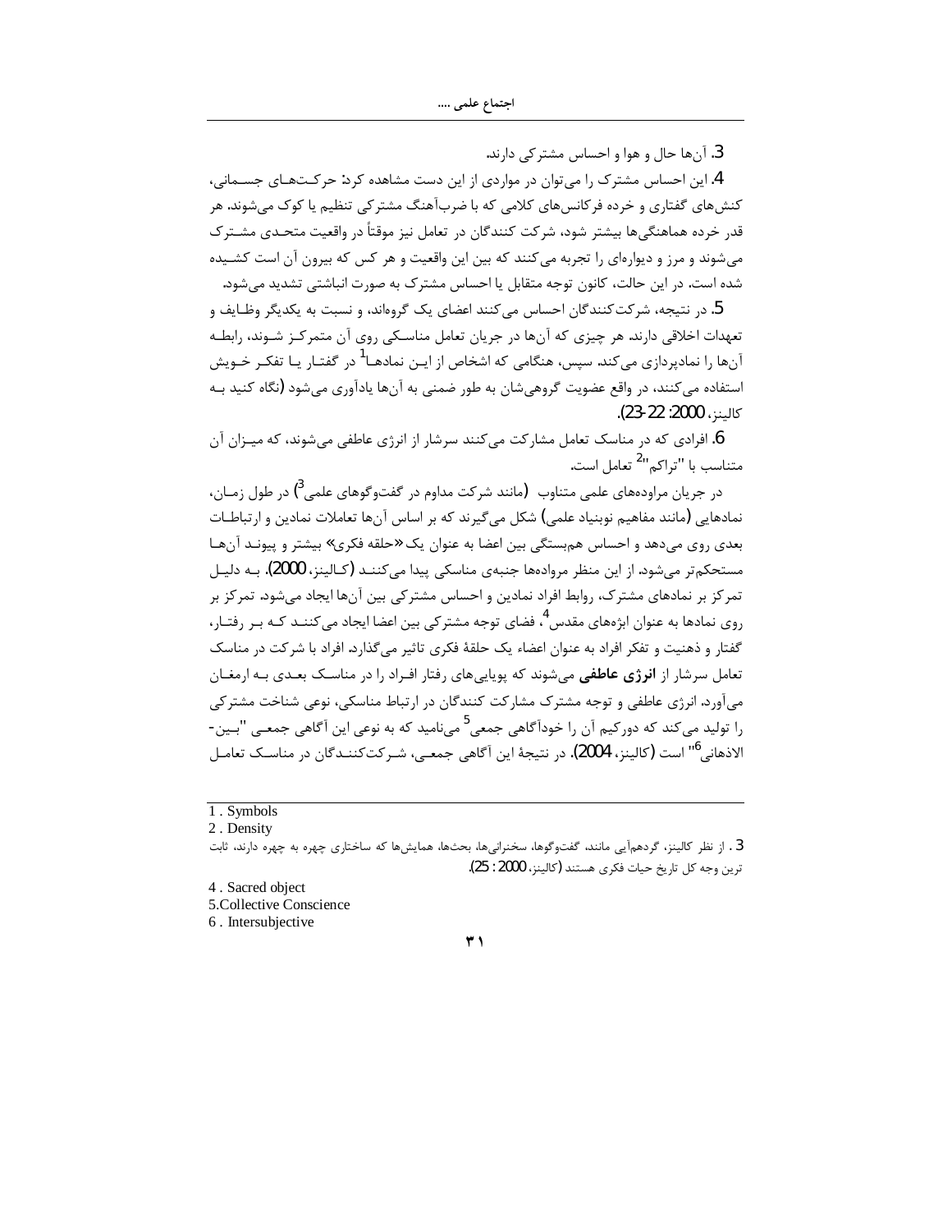3. آن‌ها حال و هوا و احساس مشترکی دارند.

4. این احساس مشترک را می‌توان در مواردی از این دست مشاهده کرد: حرکت‌های جسمانی، کنش‌های گفتاری و خرده فرکانس‌های کلامی که با ضرب‌آهنگ مشترکی تنظیم یا کوک می‌شوند. هر قدر خرده هماهنگی‌ها بیشتر شود، شرکت کنندگان در تعامل نیز موقتاً در واقعیت متحدی مشترک می‌شوند و مرز و دیواره‌ای را تجربه می‌کنند که بین این واقعیت و هر کس که بیرون آن است کشیده شده است. در این حالت، کانون توجه متقابل یا احساس مشترک به صورت انباشتی تشدید می‌شود.

5. در نتیجه، شرکت‌کنندگان احساس می‌کنند اعضای یک گروه‌اند، و نسبت به یکدیگر وظایف و تعهدات اخلاقی دارند. هر چیزی که آن‌ها در جریان تعامل مناسکی روی آن متمرکز شوند، رابطه آن‌ها را نمادپردازی می‌کند. سپس، هنگامی که اشخاص از این نمادها[1] در گفتار یا تفکر خویش استفاده می‌کنند، در واقع عضویت گروهی‌شان به طور ضمنی به آن‌ها یادآوری می‌شود (نگاه کنید به کالینز، 2000: 22-23).

6. افرادی که در مناسک تعامل مشارکت می‌کنند سرشار از انرژی عاطفی می‌شوند، که میزان آن متناسب با "تراکم"[2] تعامل است.

در جریان مراوده‌های علمی متناوب (مانند شرکت مداوم در گفت‌وگوهای علمی[3]) در طول زمان، نمادهایی (مانند مفاهیم نوبنیاد علمی) شکل می‌گیرند که بر اساس آن‌ها تعاملات نمادین و ارتباطات بعدی روی می‌دهد و احساس هم‌بستگی بین اعضا به عنوان یک «حلقه فکری» بیشتر و پیوند آن‌ها مستحکم‌تر می‌شود. از این منظر مراوده‌ها جنبه‌ی مناسکی پیدا می‌کنند (کالینز، 2000). به دلیل تمرکز بر نمادهای مشترک، روابط افراد نمادین و احساس مشترکی بین آن‌ها ایجاد می‌شود. تمرکز بر روی نمادها به عنوان ابژه‌های مقدس[4]، فضای توجه مشترکی بین اعضا ایجاد می‌کنند که بر رفتار، گفتار و ذهنیت و تفکر افراد به عنوان اعضاء یک حلقهٔ فکری تاثیر می‌گذارد. افراد با شرکت در مناسک تعامل سرشار از **انرژی عاطفی** می‌شوند که پویایی‌های رفتار افراد را در مناسک بعدی به ارمغان می‌آورد. انرژی عاطفی و توجه مشترک مشارکت کنندگان در ارتباط مناسکی، نوعی شناخت مشترکی را تولید می‌کند که دورکیم آن را خودآگاهی جمعی[5] می‌نامید که به نوعی این آگاهی جمعی "بین-الاذهانی[6]" است (کالینز، 2004). در نتیجهٔ این آگاهی جمعی، شرکت‌کنندگان در مناسک تعامل

---

1. Symbols

2. Density

3. از نظر کالینز، گردهم‌آیی مانند، گفت‌وگوها، سخنرانی‌ها، بحث‌ها، همایش‌ها که ساختاری چهره به چهره دارند، ثابت ترین وجه کل تاریخ حیات فکری هستند (کالینز، 2000 : 25).

4. Sacred object

5. Collective Conscience

6. Intersubjective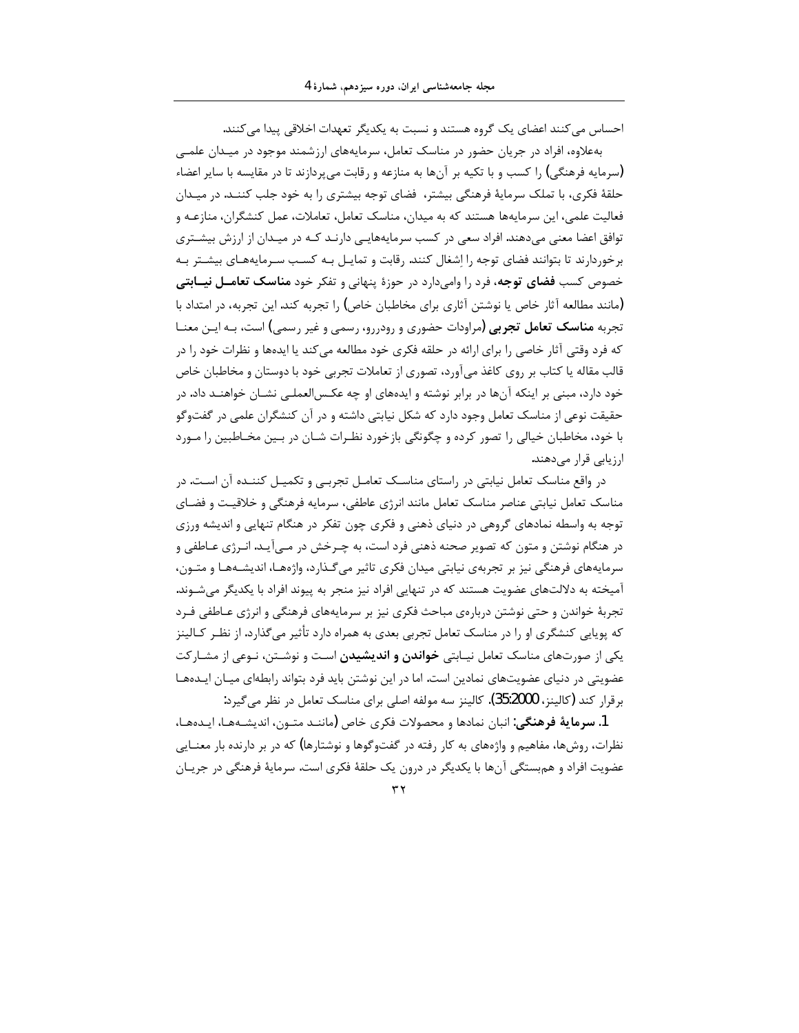احساس می‌کنند اعضای یک گروه هستند و نسبت به یکدیگر تعهدات اخلاقی پیدا می‌کنند.

به‌علاوه، افراد در جریان حضور در مناسک تعامل، سرمایه‌های ارزشمند موجود در میـدان علمـی (سرمایه فرهنگی) را کسب و با تکیه بر آن‌ها به منازعه و رقابت می‌پردازند تا در مقایسه با سایر اعضاء حلقهٔ فکری، با تملک سرمایهٔ فرهنگی بیشتر، فضای توجه بیشتری را به خود جلب کننـد. در میـدان فعالیت علمی، این سرمایه‌ها هستند که به میدان، مناسک تعامل، تعاملات، عمل کنشگران، منازعـه و توافق اعضا معنی می‌دهند. افراد سعی در کسب سرمایه‌هایـی دارنـد کـه در میـدان از ارزش بیشـتری برخوردارند تا بتوانند فضای توجه را اِشغال کنند. رقابت و تمایـل بـه کسـب سـرمایه‌هـای بیشـتر بـه خصوص کسب **فضای توجه**، فرد را وامی‌دارد در حوزهٔ پنهانی و تفکر خود **مناسک تعامـل نیـابتی** (مانند مطالعه آثار خاص یا نوشتن آثاری برای مخاطبان خاص) را تجربه کند. این تجربه، در امتداد با تجربه **مناسک تعامل تجربی** (مراودات حضوری و رودررو، رسمی و غیر رسمی) است، بـه ایـن معنـا که فرد وقتی آثار خاصی را برای ارائه در حلقه فکری خود مطالعه می‌کند یا ایده‌ها و نظرات خود را در قالب مقاله یا کتاب بر روی کاغذ می‌آورد، تصوری از تعاملات تجربی خود با دوستان و مخاطبان خاص خود دارد، مبنی بر اینکه آن‌ها در برابر نوشته و ایده‌های او چه عکس‌العملـی نشـان خواهنـد داد. در حقیقت نوعی از مناسک تعامل وجود دارد که شکل نیابتی داشته و در آن کنشگران علمی در گفت‌وگو با خود، مخاطبان خیالی را تصور کرده و چگونگی بازخورد نظـرات شـان در بـین مخـاطبین را مـورد ارزیابی قرار می‌دهند.

در واقع مناسک تعامل نیابتی در راستای مناسـک تعامـل تجربـی و تکمیـل کننـده آن اسـت. در مناسک تعامل نیابتی عناصر مناسک تعامل مانند انرژی عاطفی، سرمایه فرهنگی و خلاقیـت و فضـای توجه به واسطه نمادهای گروهی در دنیای ذهنی و فکری چون تفکر در هنگام تنهایی و اندیشه ورزی در هنگام نوشتن و متون که تصویر صحنه ذهنی فرد است، به چـرخش در مـی‌آیـد. انـرژی عـاطفی و سرمایه‌های فرهنگی نیز بر تجربه‌ی نیابتی میدان فکری تاثیر می‌گـذارد، واژه‌هـا، اندیشـه‌هـا و متـون، آمیخته به دلالت‌های عضویت هستند که در تنهایی افراد نیز منجر به پیوند افراد با یکدیگر می‌شـوند. تجربهٔ خواندن و حتی نوشتن درباره‌ی مباحث فکری نیز بر سرمایه‌های فرهنگی و انرژی عـاطفی فـرد که پویایی کنشگری او را در مناسک تعامل تجربی بعدی به همراه دارد تأثیر می‌گذارد. از نظـر کـالینز یکی از صورت‌های مناسک تعامل نیـابتی **خواندن و اندیشیدن** اسـت و نوشـتن، نـوعی از مشـارکت عضویتی در دنیای عضویت‌های نمادین است. اما در این نوشتن باید فرد بتواند رابطه‌ای میـان ایـده‌هـا برقرار کند (کالینز، 35:2000). کالینز سه مولفه اصلی برای مناسک تعامل در نظر می‌گیرد:

**1. سرمایهٔ فرهنگی:** انبان نمادها و محصولات فکری خاص (ماننـد متـون، اندیشـه‌هـا، ایـده‌هـا، نظرات، روش‌ها، مفاهیم و واژه‌های به کار رفته در گفت‌وگوها و نوشتارها) که در بر دارنده بار معنـایی عضویت افراد و هم‌بستگی آن‌ها با یکدیگر در درون یک حلقهٔ فکری است. سرمایهٔ فرهنگی در جریـان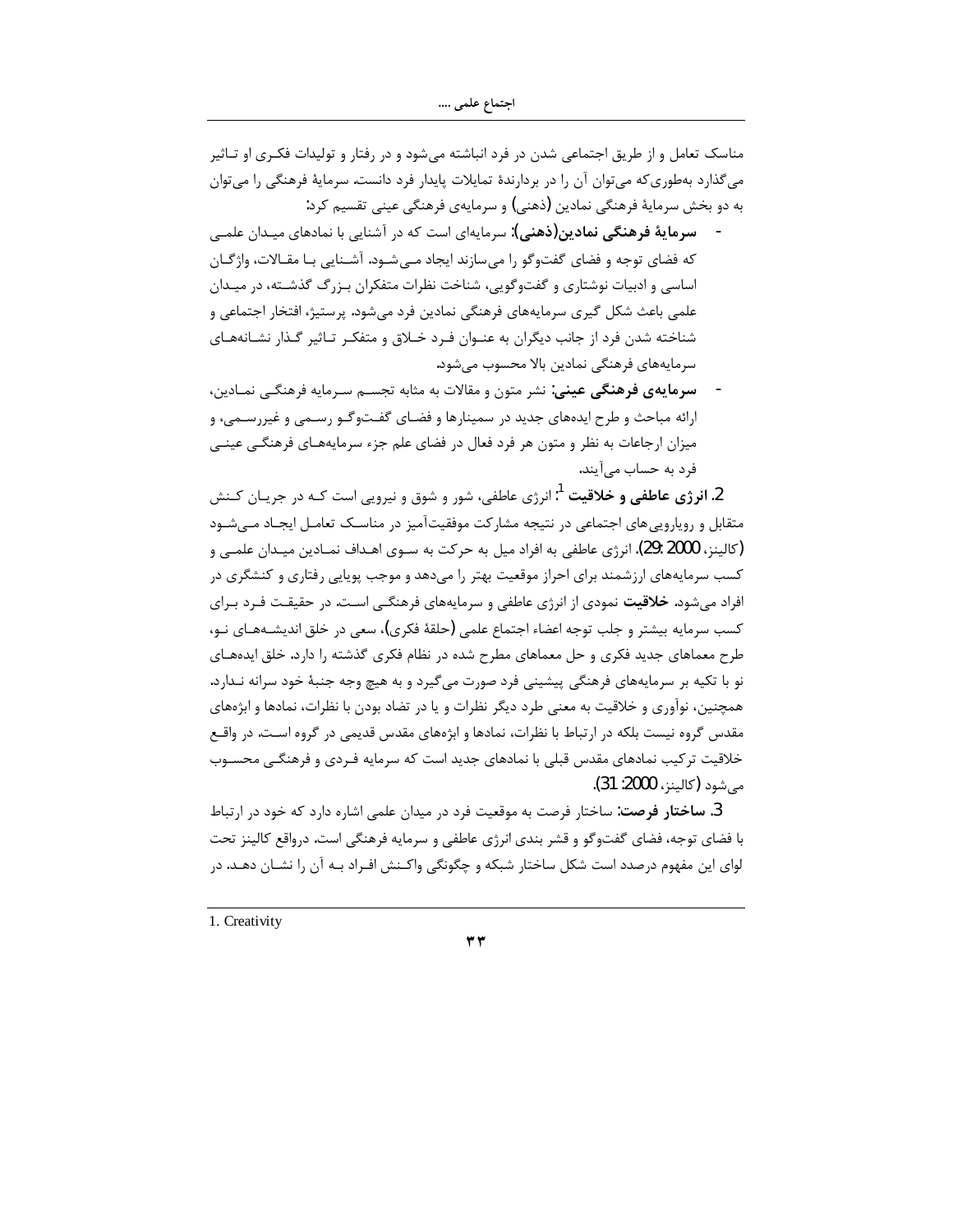مناسک تعامل و از طریق اجتماعی شدن در فرد انباشته می‌شود و در رفتار و تولیدات فکری او تـاثیر می‌گذارد به‌طوری‌که می‌توان آن را در بردارندهٔ تمایلات پایدار فرد دانست. سرمایهٔ فرهنگی را می‌توان به دو بخش سرمایهٔ فرهنگی نمادین (ذهنی) و سرمایه‌ی فرهنگی عینی تقسیم کرد:

- **سرمایهٔ فرهنگی نمادین(ذهنی):** سرمایه‌ای است که در آشنایی با نمادهای میـدان علمـی که فضای توجه و فضای گفت‌وگو را می‌سازند ایجاد مـی‌شـود. آشـنایی بـا مقـالات، واژگـان اساسی و ادبیات نوشتاری و گفت‌وگویی، شناخت نظرات متفکران بـزرگ گذشـته، در میـدان علمی باعث شکل گیری سرمایه‌های فرهنگی نمادین فرد می‌شود. پرستیژ، افتخار اجتماعی و شناخته شدن فرد از جانب دیگران به عنـوان فـرد خـلاق و متفکـر تـاثیر گـذار نشـانه‌هـای سرمایه‌های فرهنگی نمادین بالا محسوب می‌شود.
- **سرمایه‌ی فرهنگی عینی:** نشر متون و مقالات به مثابه تجسـم سـرمایه فرهنگـی نمـادین، ارائه مباحث و طرح ایده‌های جدید در سمینارها و فضـای گفـت‌وگـو رسـمی و غیررسـمی، و میزان ارجاعات به نظر و متون هر فرد فعال در فضای علم جزء سرمایه‌هـای فرهنگـی عینـی فرد به حساب می‌آیند.

2. **انرژی عاطفی و خلاقیت** [1]: انرژی عاطفی، شور و شوق و نیرویی است کـه در جریـان کـنش متقابل و رویارویی‌های اجتماعی در نتیجه مشارکت موفقیت‌آمیز در مناسـک تعامـل ایجـاد مـی‌شـود (کالینز، 2000 :29). انرژی عاطفی به افراد میل به حرکت به سـوی اهـداف نمـادین میـدان علمـی و کسب سرمایه‌های ارزشمند برای احراز موقعیت بهتر را می‌دهد و موجب پویایی رفتاری و کنشگری در افراد می‌شود. **خلاقیت** نمودی از انرژی عاطفی و سرمایه‌های فرهنگی اسـت. در حقیقـت فـرد بـرای کسب سرمایه بیشتر و جلب توجه اعضاء اجتماع علمی (حلقهٔ فکری)، سعی در خلق اندیشـه‌هـای نـو، طرح معماهای جدید فکری و حل معماهای مطرح شده در نظام فکری گذشته را دارد. خلق ایده‌هـای نو با تکیه بر سرمایه‌های فرهنگی پیشینی فرد صورت می‌گیرد و به هیچ وجه جنبهٔ خود سرانه نـدارد. همچنین، نوآوری و خلاقیت به معنی طرد دیگر نظرات و یا در تضاد بودن با نظرات، نمادها و ابژه‌های مقدس گروه نیست بلکه در ارتباط با نظرات، نمادها و ابژه‌های مقدس قدیمی در گروه اسـت. در واقـع خلاقیت ترکیب نمادهای مقدس قبلی با نمادهای جدید است که سرمایه فـردی و فرهنگـی محسـوب می‌شود (کالینز، 2000: 31).

3. **ساختار فرصت:** ساختار فرصت به موقعیت فرد در میدان علمی اشاره دارد که خود در ارتباط با فضای توجه، فضای گفت‌وگو و قشر بندی انرژی عاطفی و سرمایه فرهنگی است. درواقع کالینز تحت لوای این مفهوم درصدد است شکل ساختار شبکه و چگونگی واکـنش افـراد بـه آن را نشـان دهـد. در

---

1. Creativity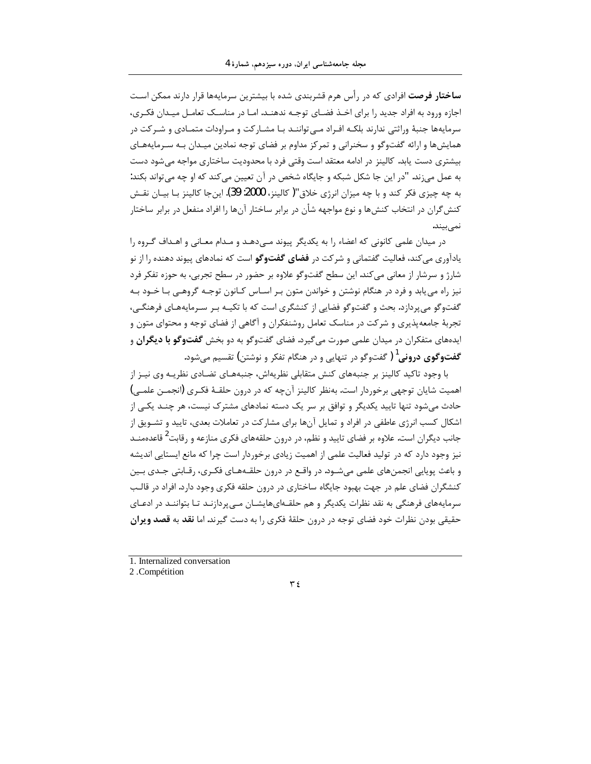**ساختار فرصت** افرادی که در رأس هرم قشربندی شده با بیشترین سرمایه‌ها قرار دارند ممکن است اجازه ورود به افراد جدید را برای اخذ فضای توجه ندهند. اما در مناسک تعامل میدان فکری، سرمایه‌ها جنبهٔ وراثتی ندارند بلکه افراد می‌توانند با مشارکت و مراودات متمادی و شرکت در همایش‌ها و ارائه گفت‌وگو و سخنرانی و تمرکز مداوم بر فضای توجه نمادین میدان به سرمایه‌های بیشتری دست یابد. کالینز در ادامه معتقد است وقتی فرد با محدودیت ساختاری مواجه می‌شود دست به عمل می‌زند. "در این جا شکل شبکه و جایگاه شخص در آن تعیین می‌کند که او چه می‌تواند بکند: به چه چیزی فکر کند و با چه میزان انرژی خلاق"( کالینز، 2000: 39). این‌جا کالینز با بیان نقش کنش‌گران در انتخاب کنش‌ها و نوع مواجهه شأن در برابر ساختار آن‌ها را افراد منفعل در برابر ساختار نمی‌بیند.

در میدان علمی کانونی که اعضاء را به یکدیگر پیوند می‌دهد و مدام معانی و اهداف گروه را یادآوری می‌کند، فعالیت گفتمانی و شرکت در **فضای گفت‌وگو** است که نمادهای پیوند دهنده را از نو شارژ و سرشار از معانی می‌کند. این سطح گفت‌وگو علاوه بر حضور در سطح تجربی، به حوزه تفکر فرد نیز راه می‌یابد و فرد در هنگام نوشتن و خواندن متون بر اساس کانون توجه گروهی با خود به گفت‌وگو می‌پردازد. بحث و گفت‌وگو فضایی از کنشگری است که با تکیه بر سرمایه‌های فرهنگی، تجربهٔ جامعه‌پذیری و شرکت در مناسک تعامل روشنفکران و آگاهی از فضای توجه و محتوای متون و ایده‌های متفکران در میدان علمی صورت می‌گیرد. فضای گفت‌وگو به دو بخش **گفت‌وگو با دیگران** و **گفت‌وگوی درونی**[1] ( گفت‌وگو در تنهایی و در هنگام تفکر و نوشتن) تقسیم می‌شود.

با وجود تاکید کالینز بر جنبه‌های کنش متقابلی نظریه‌اش، جنبه‌های تضادی نظریه وی نیز از اهمیت شایان توجهی برخوردار است. به‌نظر کالینز آن‌چه که در درون حلقهٔ فکری (انجمن علمی) حادث می‌شود تنها تایید یکدیگر و توافق بر سر یک دسته نمادهای مشترک نیست، هر چند یکی از اشکال کسب انرژی عاطفی در افراد و تمایل آن‌ها برای مشارکت در تعاملات بعدی، تایید و تشویق از جانب دیگران است. علاوه بر فضای تایید و نظم، در درون حلقه‌های فکری منازعه و رقابت[2] قاعده‌مند نیز وجود دارد که در تولید فعالیت علمی از اهمیت زیادی برخوردار است چرا که مانع ایستایی اندیشه و باعث پویایی انجمن‌های علمی می‌شود. در واقع در درون حلقه‌های فکری، رقابتی جدی بین کنشگران فضای علم در جهت بهبود جایگاه ساختاری در درون حلقه فکری وجود دارد. افراد در قالب سرمایه‌های فرهنگی به نقد نظرات یکدیگر و هم حلقه‌ای‌هایشان می‌پردازند تا بتوانند در ادعای حقیقی بودن نظرات خود فضای توجه در درون حلقهٔ فکری را به دست گیرند. اما **نقد** به **قصد ویران**

---

1. Internalized conversation
2. Compétition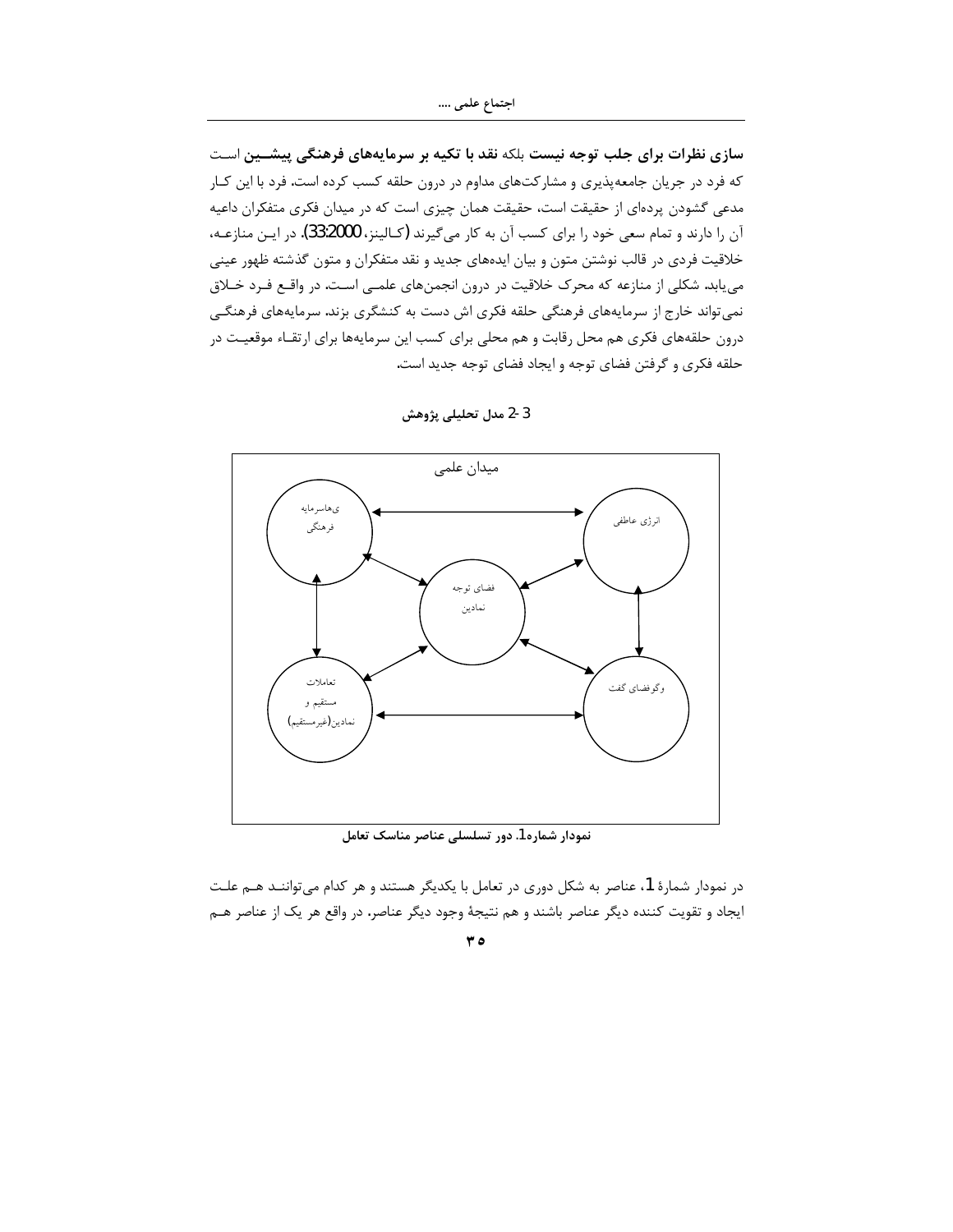**سازی نظرات برای جلب توجه نیست** بلکه **نقد با تکیه بر سرمایه‌های فرهنگی پیشین** است که فرد در جریان جامعه‌پذیری و مشارکت‌های مداوم در درون حلقه کسب کرده است. فرد با این کار مدعی گشودن پرده‌ای از حقیقت است، حقیقت همان چیزی است که در میدان فکری متفکران داعیه آن را دارند و تمام سعی خود را برای کسب آن به کار می‌گیرند (کالینز، 33:2000). در این منازعه، خلاقیت فردی در قالب نوشتن متون و بیان ایده‌های جدید و نقد متفکران و متون گذشته ظهور عینی می‌یابد. شکلی از منازعه که محرک خلاقیت در درون انجمن‌های علمی است. در واقع فرد خلاق نمی‌تواند خارج از سرمایه‌های فرهنگی حلقه فکری اش دست به کنشگری بزند. سرمایه‌های فرهنگی درون حلقه‌های فکری هم محل رقابت و هم محلی برای کسب این سرمایه‌ها برای ارتقاء موقعیت در حلقه فکری و گرفتن فضای توجه و ایجاد فضای توجه جدید است.

### 3-2 مدل تحلیلی پژوهش

میدان علمی

سرمایه‌های فرهنگی — انرژی عاطفی — فضای توجه نمادین — تعاملات مستقیم و نمادین (غیرمستقیم) — فضای گفت‌وگو

**نمودار شماره 1. دور تسلسلی عناصر مناسک تعامل**

در نمودار شمارهٔ 1، عناصر به شکل دوری در تعامل با یکدیگر هستند و هر کدام می‌توانند هم علت ایجاد و تقویت کننده دیگر عناصر باشند و هم نتیجهٔ وجود دیگر عناصر. در واقع هر یک از عناصر هم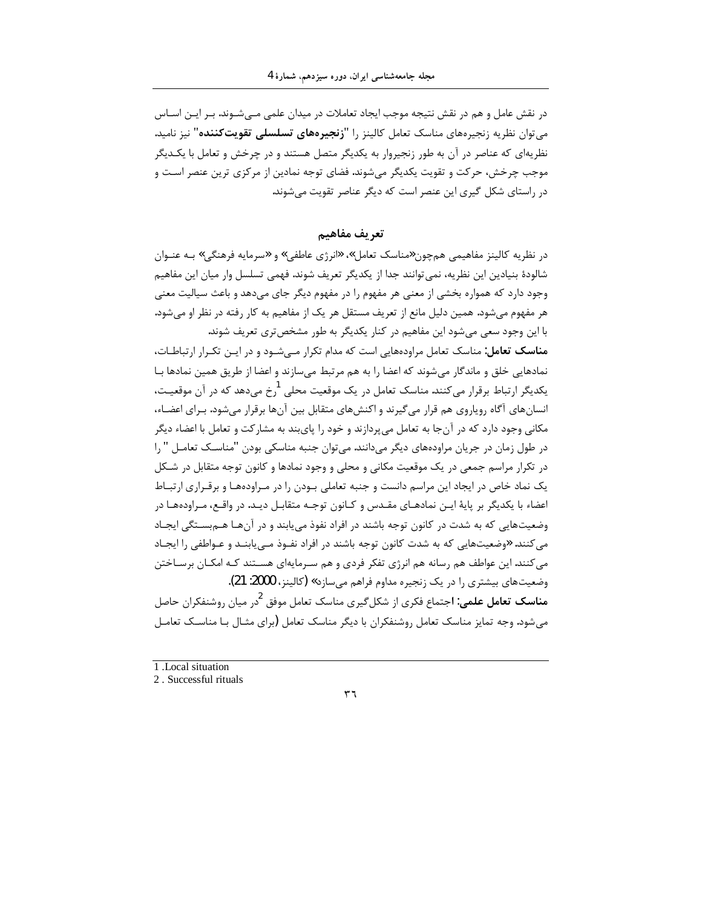در نقش عامل و هم در نقش نتیجه موجب ایجاد تعاملات در میدان علمی می‌شوند. بر این اساس می‌توان نظریه زنجیره‌های مناسک تعامل کالینز را "**زنجیره‌های تسلسلی تقویت‌کننده**" نیز نامید. نظریه‌ای که عناصر در آن به طور زنجیروار به یکدیگر متصل هستند و در چرخش و تعامل با یکدیگر موجب چرخش، حرکت و تقویت یکدیگر می‌شوند. فضای توجه نمادین از مرکزی ترین عنصر است و در راستای شکل گیری این عنصر است که دیگر عناصر تقویت می‌شوند.

## تعریف مفاهیم

در نظریه کالینز مفاهیمی هم‌چون«مناسک تعامل»، «انرژی عاطفی» و «سرمایه فرهنگی» به عنوان شالودهٔ بنیادین این نظریه، نمی‌توانند جدا از یکدیگر تعریف شوند. فهمی تسلسل وار میان این مفاهیم وجود دارد که همواره بخشی از معنی هر مفهوم را در مفهوم دیگر جای می‌دهد و باعث سیالیت معنی هر مفهوم می‌شود. همین دلیل مانع از تعریف مستقل هر یک از مفاهیم به کار رفته در نظر او می‌شود. با این وجود سعی می‌شود این مفاهیم در کنار یکدیگر به طور مشخص‌تری تعریف شوند.

**مناسک تعامل:** مناسک تعامل مراوده‌هایی است که مدام تکرار می‌شود و در این تکرار ارتباطات، نمادهایی خلق و ماندگار می‌شوند که اعضا را به هم مرتبط می‌سازند و اعضا از طریق همین نمادها با یکدیگر ارتباط برقرار می‌کنند. مناسک تعامل در یک موقعیت محلی [1] رخ می‌دهد که در آن موقعیت، انسان‌های آگاه رویاروی هم قرار می‌گیرند و اکنش‌های متقابل بین آن‌ها برقرار می‌شود. برای اعضاء، مکانی وجود دارد که در آن‌جا به تعامل می‌پردازند و خود را پای‌بند به مشارکت و تعامل با اعضاء دیگر در طول زمان در جریان مراوده‌های دیگر می‌دانند. می‌توان جنبه مناسکی بودن "مناسک تعامل " را در تکرار مراسم جمعی در یک موقعیت مکانی و محلی و وجود نمادها و کانون توجه متقابل در شکل یک نماد خاص در ایجاد این مراسم دانست و جنبه تعاملی بودن را در مراوده‌ها و برقراری ارتباط اعضاء با یکدیگر بر پایهٔ این نمادهای مقدس و کانون توجه متقابل دید. در واقع، مراوده‌ها در وضعیت‌هایی که به شدت در کانون توجه باشند در افراد نفوذ می‌یابند و در آن‌ها هم‌بستگی ایجاد می‌کنند. «وضعیت‌هایی که به شدت کانون توجه باشند در افراد نفوذ می‌یابند و عواطفی را ایجاد می‌کنند. این عواطف هم رسانه هم انرژی تفکر فردی و هم سرمایه‌ای هستند که امکان برساختن وضعیت‌های بیشتری را در یک زنجیره مداوم فراهم می‌سازد» (کالینز، 2000: 21).

**مناسک تعامل علمی:** اجتماع فکری از شکل‌گیری مناسک تعامل موفق [2] در میان روشنفکران حاصل می‌شود. وجه تمایز مناسک تعامل روشنفکران با دیگر مناسک تعامل (برای مثال با مناسک تعامل

---

1 .Local situation

2 . Successful rituals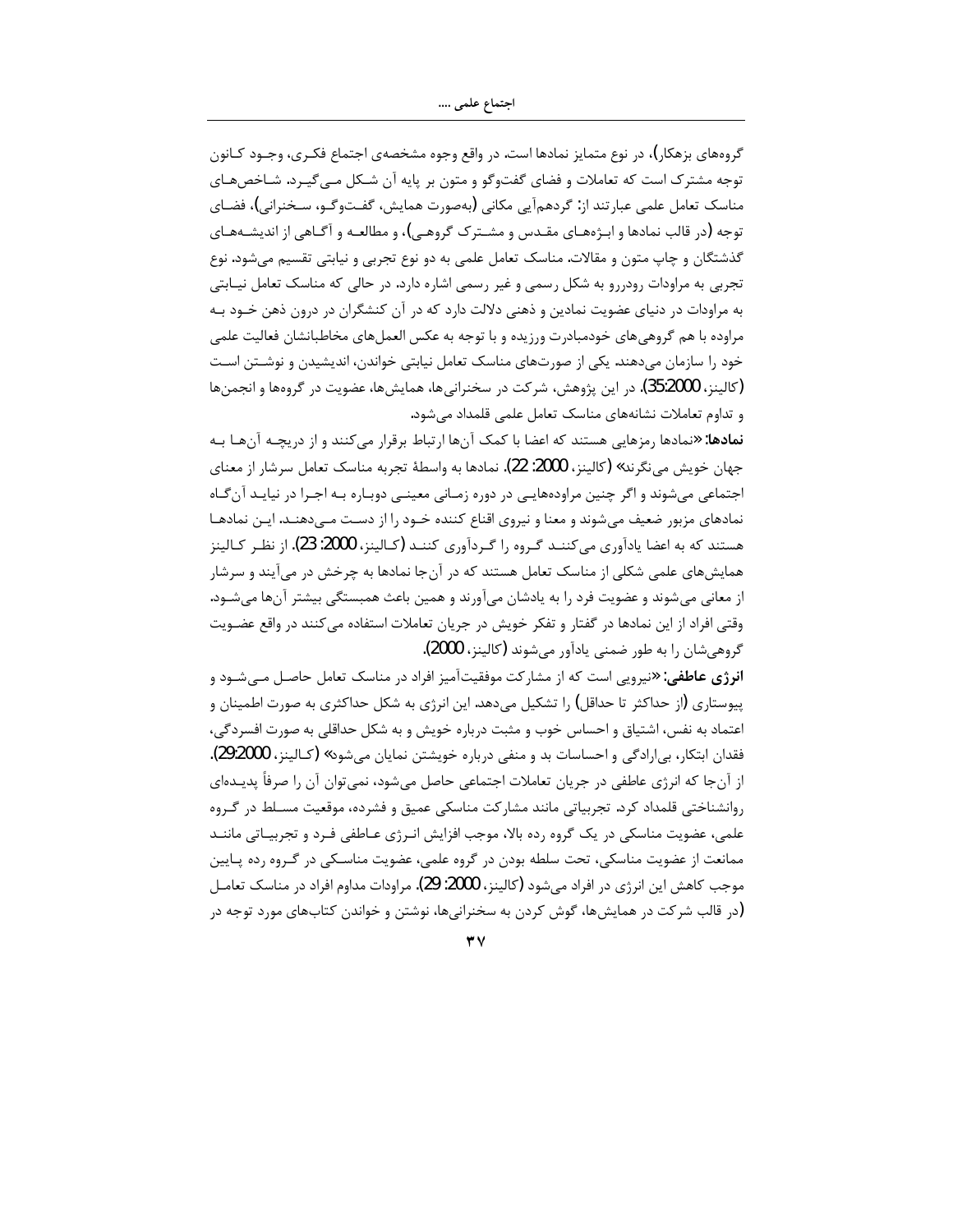گروه‌های بزهکار)، در نوع متمایز نمادها است. در واقع وجوه مشخصه‌ی اجتماع فکری، وجود کانون توجه مشترک است که تعاملات و فضای گفت‌وگو و متون بر پایه آن شکل می‌گیرد. شاخص‌های مناسک تعامل علمی عبارتند از: گردهم‌آیی مکانی (به‌صورت همایش، گفت‌وگو، سخنرانی)، فضای توجه (در قالب نمادها و ابژه‌های مقدس و مشترک گروهی)، و مطالعه و آگاهی از اندیشه‌های گذشتگان و چاپ متون و مقالات. مناسک تعامل علمی به دو نوع تجربی و نیابتی تقسیم می‌شود. نوع تجربی به مراودات رودررو به شکل رسمی و غیر رسمی اشاره دارد. در حالی که مناسک تعامل نیابتی به مراودات در دنیای عضویت نمادین و ذهنی دلالت دارد که در آن کنشگران در درون ذهن خود به مراوده با هم گروهی‌های خودمبادرت ورزیده و با توجه به عکس العمل‌های مخاطبانشان فعالیت علمی خود را سازمان می‌دهند. یکی از صورت‌های مناسک تعامل نیابتی خواندن، اندیشیدن و نوشتن است (کالینز، 35:2000). در این پژوهش، شرکت در سخنرانی‌ها، همایش‌ها، عضویت در گروه‌ها و انجمن‌ها و تداوم تعاملات نشانه‌های مناسک تعامل علمی قلمداد می‌شود.

**نمادها:** «نمادها رمزهایی هستند که اعضا با کمک آن‌ها ارتباط برقرار می‌کنند و از دریچه آن‌ها به جهان خویش می‌نگرند» (کالینز، 2000: 22). نمادها به واسطهٔ تجربه مناسک تعامل سرشار از معنای اجتماعی می‌شوند و اگر چنین مراوده‌هایی در دوره زمانی معینی دوباره به اجرا در نیاید آن‌گاه نمادهای مزبور ضعیف می‌شوند و معنا و نیروی اقناع کننده خود را از دست می‌دهند. این نمادها هستند که به اعضا یادآوری می‌کنند گروه را گردآوری کنند (کالینز، 2000: 23). از نظر کالینز همایش‌های علمی شکلی از مناسک تعامل هستند که در آن‌جا نمادها به چرخش در می‌آیند و سرشار از معانی می‌شوند و عضویت فرد را به یادشان می‌آورند و همین باعث همبستگی بیشتر آن‌ها می‌شود. وقتی افراد از این نمادها در گفتار و تفکر خویش در جریان تعاملات استفاده می‌کنند در واقع عضویت گروهی‌شان را به طور ضمنی یادآور می‌شوند (کالینز، 2000).

**انرژی عاطفی:** «نیرویی است که از مشارکت موفقیت‌آمیز افراد در مناسک تعامل حاصل می‌شود و پیوستاری (از حداکثر تا حداقل) را تشکیل می‌دهد. این انرژی به شکل حداکثری به صورت اطمینان و اعتماد به نفس، اشتیاق و احساس خوب و مثبت درباره خویش و به شکل حداقلی به صورت افسردگی، فقدان ابتکار، بی‌ارادگی و احساسات بد و منفی درباره خویشتن نمایان می‌شود» (کالینز، 29:2000). از آن‌جا که انرژی عاطفی در جریان تعاملات اجتماعی حاصل می‌شود، نمی‌توان آن را صرفاً پدیده‌ای روانشناختی قلمداد کرد. تجربیاتی مانند مشارکت مناسکی عمیق و فشرده، موقعیت مسلط در گروه علمی، عضویت مناسکی در یک گروه رده بالا، موجب افزایش انرژی عاطفی فرد و تجربیاتی مانند ممانعت از عضویت مناسکی، تحت سلطه بودن در گروه علمی، عضویت مناسکی در گروه رده پایین موجب کاهش این انرژی در افراد می‌شود (کالینز، 2000: 29). مراودات مداوم افراد در مناسک تعامل (در قالب شرکت در همایش‌ها، گوش کردن به سخنرانی‌ها، نوشتن و خواندن کتاب‌های مورد توجه در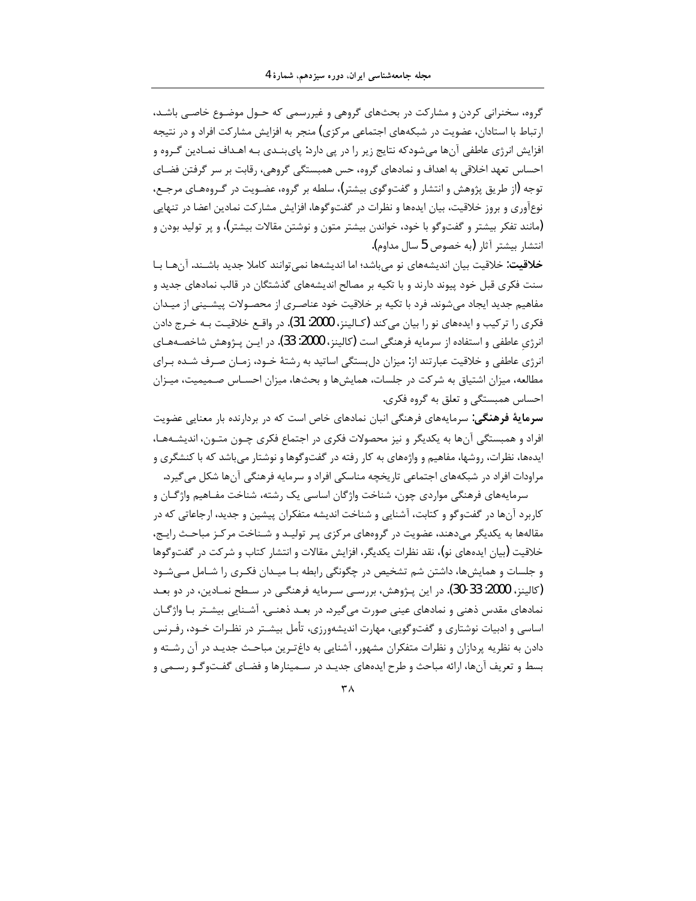گروه، سخنرانی کردن و مشارکت در بحث‌های گروهی و غیررسمی که حول موضوع خاصی باشد، ارتباط با استادان، عضویت در شبکه‌های اجتماعی مرکزی) منجر به افزایش مشارکت افراد و در نتیجه افزایش انرژی عاطفی آن‌ها می‌شودکه نتایج زیر را در پی دارد: پای‌بندی به اهداف نمادین گروه و احساس تعهد اخلاقی به اهداف و نمادهای گروه، حس همبستگی گروهی، رقابت بر سر گرفتن فضای توجه (از طریق پژوهش و انتشار و گفت‌وگوی بیشتر)، سلطه بر گروه، عضویت در گروه‌های مرجع، نوع‌آوری و بروز خلاقیت، بیان ایده‌ها و نظرات در گفت‌وگوها، افزایش مشارکت نمادین اعضا در تنهایی (مانند تفکر بیشتر و گفت‌وگو با خود، خواندن بیشتر متون و نوشتن مقالات بیشتر)، و پر تولید بودن و انتشار بیشتر آثار (به خصوص 5 سال مداوم).

**خلاقیت:** خلاقیت بیان اندیشه‌های نو می‌باشد؛ اما اندیشه‌ها نمی‌توانند کاملا جدید باشند. آن‌ها با سنت فکری قبل خود پیوند دارند و با تکیه بر مصالح اندیشه‌های گذشتگان در قالب نمادهای جدید و مفاهیم جدید ایجاد می‌شوند. فرد با تکیه بر خلاقیت خود عناصری از محصولات پیشینی از میدان فکری را ترکیب و ایده‌های نو را بیان می‌کند (کالینز، 2000: 31). در واقع خلاقیت به خرج دادن انرژیِ عاطفی و استفاده از سرمایه فرهنگی است (کالینز، 2000: 33). در این پژوهش شاخصه‌های انرژی عاطفی و خلاقیت عبارتند از: میزان دل‌بستگی اساتید به رشتهٔ خود، زمان صرف شده برای مطالعه، میزان اشتیاق به شرکت در جلسات، همایش‌ها و بحث‌ها، میزان احساس صمیمیت، میزان احساس همبستگی و تعلق به گروه فکری.

**سرمایهٔ فرهنگی:** سرمایه‌های فرهنگی انبان نمادهای خاص است که در بردارنده بار معنایی عضویت افراد و همبستگی آن‌ها به یکدیگر و نیز محصولات فکری در اجتماع فکری چون متون، اندیشه‌ها، ایده‌ها، نظرات، روشها، مفاهیم و واژه‌های به کار رفته در گفت‌وگوها و نوشتار می‌باشد که با کنشگری و مراودات افراد در شبکه‌های اجتماعی تاریخچه مناسکی افراد و سرمایه فرهنگی آن‌ها شکل می‌گیرد.

سرمایه‌های فرهنگی مواردی چون، شناخت واژگان اساسی یک رشته، شناخت مفاهیم واژگان و کاربرد آن‌ها در گفت‌وگو و کتابت، آشنایی و شناخت اندیشه متفکران پیشین و جدید، ارجاعاتی که در مقاله‌ها به یکدیگر می‌دهند، عضویت در گروه‌های مرکزی پر تولید و شناخت مرکز مباحث رایج، خلاقیت (بیان ایده‌های نو)، نقد نظرات یکدیگر، افزایش مقالات و انتشار کتاب و شرکت در گفت‌وگوها و جلسات و همایش‌ها، داشتن شم تشخیص در چگونگی رابطه با میدان فکری را شامل می‌شود (کالینز، 2000: 33-30). در این پژوهش، بررسی سرمایه فرهنگی در سطح نمادین، در دو بعد نمادهای مقدس ذهنی و نمادهای عینی صورت می‌گیرد. در بعد ذهنی. آشنایی بیشتر با واژگان اساسی و ادبیات نوشتاری و گفت‌وگویی، مهارت اندیشه‌ورزی، تأمل بیشتر در نظرات خود، رفرنس دادن به نظریه پردازان و نظرات متفکران مشهور، آشنایی به داغ‌ترین مباحث جدید در آن رشته و بسط و تعریف آن‌ها، ارائه مباحث و طرح ایده‌های جدید در سمینارها و فضای گفت‌وگو رسمی و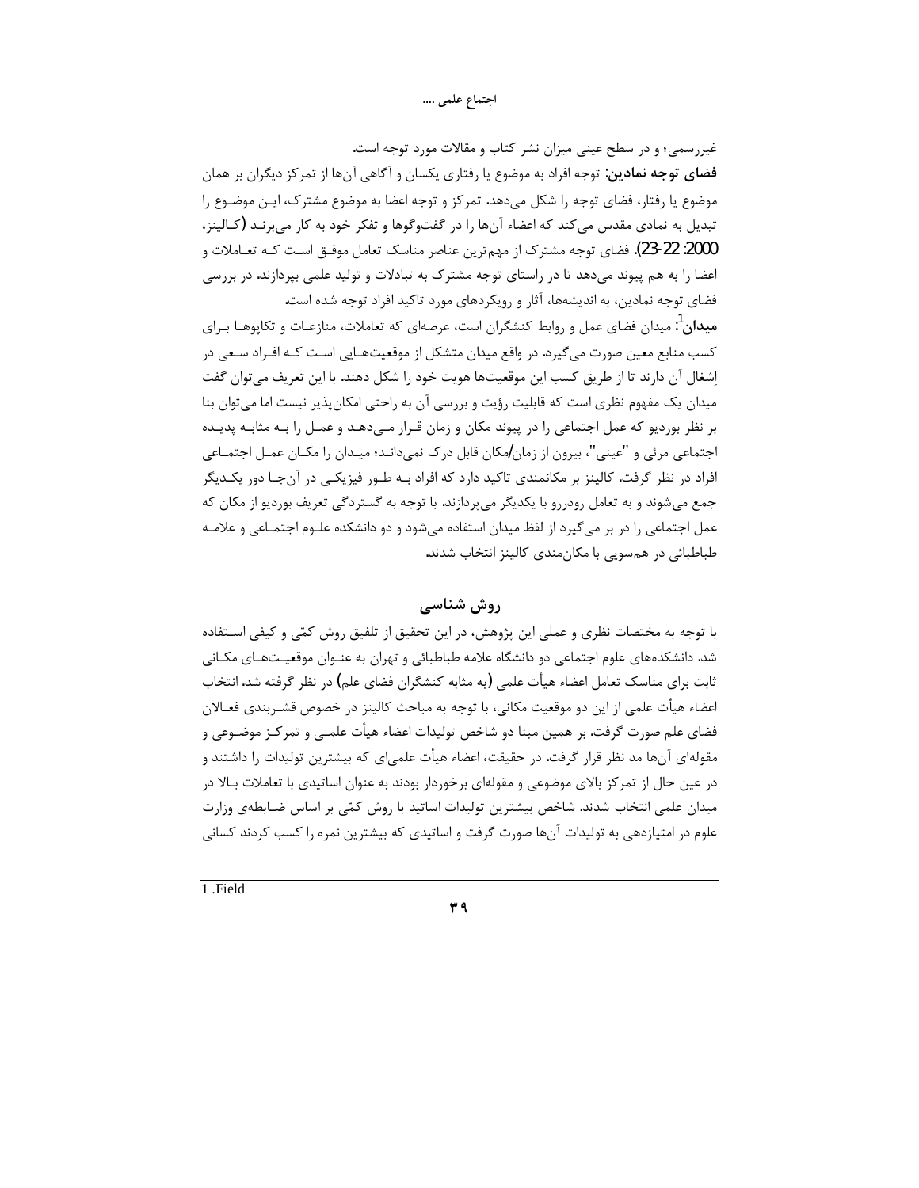غیررسمی؛ و در سطح عینی میزان نشر کتاب و مقالات مورد توجه است.

**فضای توجه نمادین:** توجه افراد به موضوع یا رفتاری یکسان و آگاهی آن‌ها از تمرکز دیگران بر همان موضوع یا رفتار، فضای توجه را شکل می‌دهد. تمرکز و توجه اعضا به موضوع مشترک، این موضوع را تبدیل به نمادی مقدس می‌کند که اعضاء آن‌ها را در گفت‌وگوها و تفکر خود به کار می‌برند (کالینز، 2000: 22-23). فضای توجه مشترک از مهم‌ترین عناصر مناسک تعامل موفق است که تعاملات و اعضا را به هم پیوند می‌دهد تا در راستای توجه مشترک به تبادلات و تولید علمی بپردازند. در بررسی فضای توجه نمادین، به اندیشه‌ها، آثار و رویکردهای مورد تاکید افراد توجه شده است.

**میدان**[1]: میدان فضای عمل و روابط کنشگران است، عرصه‌ای که تعاملات، منازعات و تکاپوها برای کسب منابع معین صورت می‌گیرد. در واقع میدان متشکل از موقعیت‌هایی است که افراد سعی در اِشغال آن دارند تا از طریق کسب این موقعیت‌ها هویت خود را شکل دهند. با این تعریف می‌توان گفت میدان یک مفهوم نظری است که قابلیت رؤیت و بررسی آن به راحتی امکان‌پذیر نیست اما می‌توان بنا بر نظر بوردیو که عمل اجتماعی را در پیوند مکان و زمان قرار می‌دهد و عمل را به مثابه پدیده اجتماعی مرئی و "عینی"، بیرون از زمان/مکان قابل درک نمی‌داند؛ میدان را مکان عمل اجتماعی افراد در نظر گرفت. کالینز بر مکانمندی تاکید دارد که افراد به طور فیزیکی در آن‌جا دور یکدیگر جمع می‌شوند و به تعامل رودررو با یکدیگر می‌پردازند. با توجه به گستردگی تعریف بوردیو از مکان که عمل اجتماعی را در بر می‌گیرد از لفظ میدان استفاده می‌شود و دو دانشکده علوم اجتماعی و علامه طباطبائی در هم‌سویی با مکان‌مندی کالینز انتخاب شدند.

## روش شناسی

با توجه به مختصات نظری و عملی این پژوهش، در این تحقیق از تلفیق روش کمّی و کیفی استفاده شد. دانشکده‌های علوم اجتماعی دو دانشگاه علامه طباطبائی و تهران به عنوان موقعیت‌های مکانی ثابت برای مناسک تعامل اعضاء هیأت علمی (به مثابه کنشگران فضای علم) در نظر گرفته شد. انتخاب اعضاء هیأت علمی از این دو موقعیت مکانی، با توجه به مباحث کالینز در خصوص قشربندی فعالان فضای علم صورت گرفت. بر همین مبنا دو شاخص تولیدات اعضاء هیأت علمی و تمرکز موضوعی و مقوله‌ای آن‌ها مد نظر قرار گرفت. در حقیقت، اعضاء هیأت علمی‌ای که بیشترین تولیدات را داشتند و در عین حال از تمرکز بالای موضوعی و مقوله‌ای برخوردار بودند به عنوان اساتیدی با تعاملات بالا در میدان علمی انتخاب شدند. شاخص بیشترین تولیدات اساتید با روش کمّی بر اساس ضابطه‌ی وزارت علوم در امتیازدهی به تولیدات آن‌ها صورت گرفت و اساتیدی که بیشترین نمره را کسب کردند کسانی

---

1 .Field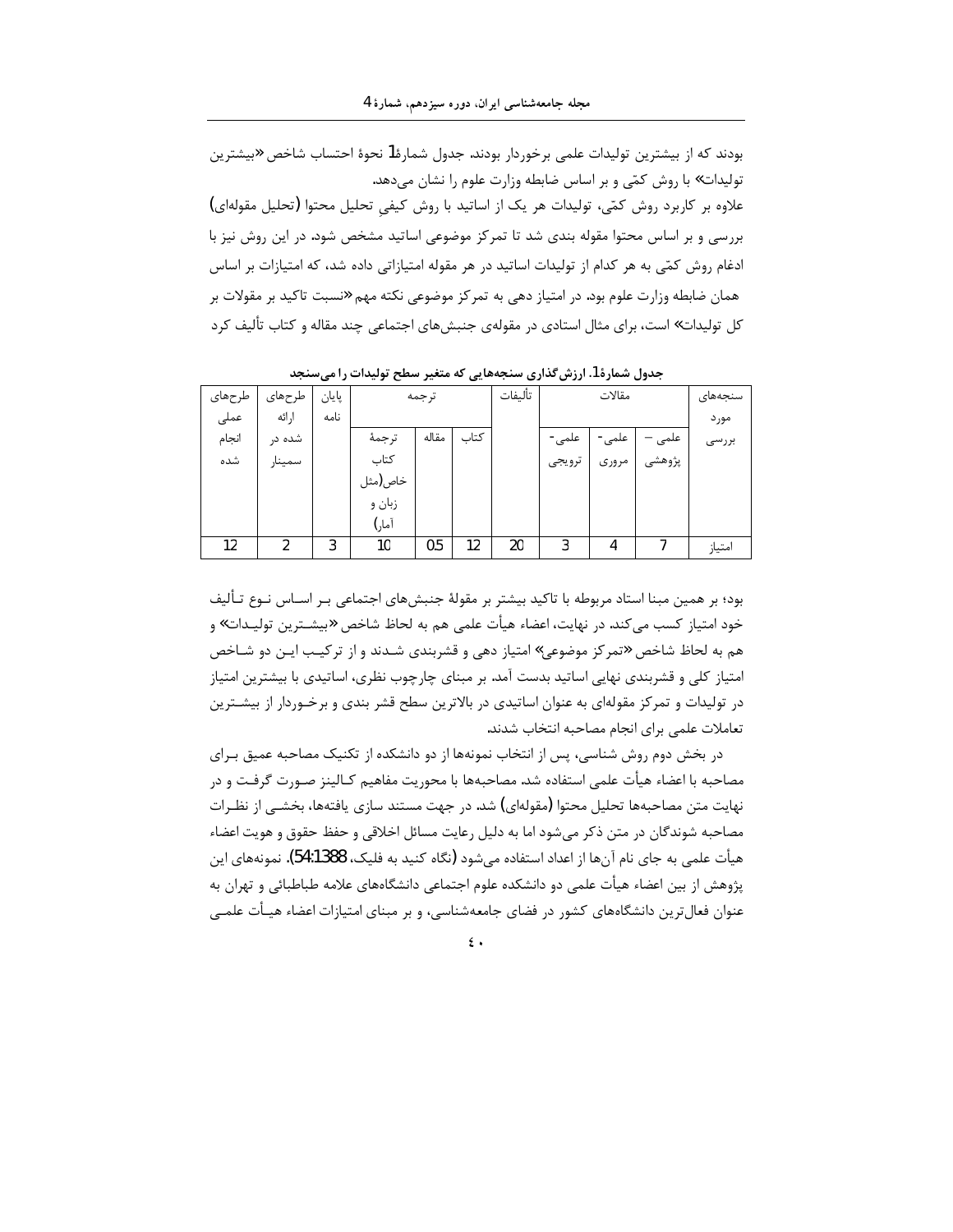بودند که از بیشترین تولیدات علمی برخوردار بودند. جدول شمارۀ1 نحوۀ احتساب شاخص «بیشترین تولیدات» با روش کمّی و بر اساس ضابطه وزارت علوم را نشان می‌دهد.

علاوه بر کاربرد روش کمّی، تولیدات هر یک از اساتید با روش کیفیِ تحلیل محتوا (تحلیل مقوله‌ای) بررسی و بر اساس محتوا مقوله بندی شد تا تمرکز موضوعی اساتید مشخص شود. در این روش نیز با ادغام روش کمّی به هر کدام از تولیدات اساتید در هر مقوله امتیازاتی داده شد، که امتیازات بر اساس همان ضابطه وزارت علوم بود. در امتیاز دهی به تمرکز موضوعی نکته مهم «نسبت تاکید بر مقولات بر کل تولیدات» است، برای مثال استادی در مقوله‌ی جنبش‌های اجتماعی چند مقاله و کتاب تألیف کرد

**جدول شمارۀ1. ارزش‌گذاری سنجه‌هایی که متغیر سطح تولیدات را می‌سنجد**

| سنجه‌های مورد بررسی | مقالات | | | تألیفات | ترجمه | | | پایان نامه | طرح‌های ارائه شده در سمینار | طرح‌های عملی انجام شده |
|---|---|---|---|---|---|---|---|---|---|---|
| | علمی – پژوهشی | علمی- مروری | علمی- ترویجی | | کتاب | مقاله | ترجمۀ کتاب خاص(مثل زبان و آمار) | | | |
| امتیاز | 7 | 4 | 3 | 20 | 12 | 0.5 | 10 | 3 | 2 | 12 |

بود؛ بر همین مبنا استاد مربوطه با تاکید بیشتر بر مقولۀ جنبش‌های اجتماعی بر اساس نوع تألیف خود امتیاز کسب می‌کند. در نهایت، اعضاء هیأت علمی هم به لحاظ شاخص «بیشترین تولیدات» و هم به لحاظ شاخص «تمرکز موضوعی» امتیاز دهی و قشربندی شدند و از ترکیب این دو شاخص امتیاز کلی و قشربندی نهایی اساتید بدست آمد. بر مبنای چارچوب نظری، اساتیدی با بیشترین امتیاز در تولیدات و تمرکز مقوله‌ای به عنوان اساتیدی در بالاترین سطح قشر بندی و برخوردار از بیشترین تعاملات علمی برای انجام مصاحبه انتخاب شدند.

در بخش دوم روش شناسی، پس از انتخاب نمونه‌ها از دو دانشکده از تکنیک مصاحبه عمیق برای مصاحبه با اعضاء هیأت علمی استفاده شد. مصاحبه‌ها با محوریت مفاهیم کالینز صورت گرفت و در نهایت متن مصاحبه‌ها تحلیل محتوا (مقوله‌ای) شد. در جهت مستند سازی یافته‌ها، بخشی از نظرات مصاحبه شوندگان در متن ذکر می‌شود اما به دلیل رعایت مسائل اخلاقی و حفظ حقوق و هویت اعضاء هیأت علمی به جای نام آن‌ها از اعداد استفاده می‌شود (نگاه کنید به فلیک، 54:1388). نمونه‌های این پژوهش از بین اعضاء هیأت علمی دو دانشکده علوم اجتماعی دانشگاه‌های علامه طباطبائی و تهران به عنوان فعال‌ترین دانشگاه‌های کشور در فضای جامعه‌شناسی، و بر مبنای امتیازات اعضاء هیأت علمی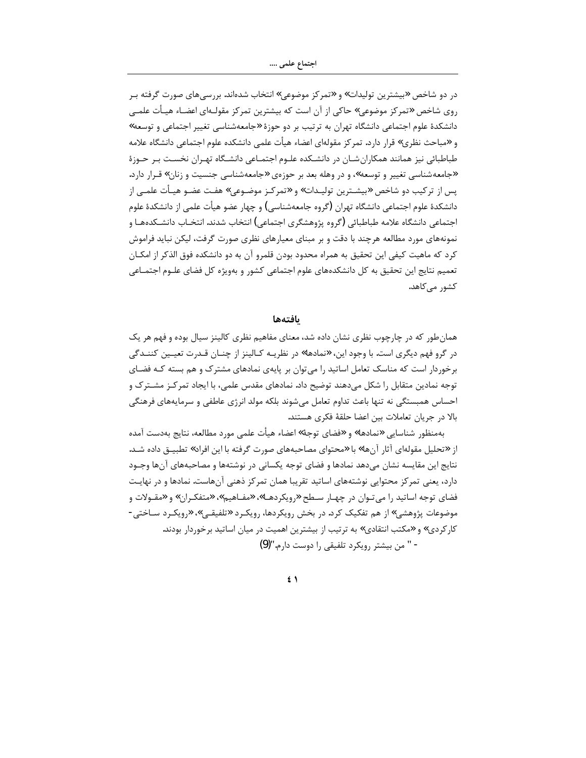در دو شاخص «بیشترین تولیدات» و «تمرکز موضوعی» انتخاب شده‌اند. بررسی‌های صورت گرفته بر روی شاخص «تمرکز موضوعی» حاکی از آن است که بیشترین تمرکز مقوله‌ای اعضاء هیأت علمی دانشکدهٔ علوم اجتماعی دانشگاه تهران به ترتیب بر دو حوزهٔ «جامعه‌شناسی تغییر اجتماعی و توسعه» و «مباحث نظری» قرار دارد. تمرکز مقوله‌ای اعضاء هیأت علمی دانشکده علوم اجتماعی دانشگاه علامه طباطبائی نیز همانند همکاران‌شان در دانشکده علوم اجتماعی دانشگاه تهران نخست بر حوزهٔ «جامعه‌شناسی تغییر و توسعه»، و در وهله بعد بر حوزه‌ی «جامعه‌شناسی جنسیت و زنان» قرار دارد. پس از ترکیب دو شاخص «بیشترین تولیدات» و «تمرکز موضوعی» هفت عضو هیأت علمی از دانشکدهٔ علوم اجتماعی دانشگاه تهران (گروه جامعه‌شناسی) و چهار عضو هیأت علمی از دانشکدهٔ علوم اجتماعی دانشگاه علامه طباطبائی (گروه پژوهشگری اجتماعی) انتخاب شدند. انتخاب دانشکده‌ها و نمونه‌های مورد مطالعه هرچند با دقت و بر مبنای معیارهای نظری صورت گرفت، لیکن نباید فراموش کرد که ماهیت کیفی این تحقیق به همراه محدود بودن قلمرو آن به دو دانشکده فوق الذکر از امکان تعمیم نتایج این تحقیق به کل دانشکده‌های علوم اجتماعی کشور و به‌ویژه کل فضای علوم اجتماعی کشور می‌کاهد.

#### یافته‌ها

همان‌طور که در چارچوب نظری نشان داده شد، معنای مفاهیم نظری کالینز سیال بوده و فهم هر یک در گرو فهم دیگری است. با وجود این، «نمادها» در نظریه کالینز از چنان قدرت تعیین کنندگی برخوردار است که مناسک تعامل اساتید را می‌توان بر پایه‌ی نمادهای مشترک و هم بسته که فضای توجه نمادین متقابل را شکل می‌دهند توضیح داد. نمادهای مقدس علمی، با ایجاد تمرکز مشترک و احساس همبستگی نه تنها باعث تداوم تعامل می‌شوند بلکه مولد انرژی عاطفی و سرمایه‌های فرهنگی بالا در جریان تعاملات بین اعضا حلقهٔ فکری هستند.

به‌منظور شناسایی «نمادها» و «فضای توجه» اعضاء هیأت علمی مورد مطالعه، نتایج به‌دست آمده از «تحلیل مقوله‌ای آثار آن‌ها» با «محتوای مصاحبه‌های صورت گرفته با این افراد» تطبیق داده شد. نتایج این مقایسه نشان می‌دهد نمادها و فضای توجه یکسانی در نوشته‌ها و مصاحبه‌های آن‌ها وجود دارد، یعنی تمرکز محتوایی نوشته‌های اساتید تقریبا همان تمرکز ذهنی آن‌هاست. نمادها و در نهایت فضای توجه اساتید را می‌توان در چهار سطح «رویکردها»، «مفاهیم»، «متفکران» و «مقولات و موضوعات پژوهشی» از هم تفکیک کرد. در بخش رویکردها، رویکرد «تلفیقی»، «رویکرد ساختی-کارکردی» و «مکتب انتقادی» به ترتیب از بیشترین اهمیت در میان اساتید برخوردار بودند.

- " من بیشتر رویکرد تلفیقی را دوست دارم."(9)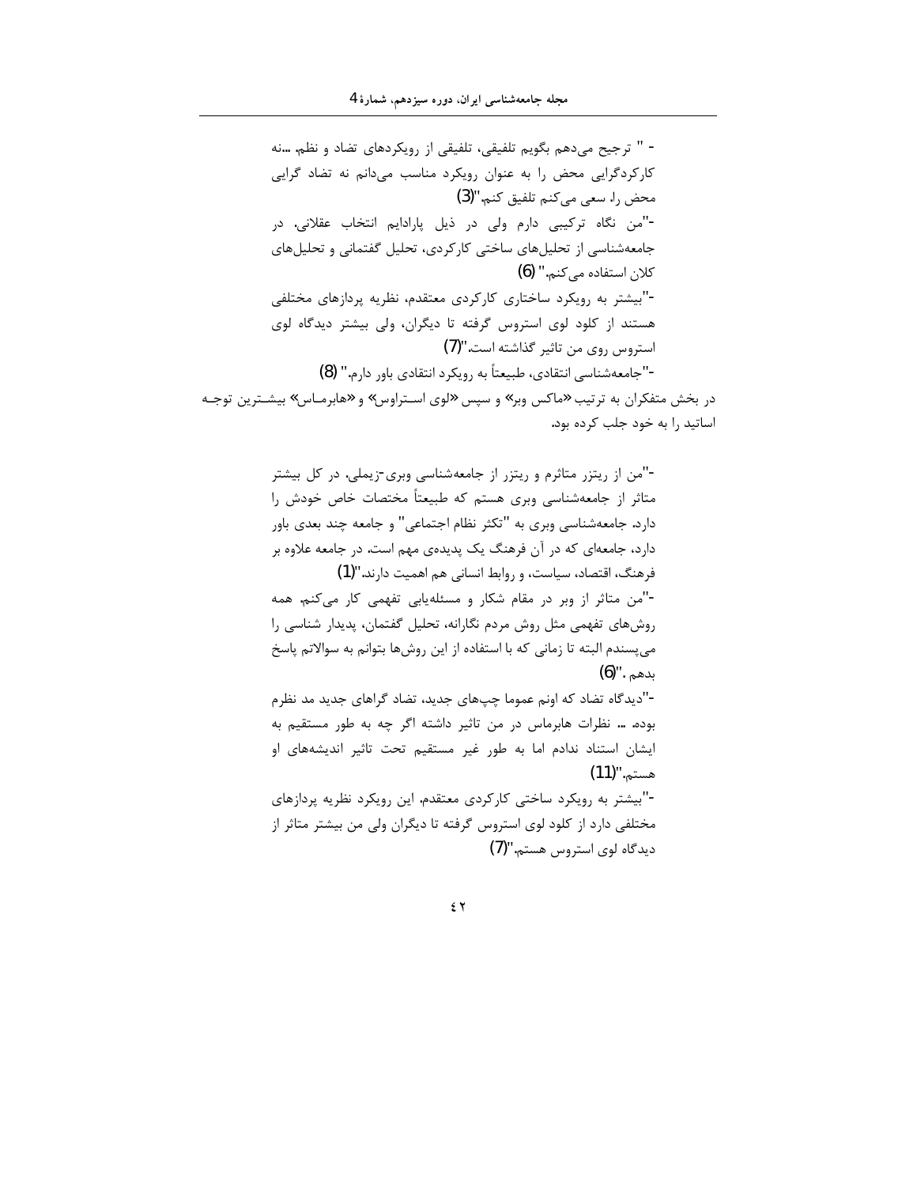- " ترجیح می‌دهم بگویم تلفیقی، تلفیقی از رویکردهای تضاد و نظم. ...نه کارکردگرایی محض را به عنوان رویکرد مناسب می‌دانم نه تضاد گرایی محض را، سعی می‌کنم تلفیق کنم."(3)

-"من نگاه ترکیبی دارم ولی در ذیل پارادایم انتخاب عقلانی. در جامعه‌شناسی از تحلیل‌های ساختی کارکردی، تحلیل گفتمانی و تحلیل‌های کلان استفاده می‌کنم." (6)

-"بیشتر به رویکرد ساختاری کارکردی معتقدم، نظریه پردازهای مختلفی هستند از کلود لوی استروس گرفته تا دیگران، ولی بیشتر دیدگاه لوی استروس روی من تاثیر گذاشته است."(7)

-"جامعه‌شناسی انتقادی، طبیعتاً به رویکرد انتقادی باور دارم." (8)

در بخش متفکران به ترتیب «ماکس وبر» و سپس «لوی استراوس» و «هابرماس» بیشترین توجه اساتید را به خود جلب کرده بود.

-"من از ریتزر متاثرم و ریتزر از جامعه‌شناسی وبری-زیملی. در کل بیشتر متاثر از جامعه‌شناسی وبری هستم که طبیعتاً مختصات خاص خودش را دارد. جامعه‌شناسی وبری به "تکثر نظام اجتماعی" و جامعه چند بعدی باور دارد، جامعه‌ای که در آن فرهنگ یک پدیده‌ی مهم است. در جامعه علاوه بر فرهنگ، اقتصاد، سیاست، و روابط انسانی هم اهمیت دارند."(1)

-"من متاثر از وبر در مقام شکار و مسئله‌یابی تفهمی کار می‌کنم، همه روش‌های تفهمی مثل روش مردم نگارانه، تحلیل گفتمان، پدیدار شناسی را می‌پسندم البته تا زمانی که با استفاده از این روش‌ها بتوانم به سوالاتم پاسخ بدهم ."(6)

-"دیدگاه تضاد که اونم عموما چپ‌های جدید، تضاد گراهای جدید مد نظرم بوده. ... نظرات هابرماس در من تاثیر داشته اگر چه به طور مستقیم به ایشان استناد ندادم اما به طور غیر مستقیم تحت تاثیر اندیشه‌های او هستم."(11)

-"بیشتر به رویکرد ساختی کارکردی معتقدم. این رویکرد نظریه پردازهای مختلفی دارد از کلود لوی استروس گرفته تا دیگران ولی من بیشتر متاثر از دیدگاه لوی استروس هستم."(7)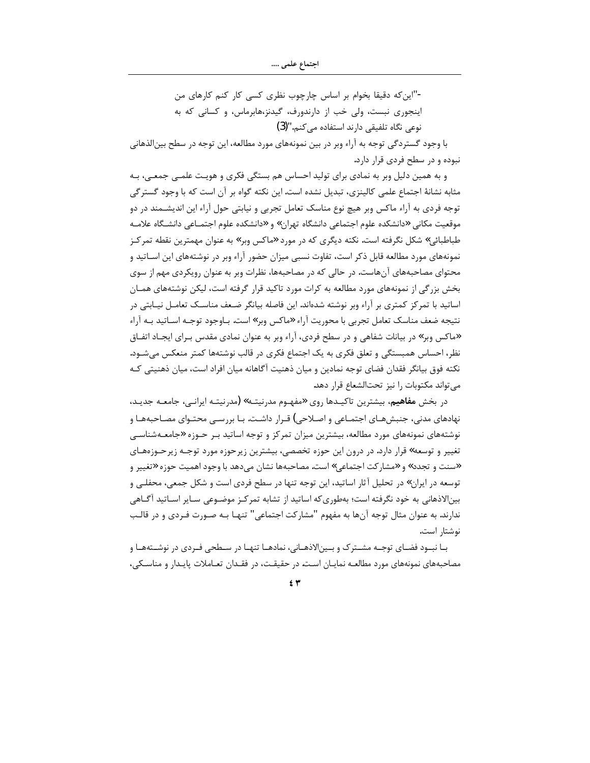-"این‌که دقیقا بخوام بر اساس چارچوب نظری کسی کار کنم کارهای من اینجوری نیست، ولی خب از دارندورف، گیدنز،هابرماس، و کسانی که به نوعی نگاه تلفیقی دارند استفاده می‌کنم."(3)

با وجود گستردگی توجه به آراء وبر در بین نمونه‌های مورد مطالعه، این توجه در سطح بین‌الذهانی نبوده و در سطح فردی قرار دارد.

و به همین دلیل وبر به نمادی برای تولید احساس هم بستگی فکری و هویت علمی جمعی، به مثابه نشانهٔ اجتماع علمی کالینزی، تبدیل نشده است. این نکته گواه بر آن است که با وجود گستردگی توجه فردی به آراء ماکس وبر هیچ نوع مناسک تعامل تجربی و نیابتی حول آراء این اندیشمند در دو موقعیت مکانی «دانشکده علوم اجتماعی دانشگاه تهران» و «دانشکده علوم اجتماعی دانشگاه علامه طباطبائی» شکل نگرفته است. نکته دیگری که در مورد «ماکس وبر» به عنوان مهمترین نقطه تمرکز نمونه‌های مورد مطالعه قابل ذکر است، تفاوت نسبی میزان حضور آراء وبر در نوشته‌های این اساتید و محتوای مصاحبه‌های آن‌هاست. در حالی که در مصاحبه‌ها، نظرات وبر به عنوان رویکردی مهم از سوی بخش بزرگی از نمونه‌های مورد مطالعه به کرات مورد تاکید قرار گرفته است، لیکن نوشته‌های همان اساتید با تمرکز کمتری بر آراء وبر نوشته شده‌اند. این فاصله بیانگر ضعف مناسک تعامل نیابتی در نتیجه ضعف مناسک تعامل تجربی با محوریت آراء «ماکس وبر» است. باوجود توجه اساتید به آراء «ماکس وبر» در بیانات شفاهی و در سطح فردی، آراء وبر به عنوان نمادی مقدس برای ایجاد اتفاق نظر، احساس همبستگی و تعلق فکری به یک اجتماع فکری در قالب نوشته‌ها کمتر منعکس می‌شود. نکته فوق بیانگر فقدان فضای توجه نمادین و میان ذهنیت آگاهانه میان افراد است، میان ذهنیتی که می‌تواند مکتوبات را نیز تحت‌الشعاع قرار دهد.

در بخش **مفاهیم**، بیشترین تاکیدها روی «مفهوم مدرنیته» (مدرنیته ایرانی، جامعه جدید، نهادهای مدنی، جنبش‌های اجتماعی و اصلاحی) قرار داشت. با بررسی محتوای مصاحبه‌ها و نوشته‌های نمونه‌های مورد مطالعه، بیشترین میزان تمرکز و توجه اساتید بر حوزه «جامعه‌شناسی تغییر و توسعه» قرار دارد. در درون این حوزه تخصصی، بیشترین زیرحوزه مورد توجه زیرحوزه‌های «سنت و تجدد» و «مشارکت اجتماعی» است. مصاحبه‌ها نشان می‌دهد با وجود اهمیت حوزه «تغییر و توسعه در ایران» در تحلیل آثار اساتید، این توجه تنها در سطح فردی است و شکل جمعی، محفلی و بین‌الاذهانی به خود نگرفته است؛ به‌طوری‌که اساتید از تشابه تمرکز موضوعی سایر اساتید آگاهی ندارند. به عنوان مثال توجه آن‌ها به مفهوم "مشارکت اجتماعی" تنها به صورت فردی و در قالب نوشتار است.

با نبود فضای توجه مشترک و بین‌الاذهانی، نمادها تنها در سطحی فردی در نوشته‌ها و مصاحبه‌های نمونه‌های مورد مطالعه نمایان است. در حقیقت، در فقدان تعاملات پایدار و مناسکی،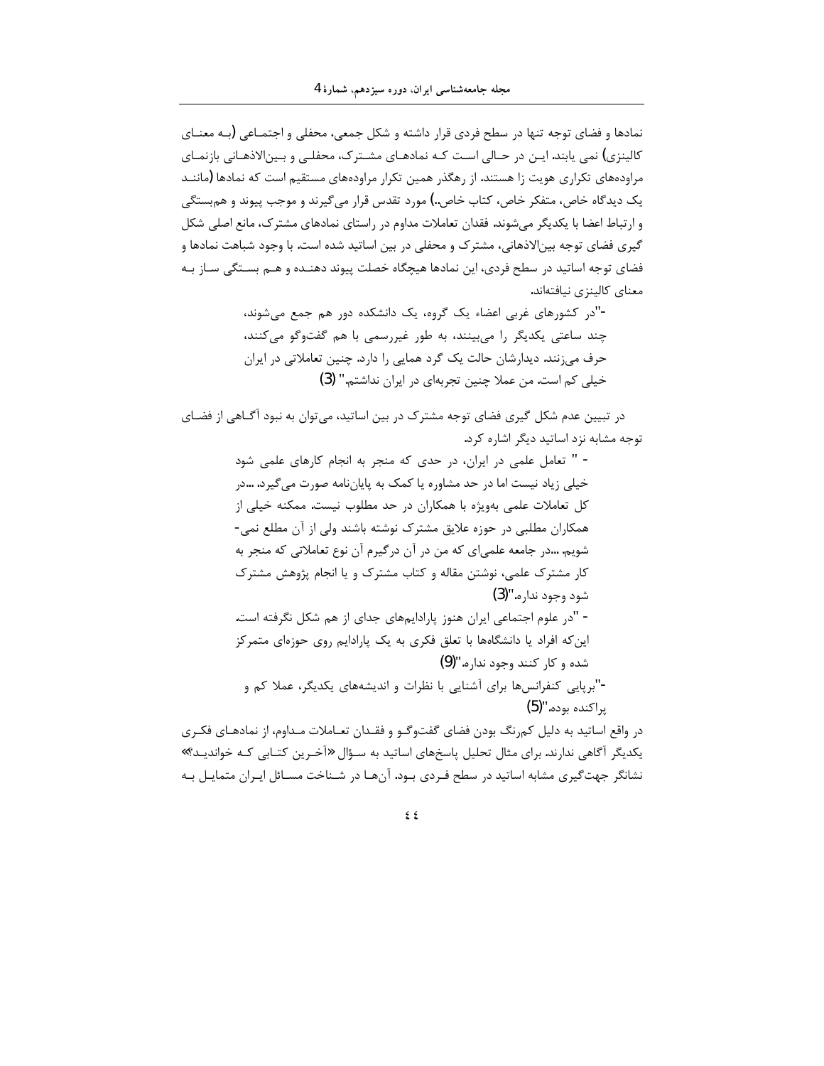نمادها و فضای توجه تنها در سطح فردی قرار داشته و شکل جمعی، محفلی و اجتماعی (بـه معنـای کالینزی) نمی یابند. ایـن در حـالی اسـت کـه نمادهـای مشـترک، محفلـی و بـین‌الاذهـانی بازنمـای مراوده‌های تکراری هویت زا هستند. از رهگذر همین تکرار مراوده‌های مستقیم است که نمادها (ماننـد یک دیدگاه خاص، متفکر خاص، کتاب خاص..) مورد تقدس قرار می‌گیرند و موجب پیوند و هم‌بستگی و ارتباط اعضا با یکدیگر می‌شوند. فقدان تعاملات مداوم در راستای نمادهای مشترک، مانع اصلی شکل گیری فضای توجه بین‌الاذهانی، مشترک و محفلی در بین اساتید شده است. با وجود شباهت نمادها و فضای توجه اساتید در سطح فردی، این نمادها هیچگاه خصلت پیوند دهنـده و هـم بسـتگی سـاز بـه معنای کالینزی نیافته‌اند.

> -"در کشورهای غربی اعضاء یک گروه، یک دانشکده دور هم جمع می‌شوند، چند ساعتی یکدیگر را می‌بینند، به طور غیررسمی با هم گفت‌وگو می‌کنند، حرف می‌زنند. دیدارشان حالت یک گرد همایی را دارد. چنین تعاملاتی در ایران خیلی کم است. من عملا چنین تجربه‌ای در ایران نداشتم." (3)

در تبیین عدم شکل گیری فضای توجه مشترک در بین اساتید، می‌توان به نبود آگـاهی از فضـای توجه مشابه نزد اساتید دیگر اشاره کرد.

> - " تعامل علمی در ایران، در حدی که منجر به انجام کارهای علمی شود خیلی زیاد نیست اما در حد مشاوره یا کمک به پایان‌نامه صورت می‌گیرد. ...در کل تعاملات علمی بویژه با همکاران در حد مطلوب نیست. ممکنه خیلی از همکاران مطلبی در حوزه علایق مشترک نوشته باشند ولی از آن مطلع نمی-شویم. ...در جامعه علمی‌ای که من در آن درگیرم آن نوع تعاملاتی که منجر به کار مشترک علمی، نوشتن مقاله و کتاب مشترک و یا انجام پژوهش مشترک شود وجود نداره."(3)
>
> - "در علوم اجتماعی ایران هنوز پارادایم‌های جدای از هم شکل نگرفته است. این‌که افراد یا دانشگاه‌ها با تعلق فکری به یک پارادایم روی حوزه‌ای متمرکز شده و کار کنند وجود نداره."(9)
>
> -"برپایی کنفرانس‌ها برای آشنایی با نظرات و اندیشه‌های یکدیگر، عملا کم و پراکنده بوده."(5)

در واقع اساتید به دلیل کم‌رنگ بودن فضای گفت‌وگـو و فقـدان تعـاملات مـداوم، از نمادهـای فکـری یکدیگر آگاهی ندارند. برای مثال تحلیل پاسخ‌های اساتید به سـؤال «آخـرین کتـابی کـه خوانیـد؟» نشانگر جهت‌گیری مشابه اساتید در سطح فـردی بـود. آن‌هـا در شـناخت مسـائل ایـران متمایـل بـه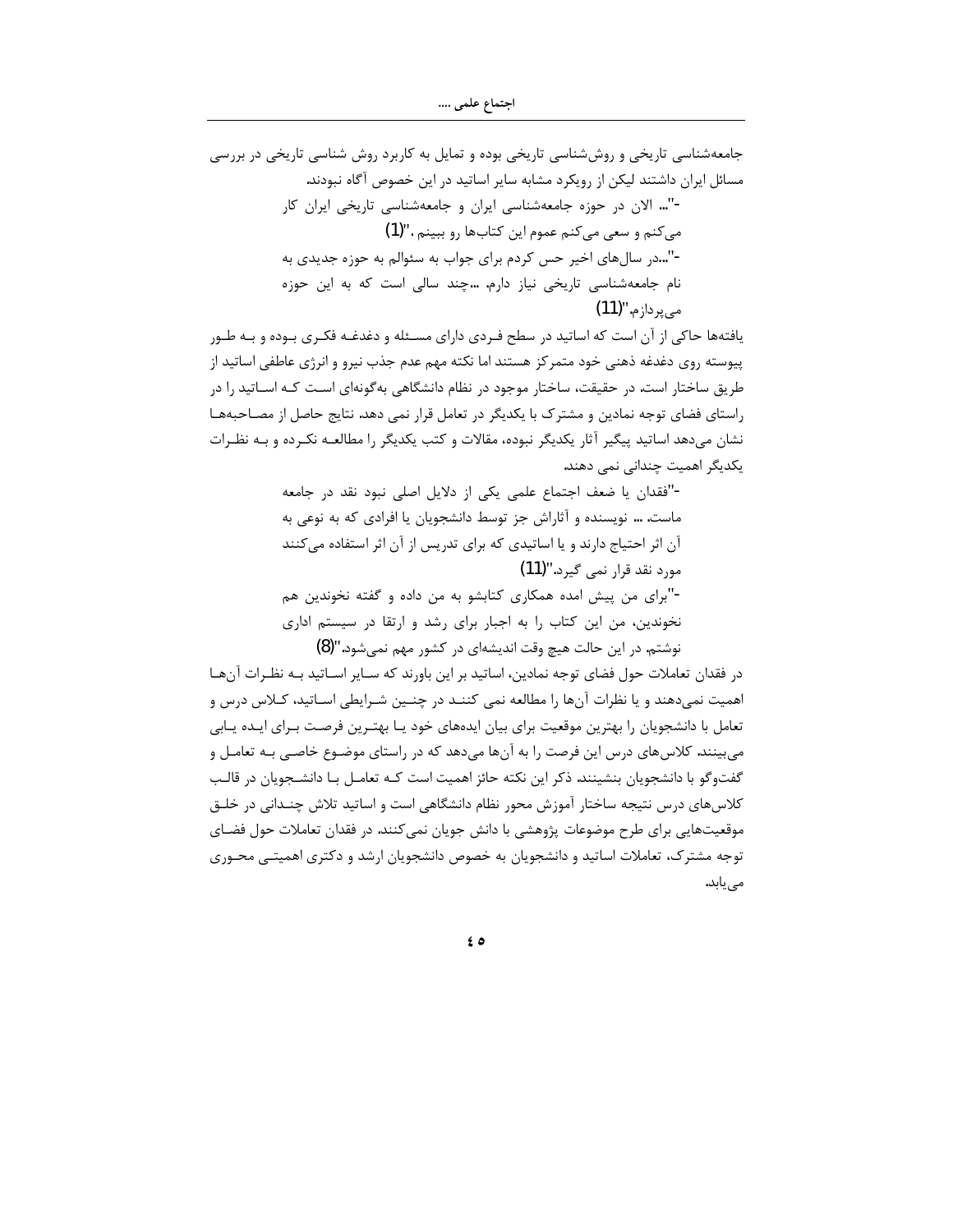جامعه‌شناسی تاریخی و روش‌شناسی تاریخی بوده و تمایل به کاربرد روش شناسی تاریخی در بررسی مسائل ایران داشتند لیکن از رویکرد مشابه سایر اساتید در این خصوص آگاه نبودند.

> -"... الان در حوزه جامعه‌شناسی ایران و جامعه‌شناسی تاریخی ایران کار می‌کنم و سعی می‌کنم عموم این کتاب‌ها رو ببینم ."(1)
>
> -"...در سال‌های اخیر حس کردم برای جواب به سئوالم به حوزه جدیدی به نام جامعه‌شناسی تاریخی نیاز دارم. ...چند سالی است که به این حوزه می‌پردازم."(11)

یافته‌ها حاکی از آن است که اساتید در سطح فردی دارای مسئله و دغدغه فکری بوده و به طور پیوسته روی دغدغه ذهنی خود متمرکز هستند اما نکته مهم عدم جذب نیرو و انرژی عاطفی اساتید از طریق ساختار است. در حقیقت، ساختار موجود در نظام دانشگاهی به‌گونه‌ای است که اساتید را در راستای فضای توجه نمادین و مشترک با یکدیگر در تعامل قرار نمی دهد. نتایج حاصل از مصاحبه‌ها نشان می‌دهد اساتید پیگیر آثار یکدیگر نبوده، مقالات و کتب یکدیگر را مطالعه نکرده و به نظرات یکدیگر اهمیت چندانی نمی دهند.

> -"فقدان یا ضعف اجتماع علمی یکی از دلایل اصلی نبود نقد در جامعه ماست. ... نویسنده و آثاراش جز توسط دانشجویان یا افرادی که به نوعی به آن اثر احتیاج دارند و یا اساتیدی که برای تدریس از آن اثر استفاده می‌کنند مورد نقد قرار نمی گیرد."(11)
>
> -"برای من پیش امده همکاری کتابشو به من داده و گفته نخوندین هم نخوندین، من این کتاب را به اجبار برای رشد و ارتقا در سیستم اداری نوشتم. در این حالت هیچ وقت اندیشه‌ای در کشور مهم نمی‌شود."(8)

در فقدان تعاملات حول فضای توجه نمادین، اساتید بر این باورند که سایر اساتید به نظرات آن‌ها اهمیت نمی‌دهند و یا نظرات آن‌ها را مطالعه نمی کنند در چنین شرایطی اساتید، کلاس درس و تعامل با دانشجویان را بهترین موقعیت برای بیان ایده‌های خود یا بهترین فرصت برای ایده یابی می‌بینند. کلاس‌های درس این فرصت را به آن‌ها می‌دهد که در راستای موضوع خاصی به تعامل و گفت‌وگو با دانشجویان بنشینند. ذکر این نکته حائز اهمیت است که تعامل با دانشجویان در قالب کلاس‌های درس نتیجه ساختار آموزش محور نظام دانشگاهی است و اساتید تلاش چندانی در خلق موقعیت‌هایی برای طرح موضوعات پژوهشی با دانش جویان نمی‌کنند. در فقدان تعاملات حول فضای توجه مشترک، تعاملات اساتید و دانشجویان به خصوص دانشجویان ارشد و دکتری اهمیتی محوری می‌یابد.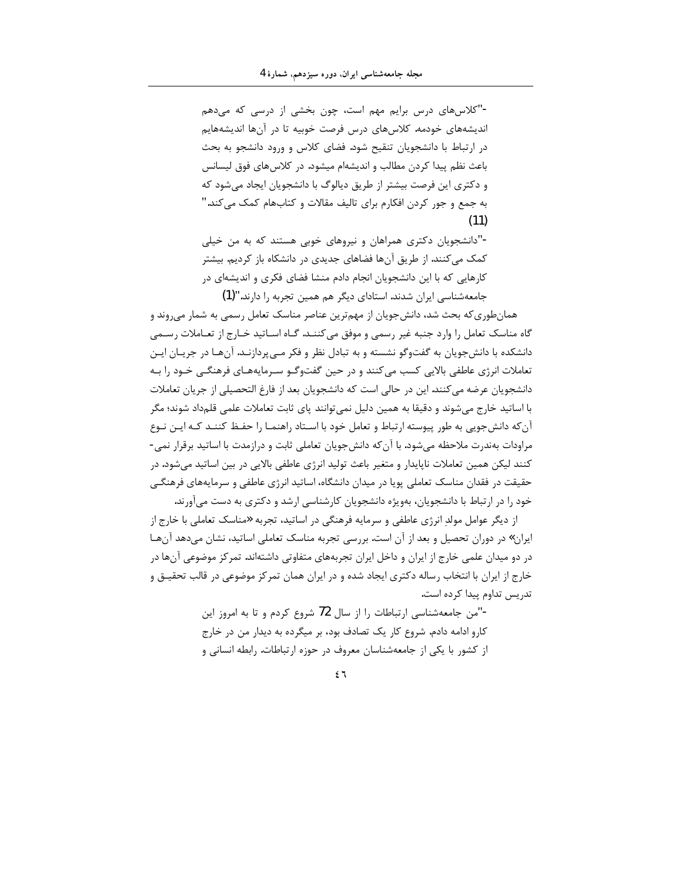-"کلاس‌های درس برایم مهم است، چون بخشی از درسی که می‌دهم اندیشه‌های خودمه. کلاس‌های درس فرصت خوبیه تا در آن‌ها اندیشه‌هایم در ارتباط با دانشجویان تنقیح شود. فضای کلاس و ورود دانشجو به بحث باعث نظم پیدا کردن مطالب و اندیشه‌ام میشود. در کلاس‌های فوق لیسانس و دکتری این فرصت بیشتر از طریق دیالوگ با دانشجویان ایجاد می‌شود که به جمع و جور کردن افکارم برای تالیف مقالات و کتاب‌هام کمک می‌کند." (11)

-"دانشجویان دکتری همراهان و نیروهای خوبی هستند که به من خیلی کمک می‌کنند. از طریق آن‌ها فضاهای جدیدی در دانشگاه باز کردیم. بیشتر کارهایی که با این دانشجویان انجام دادم منشا فضای فکری و اندیشه‌ای در جامعه‌شناسی ایران شدند. استادای دیگر هم همین تجربه را دارند."(1)

همان‌طوری‌که بحث شد، دانش‌جویان از مهم‌ترین عناصر مناسک تعامل رسمی به شمار می‌روند و گاه مناسک تعامل را وارد جنبه غیر رسمی و موفق می‌کنند. گاه اساتید خارج از تعاملات رسمی دانشکده با دانش‌جویان به گفت‌وگو نشسته و به تبادل نظر و فکر می‌پردازند. آن‌ها در جریان این تعاملات انرژی عاطفی بالایی کسب می‌کنند و در حین گفت‌وگو سرمایه‌های فرهنگی خود را به دانشجویان عرضه می‌کنند. این در حالی است که دانشجویان بعد از فارغ التحصیلی از جریان تعاملات با اساتید خارج می‌شوند و دقیقا به همین دلیل نمی‌توانند پای ثابت تعاملات علمی قلمداد شوند؛ مگر آن‌که دانش‌جویی به طور پیوسته ارتباط و تعامل خود با استاد راهنما را حفظ کنند که این نوع مراودات به‌ندرت ملاحظه می‌شود. با آن‌که دانش‌جویان تعاملی ثابت و درازمدت با اساتید برقرار نمی‌کنند لیکن همین تعاملات ناپایدار و متغیر باعث تولید انرژی عاطفی بالایی در بین اساتید می‌شود. در حقیقت در فقدان مناسک تعاملی پویا در میدان دانشگاه، اساتید انرژی عاطفی و سرمایه‌های فرهنگی خود را در ارتباط با دانشجویان، به‌ویژه دانشجویان کارشناسی ارشد و دکتری به دست می‌آورند.

از دیگر عوامل مولدِ انرژی عاطفی و سرمایه فرهنگی در اساتید، تجربه «مناسک تعاملی با خارج از ایران» در دوران تحصیل و بعد از آن است. بررسی تجربه مناسک تعاملی اساتید، نشان می‌دهد آن‌ها در دو میدان علمی خارج از ایران و داخل ایران تجربه‌های متفاوتی داشته‌اند. تمرکز موضوعی آن‌ها در خارج از ایران با انتخاب رساله دکتری ایجاد شده و در ایران همان تمرکز موضوعی در قالب تحقیق و تدریس تداوم پیدا کرده است.

-"من جامعه‌شناسی ارتباطات را از سال 72 شروع کردم و تا به امروز این کارو ادامه دادم. شروع کار یک تصادف بود، بر میگرده به دیدار من در خارج از کشور با یکی از جامعه‌شناسان معروف در حوزه ارتباطات. رابطه انسانی و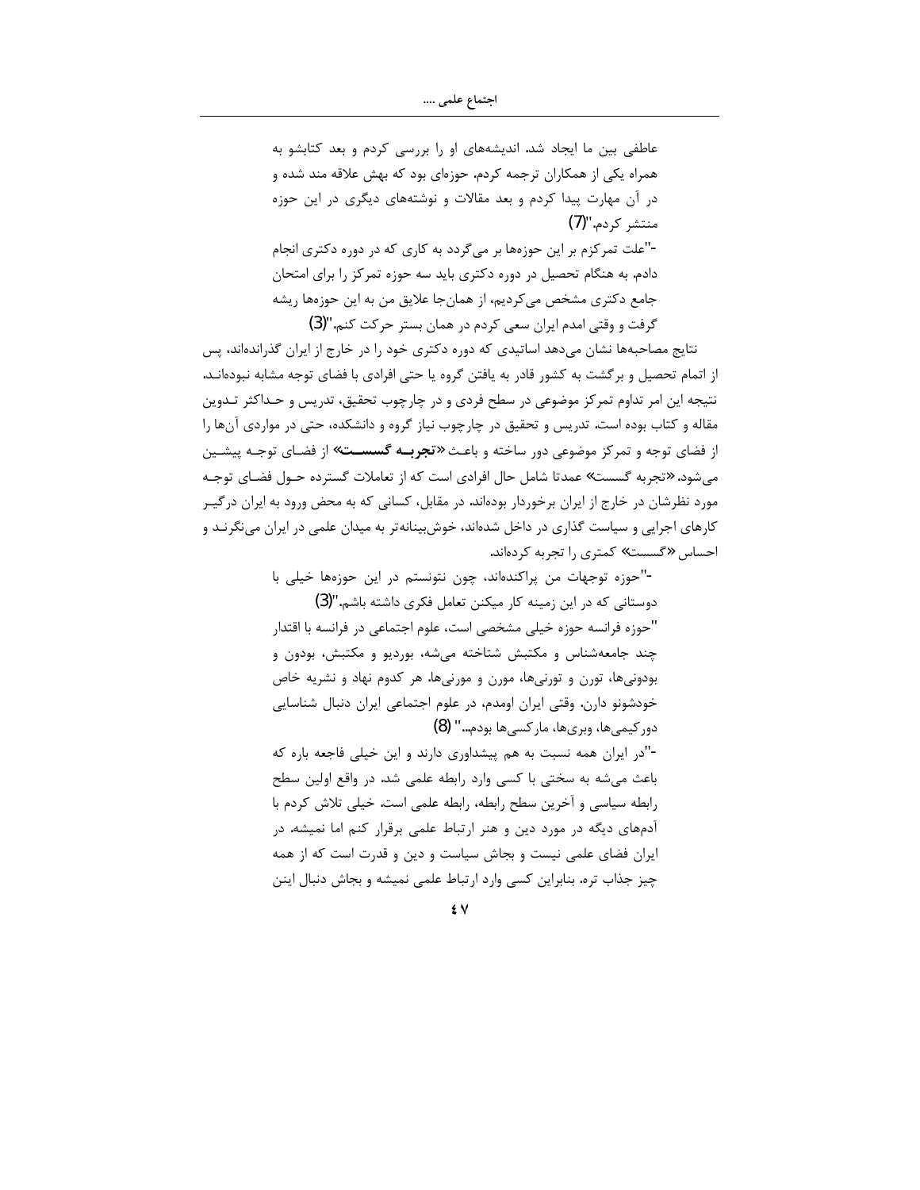عاطفی بین ما ایجاد شد. اندیشه‌های او را بررسی کردم و بعد کتابشو به همراه یکی از همکاران ترجمه کردم. حوزه‌ای بود که بهش علاقه مند شده و در آن مهارت پیدا کردم و بعد مقالات و نوشته‌های دیگری در این حوزه منتشر کردم."(7)

-"علت تمرکزم بر این حوزه‌ها بر می‌گردد به کاری که در دوره دکتری انجام دادم. به هنگام تحصیل در دوره دکتری باید سه حوزه تمرکز را برای امتحان جامع دکتری مشخص می‌کردیم، از همان‌جا علایق من به این حوزه‌ها ریشه گرفت و وقتی امدم ایران سعی کردم در همان بستر حرکت کنم."(3)

نتایج مصاحبه‌ها نشان می‌دهد اساتیدی که دوره دکتری خود را در خارج از ایران گذرانده‌اند، پس از اتمام تحصیل و برگشت به کشور قادر به یافتن گروه یا حتی افرادی با فضای توجه مشابه نبوده‌اند. نتیجه این امر تداوم تمرکز موضوعی در سطح فردی و در چارچوب تحقیق، تدریس و حداکثر تدوین مقاله و کتاب بوده است. تدریس و تحقیق در چارچوب نیاز گروه و دانشکده، حتی در مواردی آن‌ها را از فضای توجه و تمرکز موضوعی دور ساخته و باعث «**تجربه گسست**» از فضای توجه پیشین می‌شود. «تجربه گسست» عمدتا شامل حال افرادی است که از تعاملات گسترده حول فضای توجه مورد نظرشان در خارج از ایران برخوردار بوده‌اند. در مقابل، کسانی که به محض ورود به ایران درگیر کارهای اجرایی و سیاست گذاری در داخل شده‌اند، خوش‌بینانه‌تر به میدان علمی در ایران می‌نگرند و احساس «گسست» کمتری را تجربه کرده‌اند.

-"حوزه توجهات من پراکنده‌اند، چون نتونستم در این حوزه‌ها خیلی با دوستانی که در این زمینه کار میکنن تعامل فکری داشته باشم."(3)

"حوزه فرانسه حوزه خیلی مشخصی است، علوم اجتماعی در فرانسه با اقتدار چند جامعه‌شناس و مکتبش شناخته می‌شه، بوردیو و مکتبش، بودون و بودونی‌ها، تورن و تورنی‌ها، مورن و مورنی‌ها. هر کدوم نهاد و نشریه خاص خودشونو دارن. وقتی ایران اومدم، در علوم اجتماعی ایران دنبال شناسایی دورکیمی‌ها، وبری‌ها، مارکسی‌ها بودم..." (8)

-"در ایران همه نسبت به هم پیشداوری دارند و این خیلی فاجعه باره که باعث می‌شه به سختی با کسی وارد رابطه علمی شد. در واقع اولین سطح رابطه سیاسی و آخرین سطح رابطه، رابطه علمی است. خیلی تلاش کردم با آدم‌های دیگه در مورد دین و هنر ارتباط علمی برقرار کنم اما نمیشه. در ایران فضای علمی نیست و بجاش سیاست و دین و قدرت است که از همه چیز جذاب تره. بنابراین کسی وارد ارتباط علمی نمیشه و بجاش دنبال اینن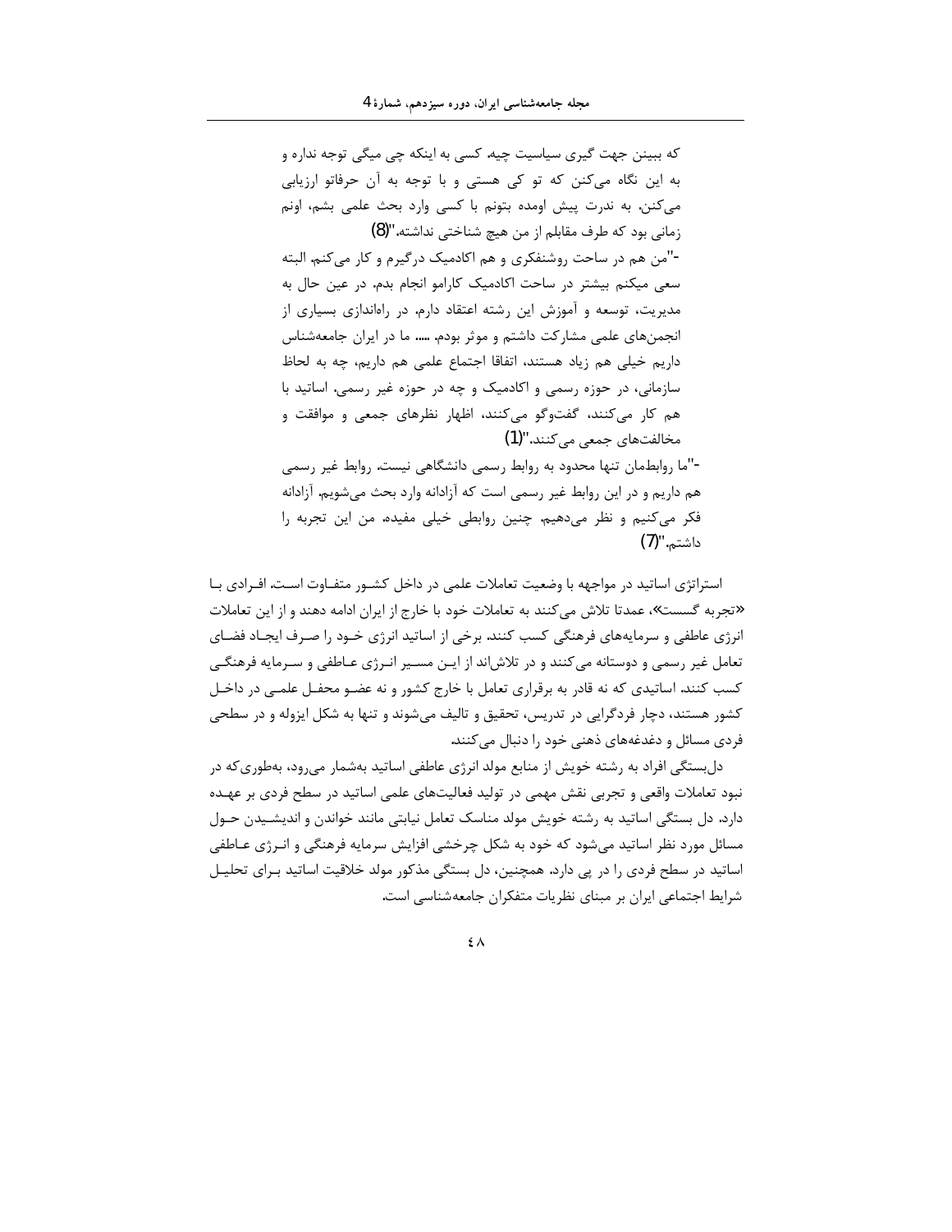که ببینن جهت گیری سیاسیت چیه. کسی به اینکه چی میگی توجه نداره و به این نگاه می‌کنن که تو کی هستی و با توجه به آن حرفاتو ارزیابی می‌کنن. به ندرت پیش اومده بتونم با کسی وارد بحث علمی بشم، اونم زمانی بود که طرف مقابلم از من هیچ شناختی نداشته."(8)

-"من هم در ساحت روشنفکری و هم اکادمیک درگیرم و کار می‌کنم. البته سعی میکنم بیشتر در ساحت اکادمیک کارامو انجام بدم. در عین حال به مدیریت، توسعه و آموزش این رشته اعتقاد دارم. در راه‌اندازی بسیاری از انجمن‌های علمی مشارکت داشتم و موثر بودم. ..... ما در ایران جامعه‌شناس داریم خیلی هم زیاد هستند، اتفاقا اجتماع علمی هم داریم، چه به لحاظ سازمانی، در حوزه رسمی و اکادمیک و چه در حوزه غیر رسمی. اساتید با هم کار می‌کنند، گفت‌وگو می‌کنند، اظهار نظرهای جمعی و موافقت و مخالفت‌های جمعی می‌کنند."(1)

-"ما روابطمان تنها محدود به روابط رسمی دانشگاهی نیست. روابط غیر رسمی هم داریم و در این روابط غیر رسمی است که آزادانه وارد بحث می‌شویم. آزادانه فکر می‌کنیم و نظر می‌دهیم. چنین روابطی خیلی مفیده. من این تجربه را داشتم."(7)

استراتژی اساتید در مواجهه با وضعیت تعاملات علمی در داخل کشور متفاوت است. افرادی با «تجربه گسست»، عمدتا تلاش می‌کنند به تعاملات خود با خارج از ایران ادامه دهند و از این تعاملات انرژی عاطفی و سرمایه‌های فرهنگی کسب کنند. برخی از اساتید انرژی خود را صرف ایجاد فضای تعامل غیر رسمی و دوستانه می‌کنند و در تلاش‌اند از این مسیر انرژی عاطفی و سرمایه فرهنگی کسب کنند. اساتیدی که نه قادر به برقراری تعامل با خارج کشور و نه عضو محفل علمی در داخل کشور هستند، دچار فردگرایی در تدریس، تحقیق و تالیف می‌شوند و تنها به شکل ایزوله و در سطحی فردی مسائل و دغدغه‌های ذهنی خود را دنبال می‌کنند.

دل‌بستگی افراد به رشته خویش از منابع مولد انرژی عاطفی اساتید به‌شمار می‌رود، به‌طوری‌که در نبود تعاملات واقعی و تجربی نقش مهمی در تولید فعالیت‌های علمی اساتید در سطح فردی بر عهده دارد. دل بستگی اساتید به رشته خویش مولد مناسک تعامل نیابتی مانند خواندن و اندیشیدن حول مسائل مورد نظر اساتید می‌شود که خود به شکل چرخشی افزایش سرمایه فرهنگی و انرژی عاطفی اساتید در سطح فردی را در پی دارد. همچنین، دل بستگی مذکور مولد خلاقیت اساتید برای تحلیل شرایط اجتماعی ایران بر مبنای نظریات متفکران جامعه‌شناسی است.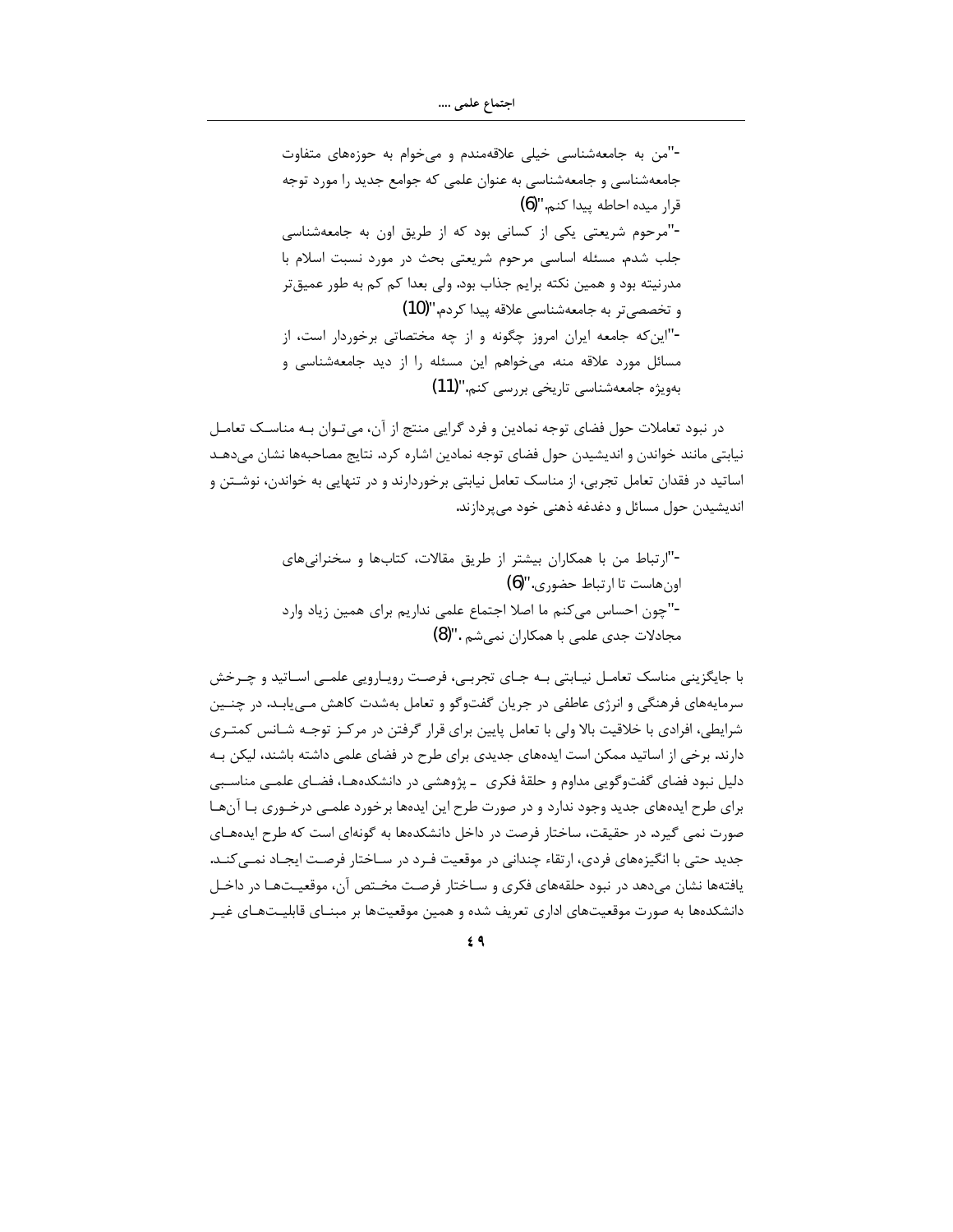-"من به جامعه‌شناسی خیلی علاقه‌مندم و می‌خوام به حوزه‌های متفاوت جامعه‌شناسی و جامعه‌شناسی به عنوان علمی که جوامع جدید را مورد توجه قرار میده احاطه پیدا کنم."(6)

-"مرحوم شریعتی یکی از کسانی بود که از طریق اون به جامعه‌شناسی جلب شدم. مسئله اساسی مرحوم شریعتی بحث در مورد نسبت اسلام با مدرنیته بود و همین نکته برایم جذاب بود. ولی بعدا کم کم به طور عمیق‌تر و تخصصی‌تر به جامعه‌شناسی علاقه پیدا کردم."(10)

-"این‌که جامعه ایران امروز چگونه و از چه مختصاتی برخوردار است، از مسائل مورد علاقه منه. می‌خواهم این مسئله را از دید جامعه‌شناسی و به‌ویژه جامعه‌شناسی تاریخی بررسی کنم."(11)

در نبود تعاملات حول فضای توجه نمادین و فرد گرایی منتج از آن، می‌توان به مناسک تعامل نیابتی مانند خواندن و اندیشیدن حول فضای توجه نمادین اشاره کرد. نتایج مصاحبه‌ها نشان می‌دهد اساتید در فقدان تعامل تجربی، از مناسک تعامل نیابتی برخوردارند و در تنهایی به خواندن، نوشتن و اندیشیدن حول مسائل و دغدغه ذهنی خود می‌پردازند.

-"ارتباط من با همکاران بیشتر از طریق مقالات، کتاب‌ها و سخنرانی‌های اون‌هاست تا ارتباط حضوری."(6)

-"چون احساس می‌کنم ما اصلا اجتماع علمی نداریم برای همین زیاد وارد مجادلات جدی علمی با همکاران نمی‌شم."(8)

با جایگزینی مناسک تعامل نیابتی به جای تجربی، فرصت رویارویی علمی اساتید و چرخش سرمایه‌های فرهنگی و انرژی عاطفی در جریان گفت‌وگو و تعامل به‌شدت کاهش می‌یابد. در چنین شرایطی، افرادی با خلاقیت بالا ولی با تعامل پایین برای قرار گرفتن در مرکز توجه شانس کمتری دارند. برخی از اساتید ممکن است ایده‌های جدیدی برای طرح در فضای علمی داشته باشند، لیکن به دلیل نبود فضای گفت‌وگویی مداوم و حلقهٔ فکری ـ پژوهشی در دانشکده‌ها، فضای علمی مناسبی برای طرح ایده‌های جدید وجود ندارد و در صورت طرح این ایده‌ها برخورد علمی درخوری با آن‌ها صورت نمی گیرد. در حقیقت، ساختار فرصت در داخل دانشکده‌ها به گونه‌ای است که طرح ایده‌های جدید حتی با انگیزه‌های فردی، ارتقاء چندانی در موقعیت فرد در ساختار فرصت ایجاد نمی‌کند. یافته‌ها نشان می‌دهد در نبود حلقه‌های فکری و ساختار فرصت مختص آن، موقعیت‌ها در داخل دانشکده‌ها به صورت موقعیت‌های اداری تعریف شده و همین موقعیت‌ها بر مبنای قابلیت‌های غیر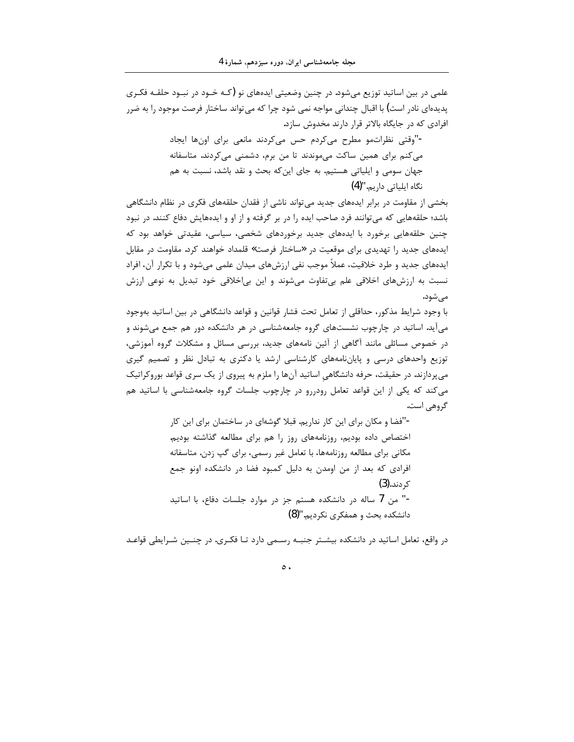علمی در بین اساتید توزیع می‌شود. در چنین وضعیتی ایده‌های نو (که خود در نبود حلقه فکری پدیده‌ای نادر است) با اقبال چندانی مواجه نمی شود چرا که می‌تواند ساختار فرصت موجود را به ضرر افرادی که در جایگاه بالاتر قرار دارند مخدوش سازد.

> -"وقتی نظراتمو مطرح می‌کردم حس می‌کردند مانعی برای اون‌ها ایجاد می‌کنم برای همین ساکت می‌موندند تا من برم، دشمنی می‌کردند. متاسفانه جهان سومی و ایلیاتی هستیم. به جای این‌که بحث و نقد باشد، نسبت به هم نگاه ایلیاتی داریم."(4)

بخشی از مقاومت در برابر ایده‌های جدید می‌تواند ناشی از فقدان حلقه‌های فکری در نظام دانشگاهی باشد؛ حلقه‌هایی که می‌توانند فرد صاحب ایده را در بر گرفته و از او و ایده‌هایش دفاع کنند. در نبود چنین حلقه‌هایی برخورد با ایده‌های جدید برخوردهای شخصی، سیاسی، عقیدتی خواهد بود که ایده‌های جدید را تهدیدی برای موقعیت در «ساختار فرصت» قلمداد خواهند کرد. مقاومت در مقابل ایده‌های جدید و طرد خلاقیت، عملاً موجب نفی ارزش‌های میدان علمی می‌شود و با تکرار آن، افراد نسبت به ارزش‌های اخلاقی علم بی‌تفاوت می‌شوند و این بی‌اخلاقی خود تبدیل به نوعی ارزش می‌شود.

با وجود شرایط مذکور، حداقلی از تعامل تحت فشار قوانین و قواعد دانشگاهی در بین اساتید به‌وجود می‌آید. اساتید در چارچوب نشست‌های گروه جامعه‌شناسی در هر دانشکده دور هم جمع می‌شوند و در خصوص مسائلی مانند آگاهی از آئین نامه‌های جدید، بررسی مسائل و مشکلات گروه آموزشی، توزیع واحدهای درسی و پایان‌نامه‌های کارشناسی ارشد یا دکتری به تبادل نظر و تصمیم گیری می‌پردازند. در حقیقت، حرفه دانشگاهیِ اساتید آن‌ها را ملزم به پیروی از یک سری قواعد بوروکراتیک می‌کند که یکی از این قواعد تعامل رودررو در چارچوب جلسات گروه جامعه‌شناسی با اساتید هم گروهی است.

> -"فضا و مکان برای این کار نداریم. قبلا گوشه‌ای در ساختمان برای این کار اختصاص داده بودیم، روزنامه‌های روز را هم برای مطالعه گذاشته بودیم، مکانی برای مطالعه روزنامه‌ها، با تعامل غیر رسمی، برای گپ زدن. متاسفانه افرادی که بعد از من اومدن به دلیل کمبود فضا در دانشکده اونو جمع کردند.(3)
>
> -" من 7 ساله در دانشکده هستم جز در موارد جلسات دفاع، با اساتید دانشکده بحث و همفکری نکردیم."(8)

در واقع، تعامل اساتید در دانشکده بیشتر جنبه رسمی دارد تا فکری. در چنین شرایطی قواعد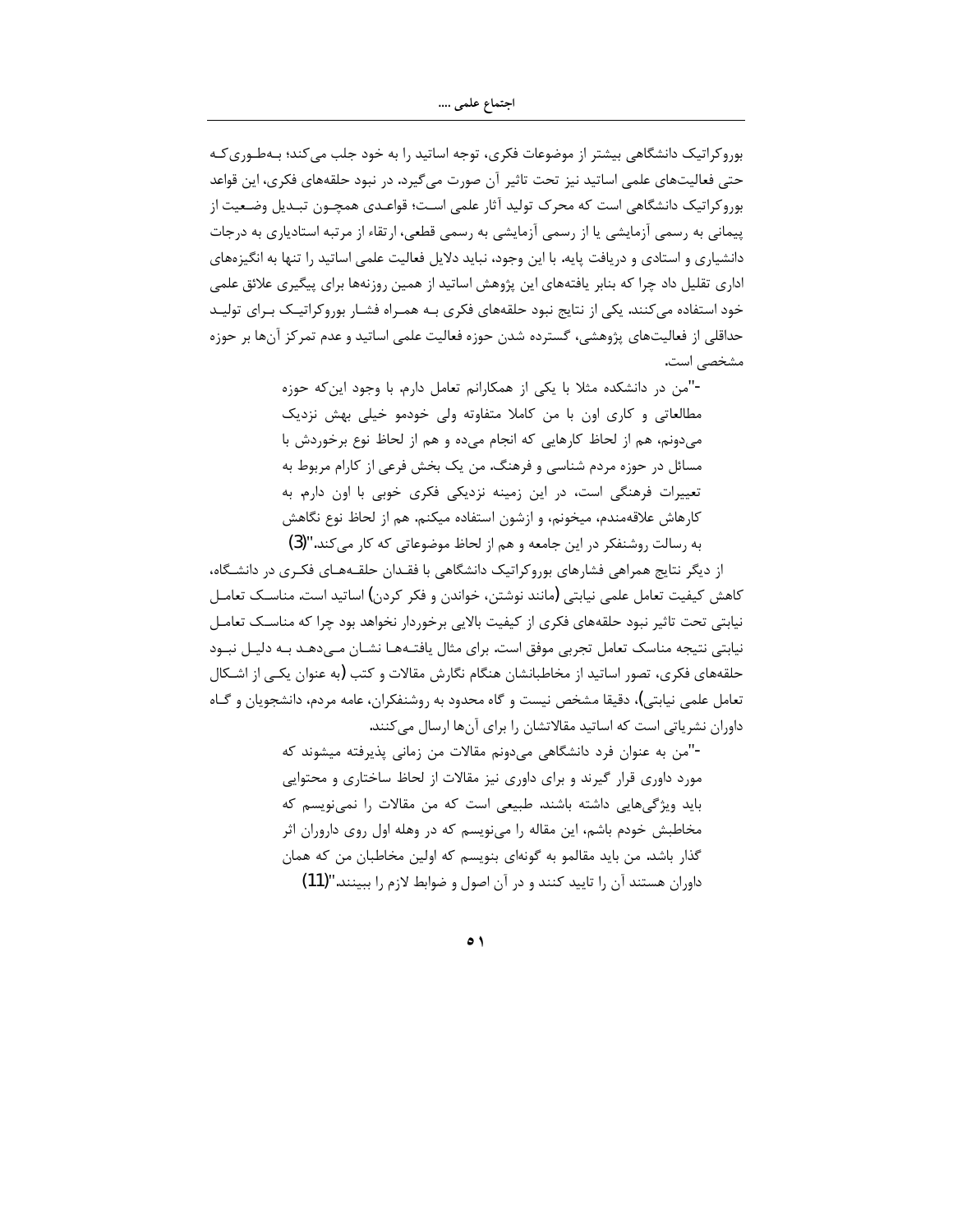بوروکراتیک دانشگاهی بیشتر از موضوعات فکری، توجه اساتید را به خود جلب می‌کند؛ به‌طوری‌که حتی فعالیت‌های علمی اساتید نیز تحت تاثیر آن صورت می‌گیرد. در نبود حلقه‌های فکری، این قواعد بوروکراتیک دانشگاهی است که محرک تولید آثار علمی است؛ قواعدی همچون تبدیل وضعیت از پیمانی به رسمی آزمایشی یا از رسمی آزمایشی به رسمی قطعی، ارتقاء از مرتبه استادیاری به درجات دانشیاری و استادی و دریافت پایه. با این وجود، نباید دلایل فعالیت علمی اساتید را تنها به انگیزه‌های اداری تقلیل داد چرا که بنابر یافته‌های این پژوهش اساتید از همین روزنه‌ها برای پیگیری علائق علمی خود استفاده می‌کنند. یکی از نتایج نبود حلقه‌های فکری به همراه فشار بوروکراتیک برای تولید حداقلی از فعالیت‌های پژوهشی، گسترده شدن حوزه فعالیت علمی اساتید و عدم تمرکز آن‌ها بر حوزه مشخصی است.

> -"من در دانشکده مثلا با یکی از همکارانم تعامل دارم. با وجود این‌که حوزه مطالعاتی و کاری اون با من کاملا متفاوته ولی خودمو خیلی بهش نزدیک می‌دونم، هم از لحاظ کارهایی که انجام می‌ده و هم از لحاظ نوع برخوردش با مسائل در حوزه مردم شناسی و فرهنگ. من یک بخش فرعی از کارام مربوط به تغییرات فرهنگی است، در این زمینه نزدیکی فکری خوبی با اون دارم. به کارهاش علاقه‌مندم، میخونم، و ازشون استفاده میکنم. هم از لحاظ نوع نگاهش به رسالت روشنفکر در این جامعه و هم از لحاظ موضوعاتی که کار می‌کند."(3)

از دیگر نتایج همراهی فشارهای بوروکراتیک دانشگاهی با فقدان حلقه‌های فکری در دانشگاه، کاهش کیفیت تعامل علمی نیابتی (مانند نوشتن، خواندن و فکر کردن) اساتید است. مناسک تعامل نیابتی تحت تاثیر نبود حلقه‌های فکری از کیفیت بالایی برخوردار نخواهد بود چرا که مناسک تعامل نیابتی نتیجه مناسک تعامل تجربی موفق است. برای مثال یافته‌ها نشان می‌دهد به دلیل نبود حلقه‌های فکری، تصور اساتید از مخاطبانشان هنگام نگارش مقالات و کتب (به عنوان یکی از اشکال تعامل علمی نیابتی)، دقیقا مشخص نیست و گاه محدود به روشنفکران، عامه مردم، دانشجویان و گاه داوران نشریاتی است که اساتید مقالاتشان را برای آن‌ها ارسال می‌کنند.

> -"من به عنوان فرد دانشگاهی می‌دونم مقالات من زمانی پذیرفته میشوند که مورد داوری قرار گیرند و برای داوری نیز مقالات از لحاظ ساختاری و محتوایی باید ویژگی‌هایی داشته باشند. طبیعی است که من مقالات را نمی‌نویسم که مخاطبش خودم باشم، این مقاله را می‌نویسم که در وهله اول روی داروران اثر گذار باشد. من باید مقالمو به گونه‌ای بنویسم که اولین مخاطبان من که همان داوران هستند آن را تایید کنند و در آن اصول و ضوابط لازم را ببینند."(11)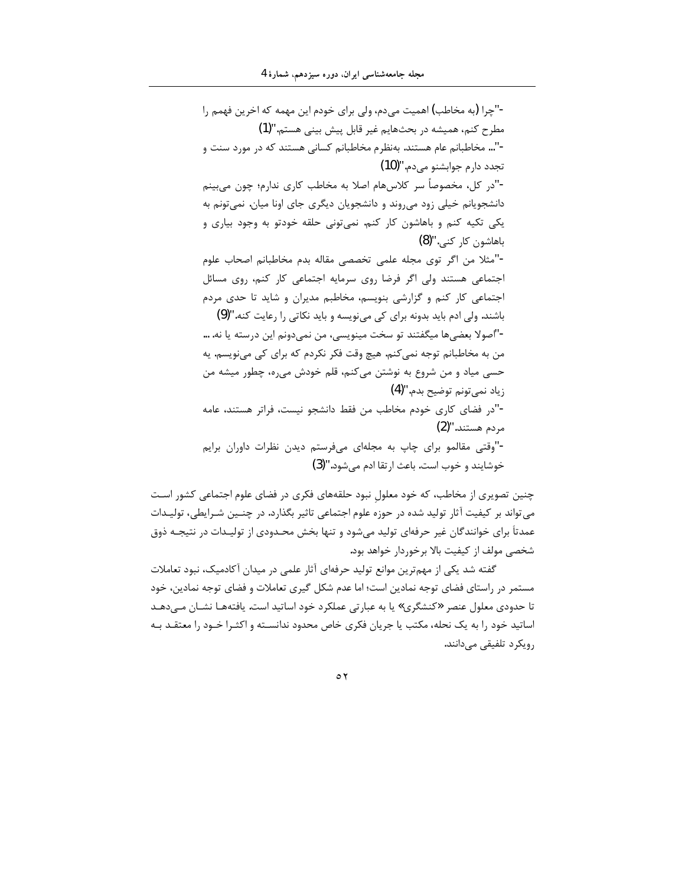-"چرا (به مخاطب) اهمیت می‌دم، ولی برای خودم این مهمه که اخرین فهمم را مطرح کنم، همیشه در بحث‌هایم غیر قابل پیش بینی هستم."(1)

-"... مخاطبانم عام هستند. به‌نظرم مخاطبانم کسانی هستند که در مورد سنت و تجدد دارم جوابشنو می‌دم."(10)

-"در کل، مخصوصاً سر کلاس‌هام اصلا به مخاطب کاری ندارم؛ چون می‌بینم دانشجویانم خیلی زود می‌روند و دانشجویان دیگری جای اونا میان. نمی‌تونم به یکی تکیه کنم و باهاشون کار کنم. نمی‌تونی حلقه خودتو به وجود بیاری و باهاشون کار کنی."(8)

-"مثلا من اگر توی مجله علمی تخصصی مقاله بدم مخاطبانم اصحاب علوم اجتماعی هستند ولی اگر فرضا روی سرمایه اجتماعی کار کنم، روی مسائل اجتماعی کار کنم و گزارشی بنویسم، مخاطبم مدیران و شاید تا حدی مردم باشند. ولی ادم باید بدونه برای کی می‌نویسه و باید نکاتی را رعایت کنه."(9)

-"اصولا بعضی‌ها میگفتند تو سخت مینویسی، من نمی‌دونم این درسته یا نه. ... من به مخاطبانم توجه نمی‌کنم. هیچ وقت فکر نکردم که برای کی می‌نویسم. یه حسی میاد و من شروع به نوشتن می‌کنم، قلم خودش می‌ره، چطور میشه من زیاد نمی‌تونم توضیح بدم."(4)

-"در فضای کاری خودم مخاطب من فقط دانشجو نیست، فراتر هستند، عامه مردم هستند."(2)

-"وقتی مقالمو برای چاپ به مجله‌ای می‌فرستم دیدن نظرات داوران برایم خوشایند و خوب است. باعث ارتقا ادم می‌شود."(3)

چنین تصویری از مخاطب، که خود معلولِ نبود حلقه‌های فکری در فضای علوم اجتماعی کشور است می‌تواند بر کیفیت آثار تولید شده در حوزه علوم اجتماعی تاثیر بگذارد. در چنین شرایطی، تولیدات عمدتاً برای خوانندگان غیر حرفه‌ای تولید می‌شود و تنها بخش محدودی از تولیدات در نتیجه ذوق شخصی مولف از کیفیت بالا برخوردار خواهد بود.

گفته شد یکی از مهم‌ترین موانع تولید حرفه‌ای آثار علمی در میدان آکادمیک، نبود تعاملات مستمر در راستای فضای توجه نمادین است؛ اما عدم شکل گیری تعاملات و فضای توجه نمادین، خود تا حدودی معلول عنصر «کنشگری» یا به عبارتی عملکرد خود اساتید است. یافته‌ها نشان می‌دهد اساتید خود را به یک نحله، مکتب یا جریان فکری خاص محدود ندانسته و اکثرا خود را معتقد به رویکرد تلفیقی می‌دانند.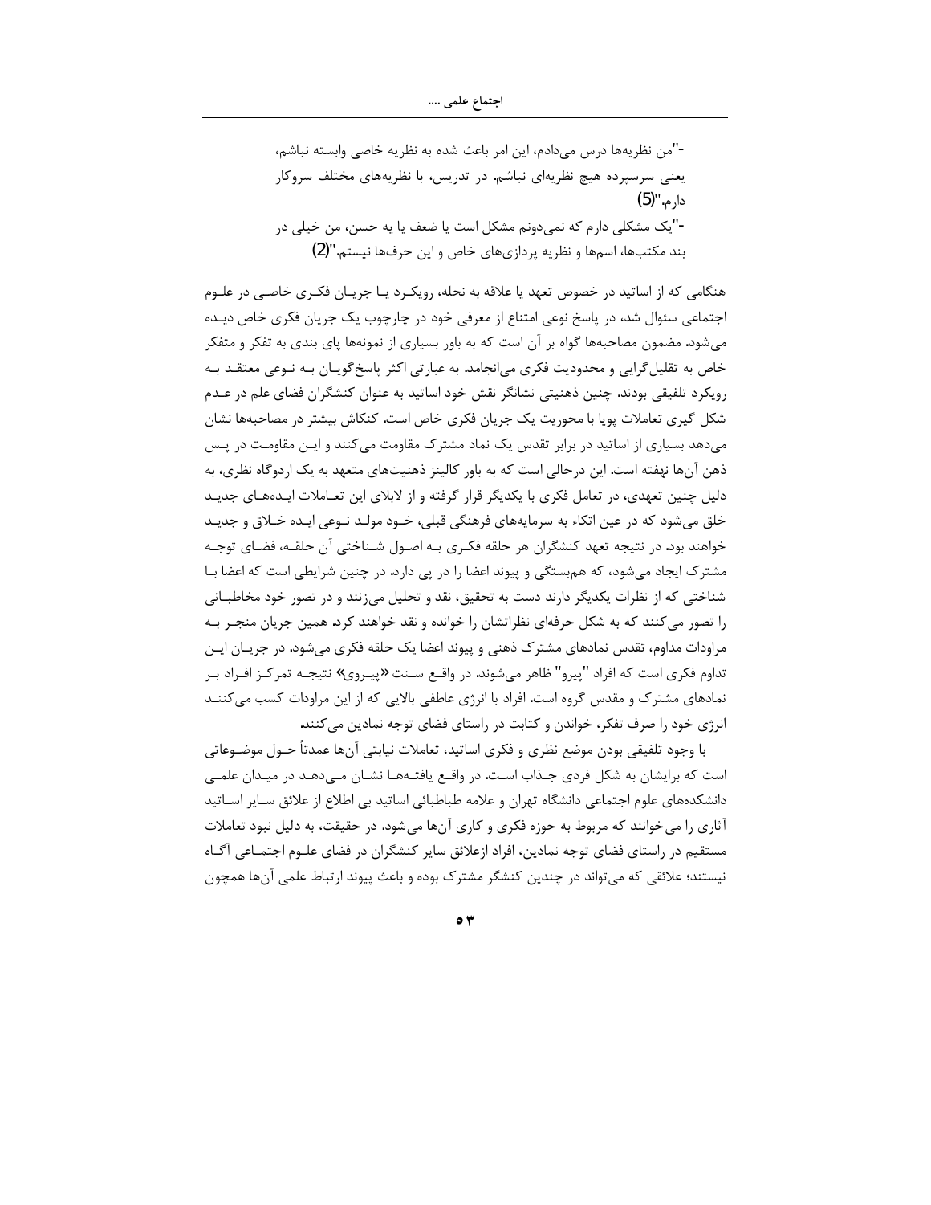-"من نظریه‌ها درس می‌دادم، این امر باعث شده به نظریه خاصی وابسته نباشم، یعنی سرسپرده هیچ نظریه‌ای نباشم. در تدریس، با نظریه‌های مختلف سروکار دارم."(5)

-"یک مشکلی دارم که نمی‌دونم مشکل است یا ضعف یا یه حسن، من خیلی در بند مکتب‌ها، اسم‌ها و نظریه پردازی‌های خاص و این حرف‌ها نیستم."(2)

هنگامی که از اساتید در خصوص تعهد یا علاقه به نحله، رویکرد یا جریان فکری خاصی در علوم اجتماعی سئوال شد، در پاسخ نوعی امتناع از معرفی خود در چارچوب یک جریان فکری خاص دیده می‌شود. مضمون مصاحبه‌ها گواه بر آن است که به باور بسیاری از نمونه‌ها پای بندی به تفکر و متفکر خاص به تقلیل‌گرایی و محدودیت فکری می‌انجامد. به عبارتی اکثر پاسخ‌گویان به نوعی معتقد به رویکرد تلفیقی بودند. چنین ذهنیتی نشانگر نقش خود اساتید به عنوان کنشگران فضای علم در عدم شکل گیری تعاملات پویا با محوریت یک جریان فکری خاص است. کنکاش بیشتر در مصاحبه‌ها نشان می‌دهد بسیاری از اساتید در برابر تقدس یک نماد مشترک مقاومت می‌کنند و این مقاومت در پس ذهن آن‌ها نهفته است. این درحالی است که به باور کالینز ذهنیت‌های متعهد به یک اردوگاه نظری، به دلیل چنین تعهدی، در تعامل فکری با یکدیگر قرار گرفته و از لابلای این تعاملات ایده‌های جدید خلق می‌شود که در عین اتکاء به سرمایه‌های فرهنگی قبلی، خود مولد نوعی ایده خلاق و جدید خواهند بود. در نتیجه تعهد کنشگران هر حلقه فکری به اصول شناختی آن حلقه، فضای توجه مشترک ایجاد می‌شود، که هم‌بستگی و پیوند اعضا را در پی دارد. در چنین شرایطی است که اعضا با شناختی که از نظرات یکدیگر دارند دست به تحقیق، نقد و تحلیل می‌زنند و در تصور خود مخاطبانی را تصور می‌کنند که به شکل حرفه‌ای نظراتشان را خوانده و نقد خواهند کرد. همین جریان منجر به مراودات مداوم، تقدس نمادهای مشترک ذهنی و پیوند اعضا یک حلقه فکری می‌شود. در جریان این تداوم فکری است که افراد "پیرو" ظاهر می‌شوند. در واقع سنت «پیروی» نتیجه تمرکز افراد بر نمادهای مشترک و مقدس گروه است. افراد با انرژی عاطفی بالایی که از این مراودات کسب می‌کنند انرژی خود را صرف تفکر، خواندن و کتابت در راستای فضای توجه نمادین می‌کنند.

با وجود تلفیقی بودن موضع نظری و فکری اساتید، تعاملات نیابتی آن‌ها عمدتاً حول موضوعاتی است که برایشان به شکل فردی جذاب است. در واقع یافته‌ها نشان می‌دهد در میدان علمی دانشکده‌های علوم اجتماعی دانشگاه تهران و علامه طباطبائی اساتید بی اطلاع از علائق سایر اساتید آثاری را می‌خوانند که مربوط به حوزه فکری و کاری آن‌ها می‌شود. در حقیقت، به دلیل نبود تعاملات مستقیم در راستای فضای توجه نمادین، افراد ازعلائق سایر کنشگران در فضای علوم اجتماعی آگاه نیستند؛ علائقی که می‌تواند در چندین کنشگر مشترک بوده و باعث پیوند ارتباط علمی آن‌ها همچون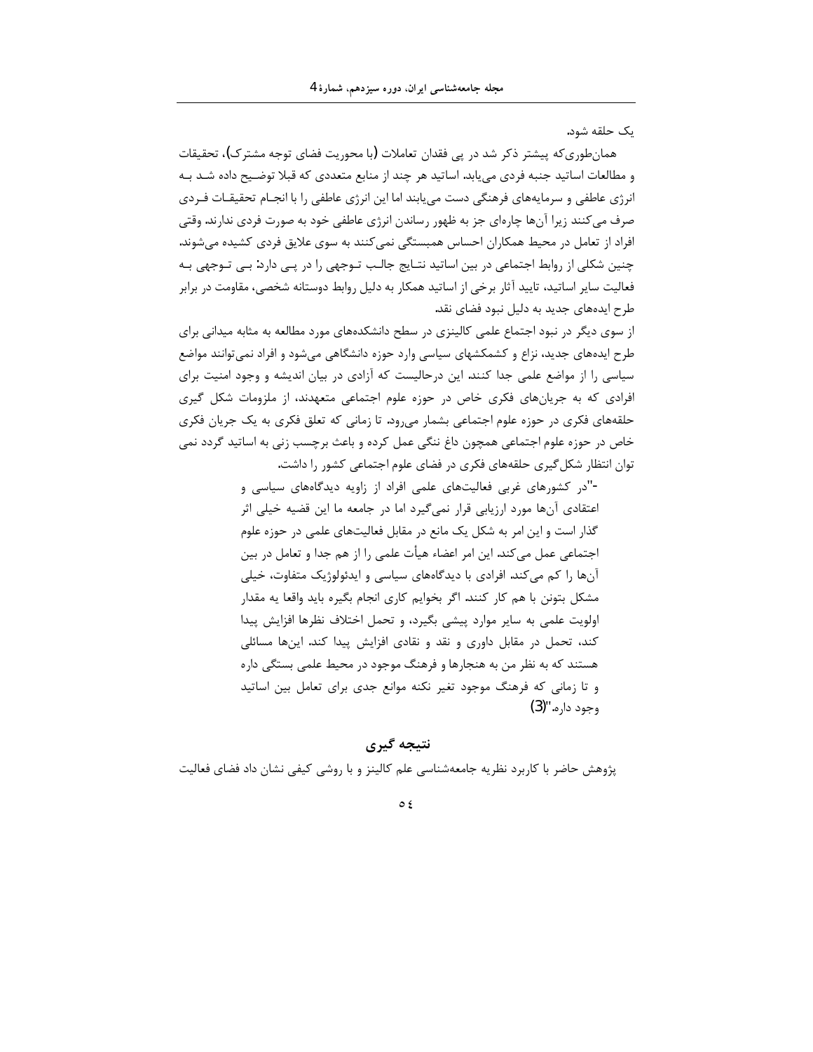یک حلقه شود.

همان‌طوری‌که پیشتر ذکر شد در پی فقدان تعاملات (با محوریت فضای توجه مشترک)، تحقیقات و مطالعات اساتید جنبه فردی می‌یابد. اساتید هر چند از منابع متعددی که قبلا توضیح داده شد به انرژی عاطفی و سرمایه‌های فرهنگی دست می‌یابند اما این انرژی عاطفی را با انجام تحقیقات فردی صرف می‌کنند زیرا آن‌ها چاره‌ای جز به ظهور رساندن انرژی عاطفی خود به صورت فردی ندارند. وقتی افراد از تعامل در محیط همکاران احساس همبستگی نمی‌کنند به سوی علایق فردی کشیده می‌شوند. چنین شکلی از روابط اجتماعی در بین اساتید نتایج جالب توجهی را در پی دارد: بی توجهی به فعالیت سایر اساتید، تایید آثار برخی از اساتید همکار به دلیل روابط دوستانه شخصی، مقاومت در برابر طرح ایده‌های جدید به دلیل نبود فضای نقد.

از سوی دیگر در نبود اجتماع علمی کالینزی در سطح دانشکده‌های مورد مطالعه به مثابه میدانی برای طرح ایده‌های جدید، نزاع و کشمکشهای سیاسی وارد حوزه دانشگاهی می‌شود و افراد نمی‌توانند مواضع سیاسی را از مواضع علمی جدا کنند. این درحالیست که آزادی در بیان اندیشه و وجود امنیت برای افرادی که به جریان‌های فکری خاص در حوزه علوم اجتماعی متعهدند، از ملزومات شکل گیری حلقه‌های فکری در حوزه علوم اجتماعی بشمار می‌رود. تا زمانی که تعلق فکری به یک جریان فکری خاص در حوزه علوم اجتماعی همچون داغ ننگی عمل کرده و باعث برچسب زنی به اساتید گردد نمی توان انتظار شکل‌گیری حلقه‌های فکری در فضای علوم اجتماعی کشور را داشت.

> -"در کشورهای غربی فعالیت‌های علمی افراد از زاویه دیدگاه‌های سیاسی و اعتقادی آن‌ها مورد ارزیابی قرار نمی‌گیرد اما در جامعه ما این قضیه خیلی اثر گذار است و این امر به شکل یک مانع در مقابل فعالیت‌های علمی در حوزه علوم اجتماعی عمل می‌کند. این امر اعضاء هیأت علمی را از هم جدا و تعامل در بین آن‌ها را کم می‌کند. افرادی با دیدگاه‌های سیاسی و ایدئولوژیک متفاوت، خیلی مشکل بتونن با هم کار کنند. اگر بخوایم کاری انجام بگیره باید واقعا یه مقدار اولویت علمی به سایر موارد پیشی بگیرد، و تحمل اختلاف نظرها افزایش پیدا کند، تحمل در مقابل داوری و نقد و نقادی افزایش پیدا کند. این‌ها مسائلی هستند که به نظر من به هنجارها و فرهنگ موجود در محیط علمی بستگی داره و تا زمانی که فرهنگ موجود تغیر نکنه موانع جدی برای تعامل بین اساتید وجود داره."(3)

## نتیجه گیری

پژوهش حاضر با کاربرد نظریه جامعه‌شناسی علم کالینز و با روشی کیفی نشان داد فضای فعالیت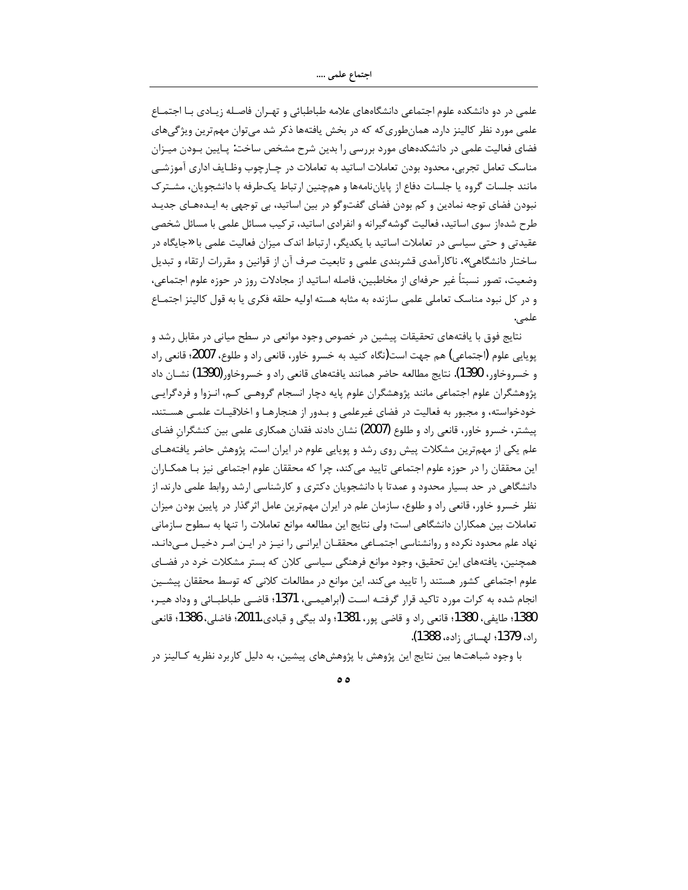علمی در دو دانشکده علوم اجتماعی دانشگاه‌های علامه طباطبائی و تهران فاصله زیادی با اجتماع علمی مورد نظر کالینز دارد. همان‌طوری‌که که در بخش یافته‌ها ذکر شد می‌توان مهم‌ترین ویژگی‌های فضای فعالیت علمی در دانشکده‌های مورد بررسی را بدین شرح مشخص ساخت: پایین بودن میزان مناسک تعامل تجربی، محدود بودن تعاملات اساتید به تعاملات در چارچوب وظایف اداری آموزشی مانند جلسات گروه یا جلسات دفاع از پایان‌نامه‌ها و همچنین ارتباط یک‌طرفه با دانشجویان، مشترک نبودن فضای توجه نمادین و کم بودن فضای گفت‌وگو در بین اساتید، بی توجهی به ایده‌های جدید طرح شده‌از سوی اساتید، فعالیت گوشه‌گیرانه و انفرادی اساتید، ترکیب مسائل علمی با مسائل شخصی عقیدتی و حتی سیاسی در تعاملات اساتید با یکدیگر، ارتباط اندک میزان فعالیت علمی با «جایگاه در ساختار دانشگاهی»، ناکارآمدی قشربندی علمی و تابعیت صرف آن از قوانین و مقررات ارتقاء و تبدیل وضعیت، تصور نسبتاً غیر حرفه‌ای از مخاطبین، فاصله اساتید از مجادلات روز در حوزه علوم اجتماعی، و در کل نبود مناسک تعاملی علمی سازنده به مثابه هسته اولیه حلقه فکری یا به قول کالینز اجتماع علمی.

نتایج فوق با یافته‌های تحقیقات پیشین در خصوص وجود موانعی در سطح میانی در مقابل رشد و پویایی علوم (اجتماعی) هم جهت است(نگاه کنید به خسرو خاور، قانعی راد و طلوع، 2007؛ قانعی راد و خسروخاور، 1390). نتایج مطالعه حاضر همانند یافته‌های قانعی راد و خسروخاور(1390) نشان داد پژوهشگران علوم اجتماعی مانند پژوهشگران علوم پایه دچار انسجام گروهی کم، انزوا و فردگرایی خودخواسته، و مجبور به فعالیت در فضای غیرعلمی و بدور از هنجارها و اخلاقیات علمی هستند. پیشتر، خسرو خاور، قانعی راد و طلوع (2007) نشان دادند فقدان همکاری علمی بین کنشگرانِ فضای علم یکی از مهم‌ترین مشکلات پیش روی رشد و پویایی علوم در ایران است. پژوهش حاضر یافته‌های این محققان را در حوزه علوم اجتماعی تایید می‌کند، چرا که محققان علوم اجتماعی نیز با همکاران دانشگاهی در حد بسیار محدود و عمدتا با دانشجویان دکتری و کارشناسی ارشد روابط علمی دارند. از نظر خسرو خاور، قانعی راد و طلوع، سازمان علم در ایران مهم‌ترین عامل اثرگذار در پایین بودن میزان تعاملات بین همکاران دانشگاهی است؛ ولی نتایج این مطالعه موانع تعاملات را تنها به سطوح سازمانی نهاد علم محدود نکرده و روانشناسی اجتماعی محققان ایرانی را نیز در این امر دخیل می‌داند. همچنین، یافته‌های این تحقیق، وجود موانع فرهنگی سیاسی کلان که بستر مشکلات خرد در فضای علوم اجتماعی کشور هستند را تایید می‌کند. این موانع در مطالعات کلانی که توسط محققان پیشین انجام شده به کرات مورد تاکید قرار گرفته است (ابراهیمی، 1371؛ قاضی طباطبائی و وداد هیر، 1380؛ طایفی، 1380؛ قانعی راد و قاضی پور، 1381؛ ولد بیگی و قبادی،2011؛ فاضلی، 1386؛ قانعی راد، 1379؛ لهسائی زاده، 1388).

با وجود شباهت‌ها بین نتایج این پژوهش با پژوهش‌های پیشین، به دلیل کاربرد نظریه کالینز در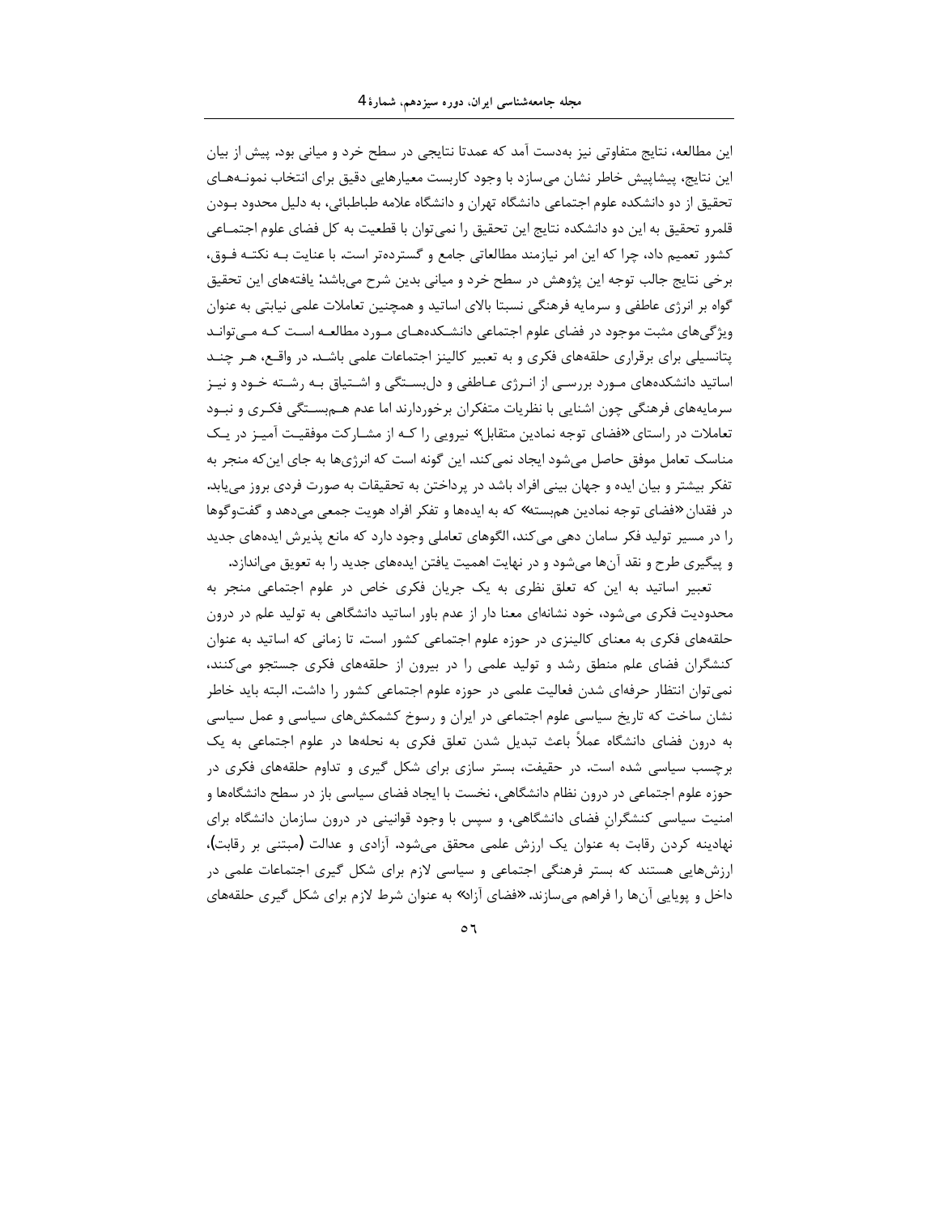این مطالعه، نتایج متفاوتی نیز به‌دست آمد که عمدتا نتایجی در سطح خرد و میانی بود. پیش از بیان این نتایج، پیشاپیش خاطر نشان می‌سازد با وجود کاربست معیارهایی دقیق برای انتخاب نمونه‌های تحقیق از دو دانشکده علوم اجتماعی دانشگاه تهران و دانشگاه علامه طباطبائی، به دلیل محدود بودن قلمرو تحقیق به این دو دانشکده نتایج این تحقیق را نمی‌توان با قطعیت به کل فضای علوم اجتماعی کشور تعمیم داد، چرا که این امر نیازمند مطالعاتی جامع و گسترده‌تر است. با عنایت بـه نکتـه فـوق، برخی نتایج جالب توجه این پژوهش در سطح خرد و میانی بدین شرح می‌باشد: یافته‌های این تحقیق گواه بر انرژی عاطفی و سرمایه فرهنگی نسبتا بالای اساتید و همچنین تعاملات علمی نیابتی به عنوان ویژگی‌های مثبت موجود در فضای علوم اجتماعی دانشکده‌های مـورد مطالعـه اسـت کـه مـی‌تواند پتانسیلی برای برقراری حلقه‌های فکری و به تعبیر کالینز اجتماعات علمی باشـد. در واقـع، هـر چنـد اساتید دانشکده‌های مـورد بررسـی از انـرژی عـاطفی و دل‌بسـتگی و اشـتیاق بـه رشـته خـود و نیـز سرمایه‌های فرهنگی چون اشنایی با نظریات متفکران برخوردارند اما عدم هـم‌بسـتگی فکـری و نبـود تعاملات در راستای «فضای توجه نمادین متقابل» نیرویی را کـه از مشـارکت موفقیـت آمیـز در یـک مناسک تعامل موفق حاصل می‌شود ایجاد نمی‌کند. این گونه است که انرژی‌ها به جای این‌که منجر به تفکر بیشتر و بیان ایده و جهان بینی افراد باشد در پرداختن به تحقیقات به صورت فردی بروز می‌یابد. در فقدان «فضای توجه نمادین هم‌بسته» که به ایده‌ها و تفکر افراد هویت جمعی می‌دهد و گفت‌وگوها را در مسیر تولید فکر سامان دهی می‌کند، الگوهای تعاملی وجود دارد که مانع پذیرش ایده‌های جدید و پیگیری طرح و نقد آن‌ها می‌شود و در نهایت اهمیت یافتن ایده‌های جدید را به تعویق می‌اندازد.

تعبیر اساتید به این که تعلق نظری به یک جریان فکری خاص در علوم اجتماعی منجر به محدودیت فکری می‌شود، خود نشانه‌ای معنا دار از عدم باور اساتید دانشگاهی به تولید علم در درون حلقه‌های فکری به معنای کالینزی در حوزه علوم اجتماعی کشور است. تا زمانی که اساتید به عنوان کنشگران فضای علم منطق رشد و تولید علمی را در بیرون از حلقه‌های فکری جستجو می‌کنند، نمی‌توان انتظار حرفه‌ای شدن فعالیت علمی در حوزه علوم اجتماعی کشور را داشت. البته باید خاطر نشان ساخت که تاریخ سیاسی علوم اجتماعی در ایران و رسوخ کشمکش‌های سیاسی و عمل سیاسی به درون فضای دانشگاه عملاً باعث تبدیل شدن تعلق فکری به نحله‌ها در علوم اجتماعی به یک برچسب سیاسی شده است. در حقیقت، بستر سازی برای شکل گیری و تداوم حلقه‌های فکری در حوزه علوم اجتماعی در درون نظام دانشگاهی، نخست با ایجاد فضای سیاسی باز در سطح دانشگاه‌ها و امنیت سیاسی کنشگرانِ فضای دانشگاهی، و سپس با وجود قوانینی در درون سازمان دانشگاه برای نهادینه کردن رقابت به عنوان یک ارزش علمی محقق می‌شود. آزادی و عدالت (مبتنی بر رقابت)، ارزش‌هایی هستند که بستر فرهنگی اجتماعی و سیاسی لازم برای شکل گیری اجتماعات علمی در داخل و پویایی آن‌ها را فراهم می‌سازند. «فضای آزاد» به عنوان شرط لازم برای شکل گیری حلقه‌های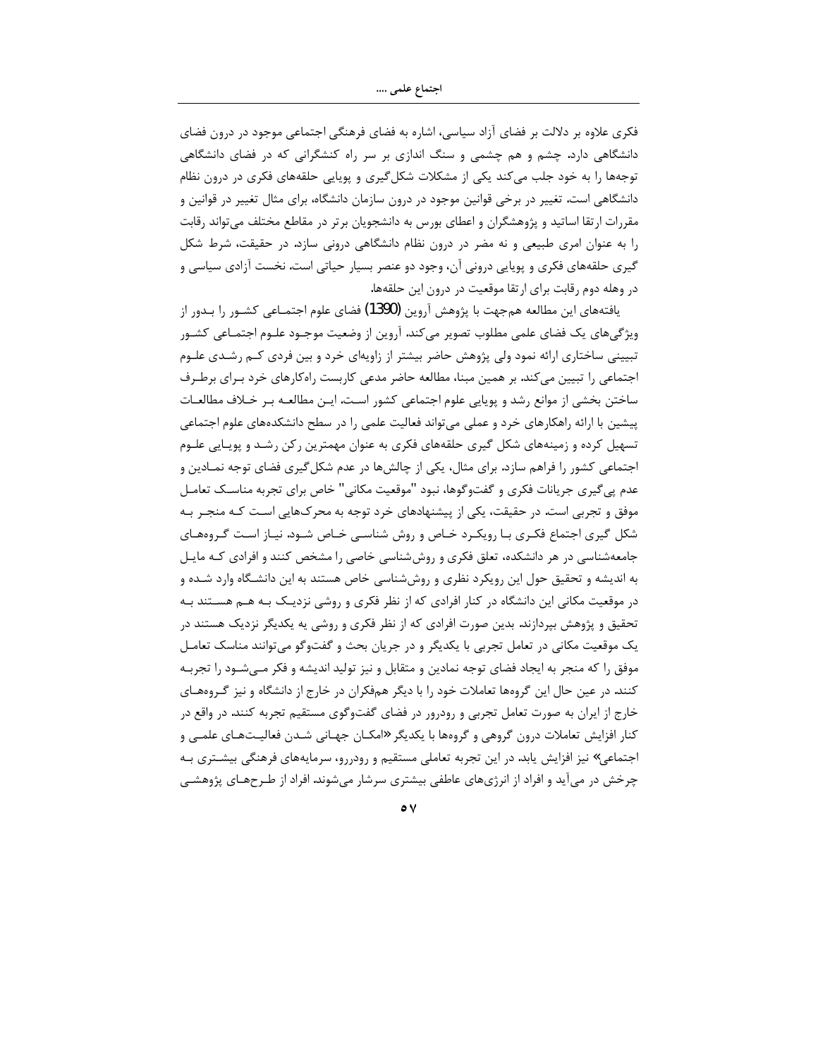فکری علاوه بر دلالت بر فضای آزاد سیاسی، اشاره به فضای فرهنگی اجتماعی موجود در درون فضای دانشگاهی دارد. چشم و هم چشمی و سنگ اندازی بر سر راه کنشگرانی که در فضای دانشگاهی توجه‌ها را به خود جلب می‌کند یکی از مشکلات شکل‌گیری و پویایی حلقه‌های فکری در درون نظام دانشگاهی است. تغییر در برخی قوانین موجود در درون سازمان دانشگاه، برای مثال تغییر در قوانین و مقررات ارتقا اساتید و پژوهشگران و اعطای بورس به دانشجویان برتر در مقاطع مختلف می‌تواند رقابت را به عنوان امری طبیعی و نه مضر در درون نظام دانشگاهی درونی سازد. در حقیقت، شرط شکل گیری حلقه‌های فکری و پویایی درونی آن، وجود دو عنصر بسیار حیاتی است. نخست آزادی سیاسی و در وهله دوم رقابت برای ارتقا موقعیت در درون این حلقه‌ها.

یافته‌های این مطالعه هم‌جهت با پژوهش آروین (1390) فضای علوم اجتماعی کشور را بدور از ویژگی‌های یک فضای علمی مطلوب تصویر می‌کند. آروین از وضعیت موجود علوم اجتماعی کشور تبیینی ساختاری ارائه نمود ولی پژوهش حاضر بیشتر از زاویه‌ای خرد و بین فردی کم رشدی علوم اجتماعی را تبیین می‌کند. بر همین مبنا، مطالعه حاضر مدعی کاربست راه‌کارهای خرد برای برطرف ساختن بخشی از موانع رشد و پویایی علوم اجتماعی کشور است. این مطالعه بر خلاف مطالعات پیشین با ارائه راهکارهای خرد و عملی می‌تواند فعالیت علمی را در سطح دانشکده‌های علوم اجتماعی تسهیل کرده و زمینه‌های شکل گیری حلقه‌های فکری به عنوان مهمترین رکن رشد و پویایی علوم اجتماعی کشور را فراهم سازد. برای مثال، یکی از چالش‌ها در عدم شکل‌گیری فضای توجه نمادین و عدم پی‌گیری جریانات فکری و گفت‌وگوها، نبود "موقعیت مکانی" خاص برای تجربه مناسک تعامل موفق و تجربی است. در حقیقت، یکی از پیشنهادهای خرد توجه به محرک‌هایی است که منجر به شکل گیری اجتماع فکری با رویکرد خاص و روش شناسی خاص شود. نیاز است گروه‌های جامعه‌شناسی در هر دانشکده، تعلق فکری و روش‌شناسی خاصی را مشخص کنند و افرادی که مایل به اندیشه و تحقیق حول این رویکرد نظری و روش‌شناسی خاص هستند به این دانشگاه وارد شده و در موقعیت مکانی این دانشگاه در کنار افرادی که از نظر فکری و روشی نزدیک به هم هستند به تحقیق و پژوهش بپردازند. بدین صورت افرادی که از نظر فکری و روشی به یکدیگر نزدیک هستند در یک موقعیت مکانی در تعامل تجربی با یکدیگر و در جریان بحث و گفت‌وگو می‌توانند مناسک تعامل موفق را که منجر به ایجاد فضای توجه نمادین و متقابل و نیز تولید اندیشه و فکر می‌شود را تجربه کنند. در عین حال این گروه‌ها تعاملات خود را با دیگر هم‌فکران در خارج از دانشگاه و نیز گروه‌های خارج از ایران به صورت تعامل تجربی و رودررو در فضای گفت‌وگوی مستقیم تجربه کنند. در واقع در کنار افزایش تعاملات درون گروهی و گروه‌ها با یکدیگر «امکان جهانی شدن فعالیت‌های علمی و اجتماعی» نیز افزایش یابد. در این تجربه تعاملی مستقیم و رودررو، سرمایه‌های فرهنگی بیشتری به چرخش در می‌آید و افراد از انرژی‌های عاطفی بیشتری سرشار می‌شوند. افراد از طرح‌های پژوهشی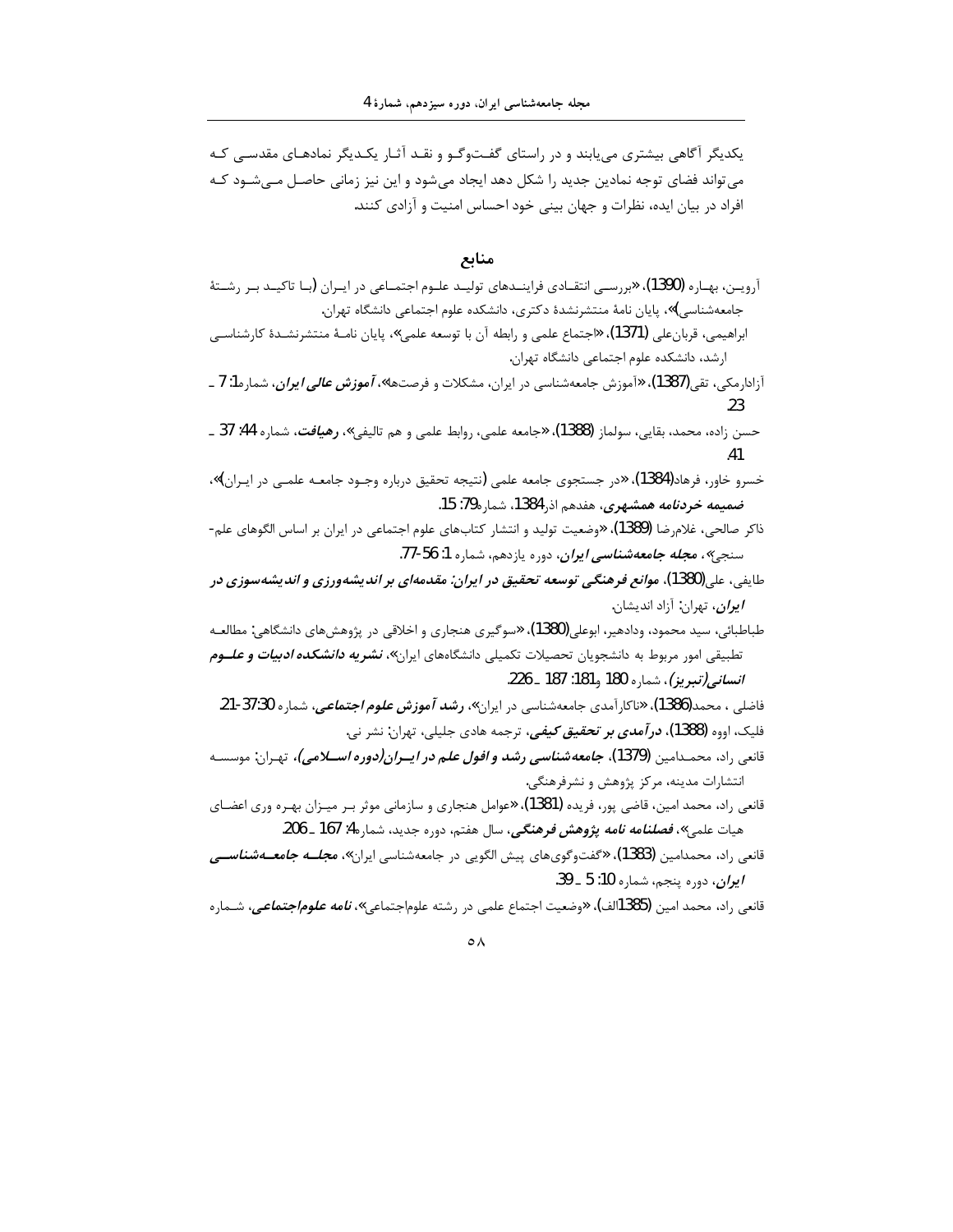یکدیگر آگاهی بیشتری می‌یابند و در راستای گفت‌وگو و نقد آثار یکدیگر نمادهای مقدسی که می‌تواند فضای توجه نمادین جدید را شکل دهد ایجاد می‌شود و این نیز زمانی حاصل می‌شود که افراد در بیان ایده، نظرات و جهان بینی خود احساس امنیت و آزادی کنند.

## منابع

آرویـن، بهـاره (1390)، «بررسـی انتقـادی فراینـدهای تولیـد علـوم اجتمـاعی در ایـران (بـا تاکیـد بـر رشـتهٔ جامعه‌شناسی)»، پایان نامهٔ منتشرنشدهٔ دکتری، دانشکده علوم اجتماعی دانشگاه تهران.

ابراهیمی، قربان‌علی (1371)، «اجتماع علمی و رابطه آن با توسعه علمی»، پایان نامـهٔ منتشرنشـدهٔ کارشناسـی ارشد، دانشکده علوم اجتماعی دانشگاه تهران.

آزادارمکی، تقی(1387)، «آموزش جامعه‌شناسی در ایران، مشکلات و فرصت‌ها»، ***آموزش عالی ایران***، شماره1: 7 ـ 23.

حسن زاده، محمد، بقایی، سولماز (1388)، «جامعه علمی، روابط علمی و هم تالیفی»، ***رهیافت***، شماره 44: 37 ـ 41.

خسرو خاور، فرهاد(1384)، «در جستجوی جامعه علمی (نتیجه تحقیق درباره وجـود جامعـه علمـی در ایـران)»، ***ضمیمه خردنامه همشهری***، هفدهم اذر1384، شماره79: 15.

ذاکر صالحی، غلامرضا (1389)، «وضعیت تولید و انتشار کتاب‌های علوم اجتماعی در ایران بر اساس الگوهای علم‌سنجی»، ***مجله جامعه‌شناسی ایران***، دوره یازدهم، شماره 1: 56-77.

طایفی، علی(1380)، ***موانع فرهنگی توسعه تحقیق در ایران: مقدمه‌ای بر اندیشه‌ورزی و اندیشه‌سوزی در ایران***، تهران: آزاد اندیشان.

طباطبائی، سید محمود، ودادهیر، ابوعلی(1380)، «سوگیری هنجاری و اخلاقی در پژوهش‌های دانشگاهی: مطالعه تطبیقی امور مربوط به دانشجویان تحصیلات تکمیلی دانشگاه‌های ایران»، ***نشریه دانشکده ادبیات و علـوم انسانی(تبریز)***، شماره 180 و181: 187 ـ 226.

فاضلی ، محمد(1386)، «ناکارآمدی جامعه‌شناسی در ایران»، ***رشد آموزش علوم اجتماعی***، شماره 30:37-21.

فلیک، اووه (1388)، ***درآمدی بر تحقیق کیفی***، ترجمه هادی جلیلی، تهران: نشر نی.

قانعی راد، محمـدامین (1379)، ***جامعه‌شناسی رشد و افول علم در ایـران(دوره اسـلامی)***، تهـران: موسسـه انتشارات مدینه، مرکز پژوهش و نشرفرهنگی.

قانعی راد، محمد امین، قاضی پور، فریده (1381)، «عوامل هنجاری و سازمانی موثر بـر میـزان بهـره وری اعضـای هیات علمی»، ***فصلنامه نامه پژوهش فرهنگی***، سال هفتم، دوره جدید، شماره4: 167 ـ 206.

قانعی راد، محمدامین (1383)، «گفت‌وگوی‌های پیش الگویی در جامعه‌شناسی ایران»، ***مجلـه جامعـه‌شناسـی ایران***، دوره پنجم، شماره 10: 5 ـ 39.

قانعی راد، محمد امین (1385الف)، «وضعیت اجتماع علمی در رشته علوم‌اجتماعی»، ***نامه علوم‌اجتماعی***، شـماره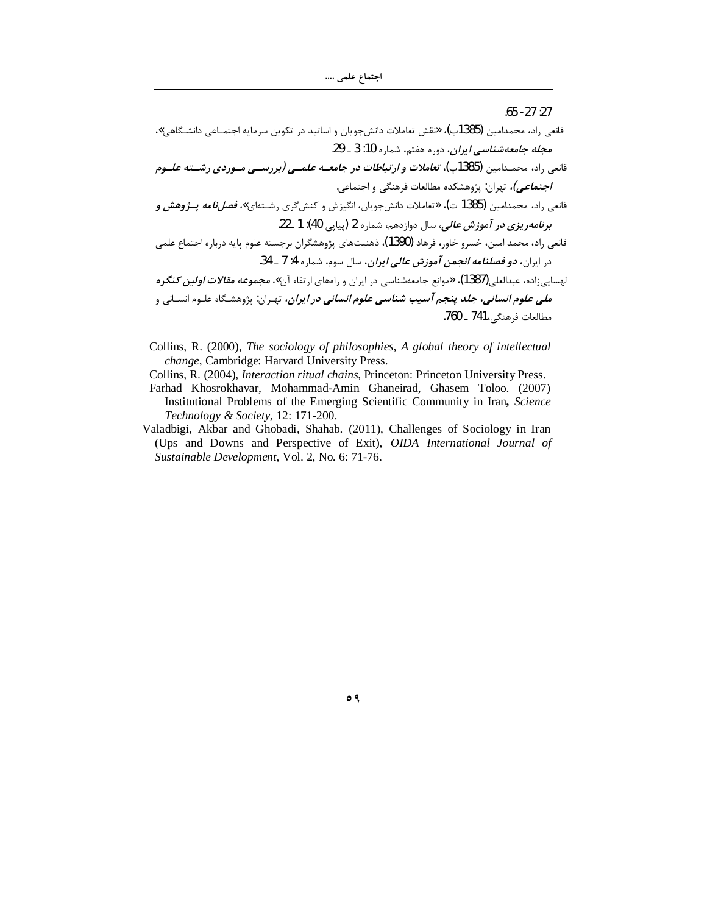27: 27 - 65.

قانعی راد، محمدامین (1385ب)، «نقش تعاملات دانش‌جویان و اساتید در تکوین سرمایه اجتماعی دانشگاهی»، ***مجله جامعه‌شناسی ایران***، دوره هفتم، شماره 10: 3 ـ 29.

قانعی راد، محمدامین (1385پ)، ***تعاملات و ارتباطات در جامعه علمی (بررسی موردی رشته علوم اجتماعی)***، تهران: پژوهشکده مطالعات فرهنگی و اجتماعی.

قانعی راد، محمدامین (1385 ت)، «تعاملات دانش‌جویان، انگیزش و کنش‌گری رشته‌ای»، ***فصل‌نامه پژوهش و برنامه‌ریزی در آموزش عالی***، سال دوازدهم، شماره 2 (پیاپی 40): 1 ـ 22.

قانعی راد، محمد امین، خسرو خاور، فرهاد (1390)، ذهنیت‌های پژوهشگران برجسته علوم پایه درباره اجتماع علمی در ایران، ***دو فصلنامه انجمن آموزش عالی ایران***، سال سوم، شماره 4: 7 ـ 34.

لهسایی‌زاده، عبدالعلی(1387)، «موانع جامعه‌شناسی در ایران و راه‌های ارتقاء آن»، ***مجموعه مقالات اولین کنگره ملی علوم انسانی، جلد پنجم آسیب شناسی علوم انسانی در ایران***، تهران: پژوهشگاه علوم انسانی و مطالعات فرهنگی،741 ـ 760.

Collins, R. (2000), *The sociology of philosophies, A global theory of intellectual change*, Cambridge: Harvard University Press.

Collins, R. (2004), *Interaction ritual chains*, Princeton: Princeton University Press.

Farhad Khosrokhavar, Mohammad-Amin Ghaneirad, Ghasem Toloo. (2007) Institutional Problems of the Emerging Scientific Community in Iran**,** *Science Technology & Society*, 12: 171-200.

Valadbigi, Akbar and Ghobadi, Shahab. (2011), Challenges of Sociology in Iran (Ups and Downs and Perspective of Exit), *OIDA International Journal of Sustainable Development*, Vol. 2, No. 6: 71-76.